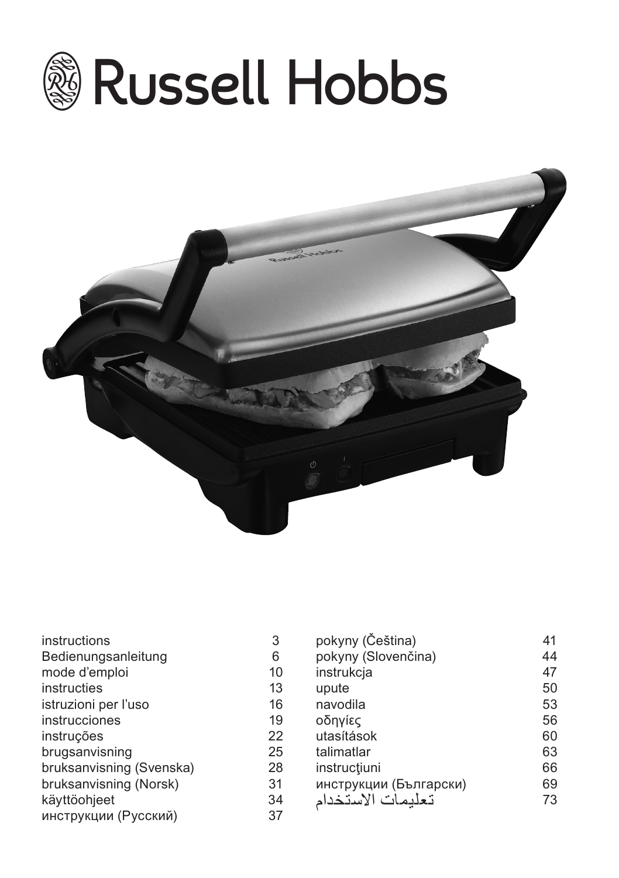# Russell Hobbs

| | |
|---|---|
| instructions | 3 |
| Bedienungsanleitung | 6 |
| mode d'emploi | 10 |
| instructies | 13 |
| istruzioni per l'uso | 16 |
| instrucciones | 19 |
| instruções | 22 |
| brugsanvisning | 25 |
| bruksanvisning (Svenska) | 28 |
| bruksanvisning (Norsk) | 31 |
| käyttöohjeet | 34 |
| инструкции (Русский) | 37 |
| pokyny (Čeština) | 41 |
| pokyny (Slovenčina) | 44 |
| instrukcja | 47 |
| upute | 50 |
| navodila | 53 |
| οδηγίες | 56 |
| utasítások | 60 |
| talimatlar | 63 |
| instrucţiuni | 66 |
| инструкции (Български) | 69 |
| تعليمات الاستخدام | 73 |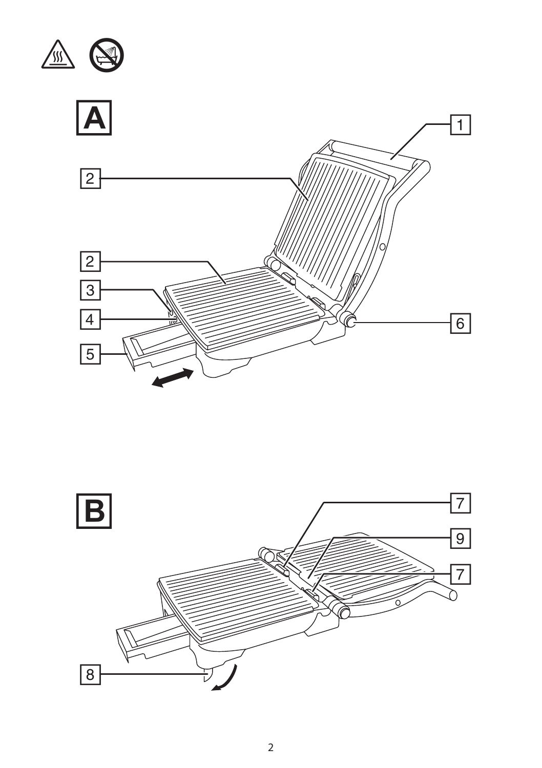A

1

2

2

3

4

5

6

B

7

9

7

8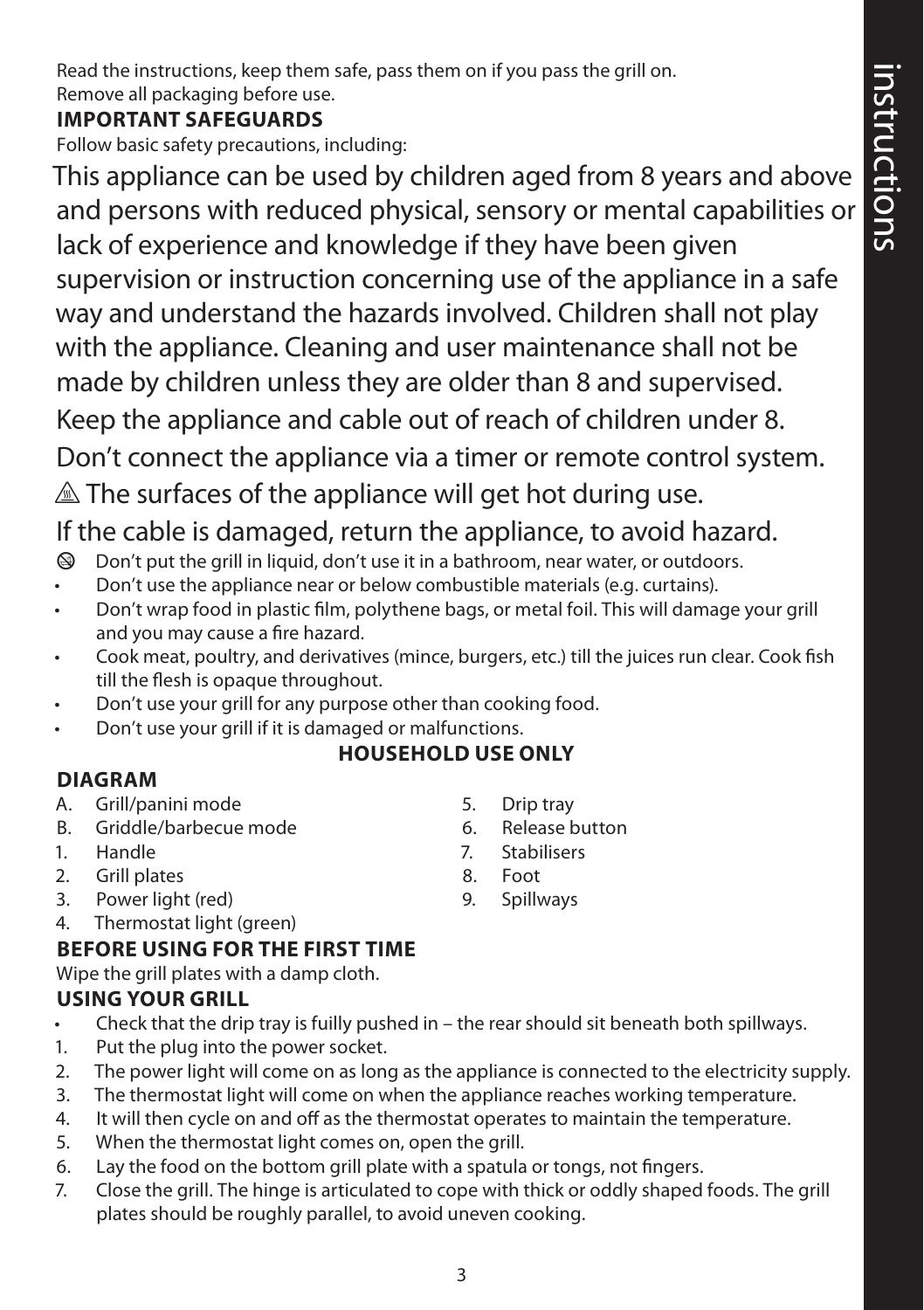Read the instructions, keep them safe, pass them on if you pass the grill on.
Remove all packaging before use.

**IMPORTANT SAFEGUARDS**

Follow basic safety precautions, including:

This appliance can be used by children aged from 8 years and above and persons with reduced physical, sensory or mental capabilities or lack of experience and knowledge if they have been given supervision or instruction concerning use of the appliance in a safe way and understand the hazards involved. Children shall not play with the appliance. Cleaning and user maintenance shall not be made by children unless they are older than 8 and supervised.

Keep the appliance and cable out of reach of children under 8.

Don't connect the appliance via a timer or remote control system.

⚠ The surfaces of the appliance will get hot during use.

If the cable is damaged, return the appliance, to avoid hazard.

- Don't put the grill in liquid, don't use it in a bathroom, near water, or outdoors.
- Don't use the appliance near or below combustible materials (e.g. curtains).
- Don't wrap food in plastic film, polythene bags, or metal foil. This will damage your grill and you may cause a fire hazard.
- Cook meat, poultry, and derivatives (mince, burgers, etc.) till the juices run clear. Cook fish till the flesh is opaque throughout.
- Don't use your grill for any purpose other than cooking food.
- Don't use your grill if it is damaged or malfunctions.

**HOUSEHOLD USE ONLY**

**DIAGRAM**

A. Grill/panini mode
B. Griddle/barbecue mode
1. Handle
2. Grill plates
3. Power light (red)
4. Thermostat light (green)
5. Drip tray
6. Release button
7. Stabilisers
8. Foot
9. Spillways

**BEFORE USING FOR THE FIRST TIME**

Wipe the grill plates with a damp cloth.

**USING YOUR GRILL**

- Check that the drip tray is fuilly pushed in – the rear should sit beneath both spillways.

1. Put the plug into the power socket.
2. The power light will come on as long as the appliance is connected to the electricity supply.
3. The thermostat light will come on when the appliance reaches working temperature.
4. It will then cycle on and off as the thermostat operates to maintain the temperature.
5. When the thermostat light comes on, open the grill.
6. Lay the food on the bottom grill plate with a spatula or tongs, not fingers.
7. Close the grill. The hinge is articulated to cope with thick or oddly shaped foods. The grill plates should be roughly parallel, to avoid uneven cooking.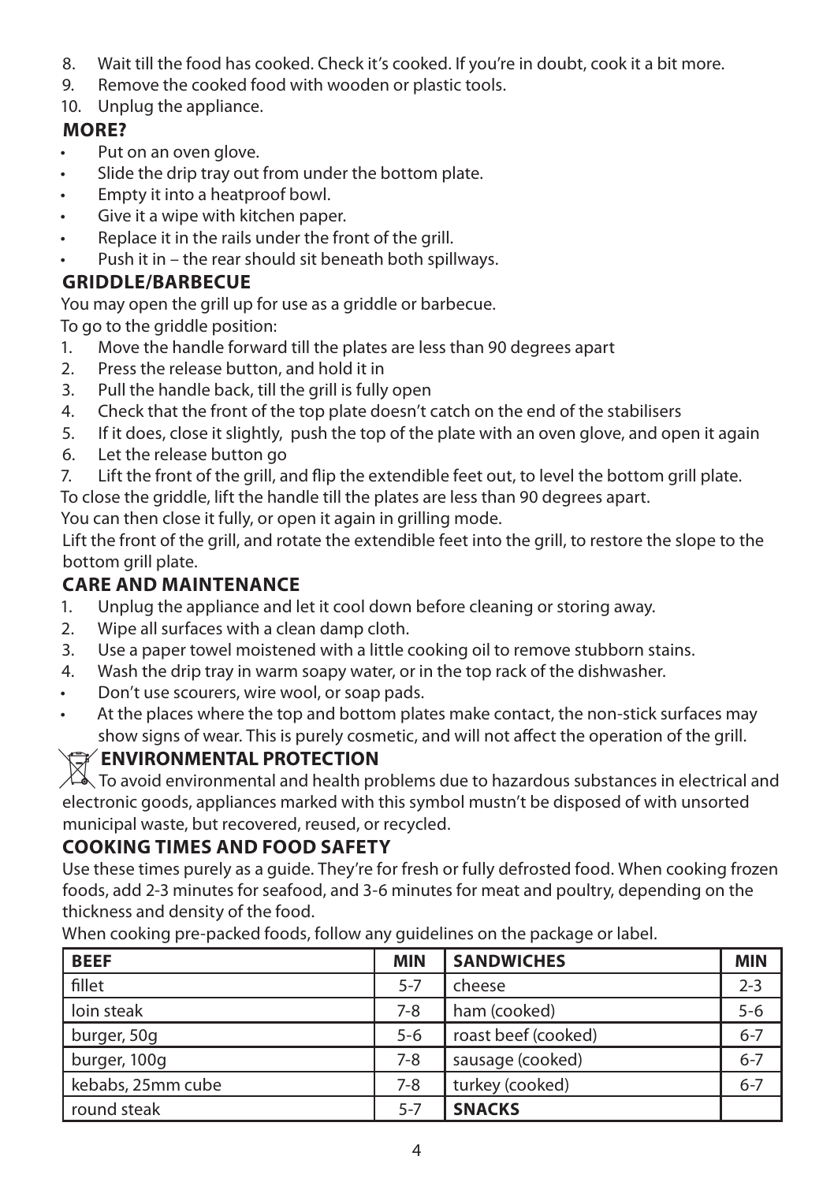8. Wait till the food has cooked. Check it's cooked. If you're in doubt, cook it a bit more.
9. Remove the cooked food with wooden or plastic tools.
10. Unplug the appliance.

## MORE?

- Put on an oven glove.
- Slide the drip tray out from under the bottom plate.
- Empty it into a heatproof bowl.
- Give it a wipe with kitchen paper.
- Replace it in the rails under the front of the grill.
- Push it in – the rear should sit beneath both spillways.

## GRIDDLE/BARBECUE

You may open the grill up for use as a griddle or barbecue.
To go to the griddle position:

1. Move the handle forward till the plates are less than 90 degrees apart
2. Press the release button, and hold it in
3. Pull the handle back, till the grill is fully open
4. Check that the front of the top plate doesn't catch on the end of the stabilisers
5. If it does, close it slightly, push the top of the plate with an oven glove, and open it again
6. Let the release button go
7. Lift the front of the grill, and flip the extendible feet out, to level the bottom grill plate.

To close the griddle, lift the handle till the plates are less than 90 degrees apart.
You can then close it fully, or open it again in grilling mode.
Lift the front of the grill, and rotate the extendible feet into the grill, to restore the slope to the bottom grill plate.

## CARE AND MAINTENANCE

1. Unplug the appliance and let it cool down before cleaning or storing away.
2. Wipe all surfaces with a clean damp cloth.
3. Use a paper towel moistened with a little cooking oil to remove stubborn stains.
4. Wash the drip tray in warm soapy water, or in the top rack of the dishwasher.

- Don't use scourers, wire wool, or soap pads.
- At the places where the top and bottom plates make contact, the non-stick surfaces may show signs of wear. This is purely cosmetic, and will not affect the operation of the grill.

## ENVIRONMENTAL PROTECTION

To avoid environmental and health problems due to hazardous substances in electrical and electronic goods, appliances marked with this symbol mustn't be disposed of with unsorted municipal waste, but recovered, reused, or recycled.

## COOKING TIMES AND FOOD SAFETY

Use these times purely as a guide. They're for fresh or fully defrosted food. When cooking frozen foods, add 2-3 minutes for seafood, and 3-6 minutes for meat and poultry, depending on the thickness and density of the food.

When cooking pre-packed foods, follow any guidelines on the package or label.

| BEEF | MIN | SANDWICHES | MIN |
|---|---|---|---|
| fillet | 5-7 | cheese | 2-3 |
| loin steak | 7-8 | ham (cooked) | 5-6 |
| burger, 50g | 5-6 | roast beef (cooked) | 6-7 |
| burger, 100g | 7-8 | sausage (cooked) | 6-7 |
| kebabs, 25mm cube | 7-8 | turkey (cooked) | 6-7 |
| round steak | 5-7 | **SNACKS** | |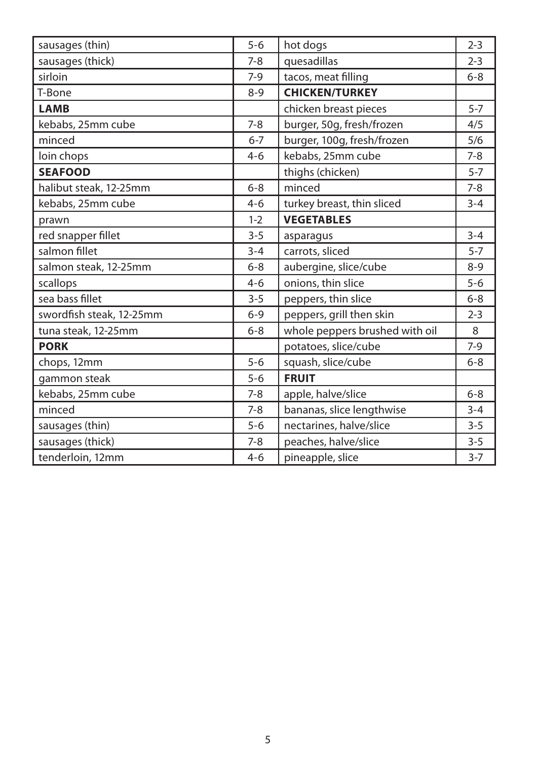| sausages (thin) | 5-6 | hot dogs | 2-3 |
|---|---|---|---|
| sausages (thick) | 7-8 | quesadillas | 2-3 |
| sirloin | 7-9 | tacos, meat filling | 6-8 |
| T-Bone | 8-9 | **CHICKEN/TURKEY** | |
| **LAMB** | | chicken breast pieces | 5-7 |
| kebabs, 25mm cube | 7-8 | burger, 50g, fresh/frozen | 4/5 |
| minced | 6-7 | burger, 100g, fresh/frozen | 5/6 |
| loin chops | 4-6 | kebabs, 25mm cube | 7-8 |
| **SEAFOOD** | | thighs (chicken) | 5-7 |
| halibut steak, 12-25mm | 6-8 | minced | 7-8 |
| kebabs, 25mm cube | 4-6 | turkey breast, thin sliced | 3-4 |
| prawn | 1-2 | **VEGETABLES** | |
| red snapper fillet | 3-5 | asparagus | 3-4 |
| salmon fillet | 3-4 | carrots, sliced | 5-7 |
| salmon steak, 12-25mm | 6-8 | aubergine, slice/cube | 8-9 |
| scallops | 4-6 | onions, thin slice | 5-6 |
| sea bass fillet | 3-5 | peppers, thin slice | 6-8 |
| swordfish steak, 12-25mm | 6-9 | peppers, grill then skin | 2-3 |
| tuna steak, 12-25mm | 6-8 | whole peppers brushed with oil | 8 |
| **PORK** | | potatoes, slice/cube | 7-9 |
| chops, 12mm | 5-6 | squash, slice/cube | 6-8 |
| gammon steak | 5-6 | **FRUIT** | |
| kebabs, 25mm cube | 7-8 | apple, halve/slice | 6-8 |
| minced | 7-8 | bananas, slice lengthwise | 3-4 |
| sausages (thin) | 5-6 | nectarines, halve/slice | 3-5 |
| sausages (thick) | 7-8 | peaches, halve/slice | 3-5 |
| tenderloin, 12mm | 4-6 | pineapple, slice | 3-7 |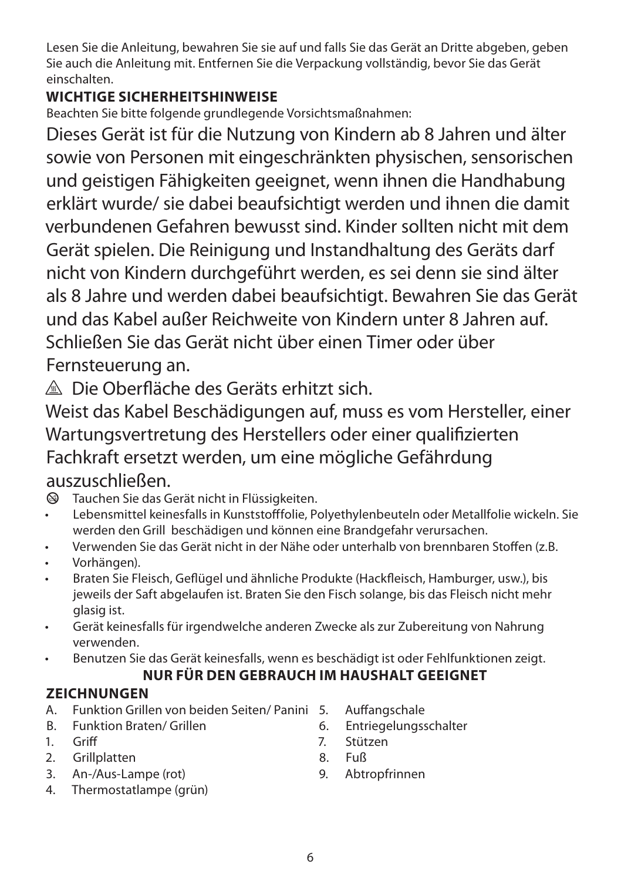Lesen Sie die Anleitung, bewahren Sie sie auf und falls Sie das Gerät an Dritte abgeben, geben Sie auch die Anleitung mit. Entfernen Sie die Verpackung vollständig, bevor Sie das Gerät einschalten.

**WICHTIGE SICHERHEITSHINWEISE**

Beachten Sie bitte folgende grundlegende Vorsichtsmaßnahmen:

Dieses Gerät ist für die Nutzung von Kindern ab 8 Jahren und älter sowie von Personen mit eingeschränkten physischen, sensorischen und geistigen Fähigkeiten geeignet, wenn ihnen die Handhabung erklärt wurde/ sie dabei beaufsichtigt werden und ihnen die damit verbundenen Gefahren bewusst sind. Kinder sollten nicht mit dem Gerät spielen. Die Reinigung und Instandhaltung des Geräts darf nicht von Kindern durchgeführt werden, es sei denn sie sind älter als 8 Jahre und werden dabei beaufsichtigt. Bewahren Sie das Gerät und das Kabel außer Reichweite von Kindern unter 8 Jahren auf. Schließen Sie das Gerät nicht über einen Timer oder über Fernsteuerung an.

⚠ Die Oberfläche des Geräts erhitzt sich.

Weist das Kabel Beschädigungen auf, muss es vom Hersteller, einer Wartungsvertretung des Herstellers oder einer qualifizierten Fachkraft ersetzt werden, um eine mögliche Gefährdung auszuschließen.

- Tauchen Sie das Gerät nicht in Flüssigkeiten.
- Lebensmittel keinesfalls in Kunststofffolie, Polyethylenbeuteln oder Metallfolie wickeln. Sie werden den Grill beschädigen und können eine Brandgefahr verursachen.
- Verwenden Sie das Gerät nicht in der Nähe oder unterhalb von brennbaren Stoffen (z.B.
- Vorhängen).
- Braten Sie Fleisch, Geflügel und ähnliche Produkte (Hackfleisch, Hamburger, usw.), bis jeweils der Saft abgelaufen ist. Braten Sie den Fisch solange, bis das Fleisch nicht mehr glasig ist.
- Gerät keinesfalls für irgendwelche anderen Zwecke als zur Zubereitung von Nahrung verwenden.
- Benutzen Sie das Gerät keinesfalls, wenn es beschädigt ist oder Fehlfunktionen zeigt.

**NUR FÜR DEN GEBRAUCH IM HAUSHALT GEEIGNET**

**ZEICHNUNGEN**

A. Funktion Grillen von beiden Seiten/ Panini
B. Funktion Braten/ Grillen
1. Griff
2. Grillplatten
3. An-/Aus-Lampe (rot)
4. Thermostatlampe (grün)
5. Auffangschale
6. Entriegelungsschalter
7. Stützen
8. Fuß
9. Abtropfrinnen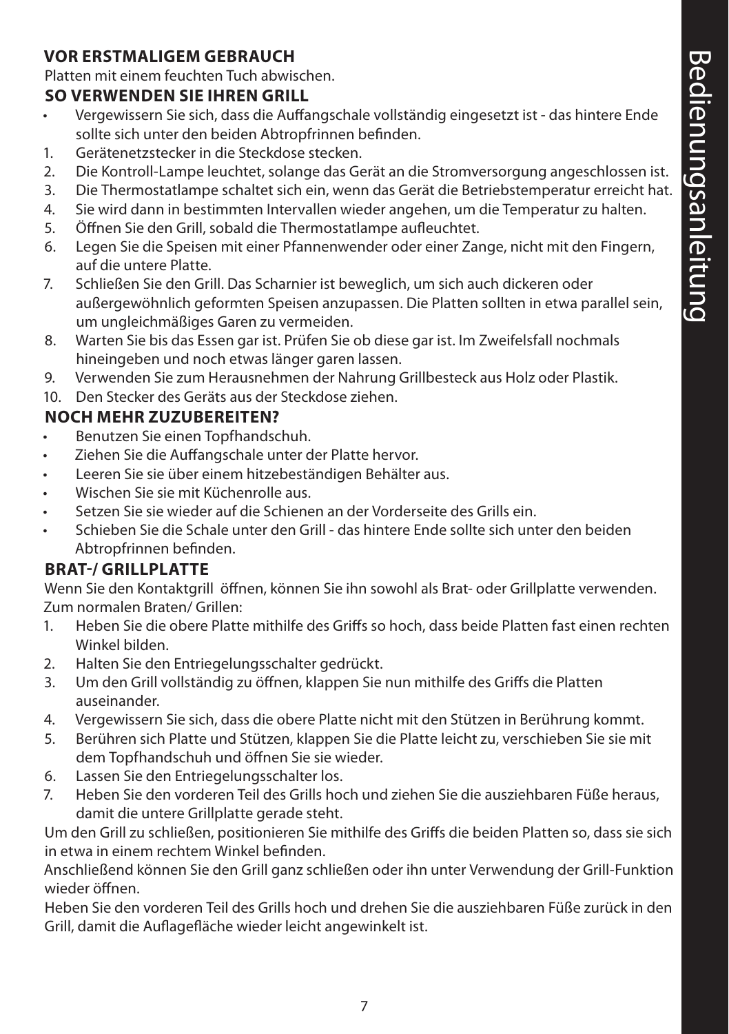## VOR ERSTMALIGEM GEBRAUCH

Platten mit einem feuchten Tuch abwischen.

## SO VERWENDEN SIE IHREN GRILL

- Vergewissern Sie sich, dass die Auffangschale vollständig eingesetzt ist - das hintere Ende sollte sich unter den beiden Abtropfrinnen befinden.

1. Gerätenetzstecker in die Steckdose stecken.
2. Die Kontroll-Lampe leuchtet, solange das Gerät an die Stromversorgung angeschlossen ist.
3. Die Thermostatlampe schaltet sich ein, wenn das Gerät die Betriebstemperatur erreicht hat.
4. Sie wird dann in bestimmten Intervallen wieder angehen, um die Temperatur zu halten.
5. Öffnen Sie den Grill, sobald die Thermostatlampe aufleuchtet.
6. Legen Sie die Speisen mit einer Pfannenwender oder einer Zange, nicht mit den Fingern, auf die untere Platte.
7. Schließen Sie den Grill. Das Scharnier ist beweglich, um sich auch dickeren oder außergewöhnlich geformten Speisen anzupassen. Die Platten sollten in etwa parallel sein, um ungleichmäßiges Garen zu vermeiden.
8. Warten Sie bis das Essen gar ist. Prüfen Sie ob diese gar ist. Im Zweifelsfall nochmals hineingeben und noch etwas länger garen lassen.
9. Verwenden Sie zum Herausnehmen der Nahrung Grillbesteck aus Holz oder Plastik.
10. Den Stecker des Geräts aus der Steckdose ziehen.

## NOCH MEHR ZUZUBEREITEN?

- Benutzen Sie einen Topfhandschuh.
- Ziehen Sie die Auffangschale unter der Platte hervor.
- Leeren Sie sie über einem hitzebeständigen Behälter aus.
- Wischen Sie sie mit Küchenrolle aus.
- Setzen Sie sie wieder auf die Schienen an der Vorderseite des Grills ein.
- Schieben Sie die Schale unter den Grill - das hintere Ende sollte sich unter den beiden Abtropfrinnen befinden.

## BRAT-/ GRILLPLATTE

Wenn Sie den Kontaktgrill öffnen, können Sie ihn sowohl als Brat- oder Grillplatte verwenden.
Zum normalen Braten/ Grillen:

1. Heben Sie die obere Platte mithilfe des Griffs so hoch, dass beide Platten fast einen rechten Winkel bilden.
2. Halten Sie den Entriegelungsschalter gedrückt.
3. Um den Grill vollständig zu öffnen, klappen Sie nun mithilfe des Griffs die Platten auseinander.
4. Vergewissern Sie sich, dass die obere Platte nicht mit den Stützen in Berührung kommt.
5. Berühren sich Platte und Stützen, klappen Sie die Platte leicht zu, verschieben Sie sie mit dem Topfhandschuh und öffnen Sie sie wieder.
6. Lassen Sie den Entriegelungsschalter los.
7. Heben Sie den vorderen Teil des Grills hoch und ziehen Sie die ausziehbaren Füße heraus, damit die untere Grillplatte gerade steht.

Um den Grill zu schließen, positionieren Sie mithilfe des Griffs die beiden Platten so, dass sie sich in etwa in einem rechtem Winkel befinden.

Anschließend können Sie den Grill ganz schließen oder ihn unter Verwendung der Grill-Funktion wieder öffnen.

Heben Sie den vorderen Teil des Grills hoch und drehen Sie die ausziehbaren Füße zurück in den Grill, damit die Auflagefläche wieder leicht angewinkelt ist.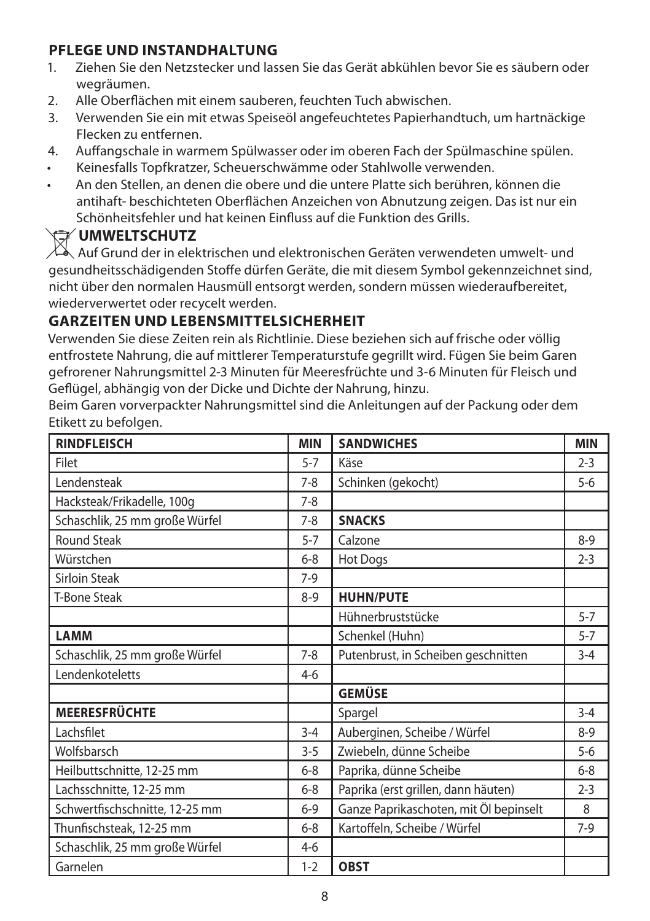## PFLEGE UND INSTANDHALTUNG

1. Ziehen Sie den Netzstecker und lassen Sie das Gerät abkühlen bevor Sie es säubern oder wegräumen.
2. Alle Oberflächen mit einem sauberen, feuchten Tuch abwischen.
3. Verwenden Sie ein mit etwas Speiseöl angefeuchtetes Papierhandtuch, um hartnäckige Flecken zu entfernen.
4. Auffangschale in warmem Spülwasser oder im oberen Fach der Spülmaschine spülen.

- Keinesfalls Topfkratzer, Scheuerschwämme oder Stahlwolle verwenden.
- An den Stellen, an denen die obere und die untere Platte sich berühren, können die antihaft- beschichteten Oberflächen Anzeichen von Abnutzung zeigen. Das ist nur ein Schönheitsfehler und hat keinen Einfluss auf die Funktion des Grills.

## UMWELTSCHUTZ

Auf Grund der in elektrischen und elektronischen Geräten verwendeten umwelt- und gesundheitsschädigenden Stoffe dürfen Geräte, die mit diesem Symbol gekennzeichnet sind, nicht über den normalen Hausmüll entsorgt werden, sondern müssen wiederaufbereitet, wiederverwertet oder recycelt werden.

## GARZEITEN UND LEBENSMITTELSICHERHEIT

Verwenden Sie diese Zeiten rein als Richtlinie. Diese beziehen sich auf frische oder völlig entfrostete Nahrung, die auf mittlerer Temperaturstufe gegrillt wird. Fügen Sie beim Garen gefrorener Nahrungsmittel 2-3 Minuten für Meeresfrüchte und 3-6 Minuten für Fleisch und Geflügel, abhängig von der Dicke und Dichte der Nahrung, hinzu.
Beim Garen vorverpackter Nahrungsmittel sind die Anleitungen auf der Packung oder dem Etikett zu befolgen.

| **RINDFLEISCH** | **MIN** | **SANDWICHES** | **MIN** |
|---|---|---|---|
| Filet | 5-7 | Käse | 2-3 |
| Lendensteak | 7-8 | Schinken (gekocht) | 5-6 |
| Hacksteak/Frikadelle, 100g | 7-8 | | |
| Schaschlik, 25 mm große Würfel | 7-8 | **SNACKS** | |
| Round Steak | 5-7 | Calzone | 8-9 |
| Würstchen | 6-8 | Hot Dogs | 2-3 |
| Sirloin Steak | 7-9 | | |
| T-Bone Steak | 8-9 | **HUHN/PUTE** | |
| | | Hühnerbruststücke | 5-7 |
| **LAMM** | | Schenkel (Huhn) | 5-7 |
| Schaschlik, 25 mm große Würfel | 7-8 | Putenbrust, in Scheiben geschnitten | 3-4 |
| Lendenkoteletts | 4-6 | | |
| | | **GEMÜSE** | |
| **MEERESFRÜCHTE** | | Spargel | 3-4 |
| Lachsfilet | 3-4 | Auberginen, Scheibe / Würfel | 8-9 |
| Wolfsbarsch | 3-5 | Zwiebeln, dünne Scheibe | 5-6 |
| Heilbuttschnitte, 12-25 mm | 6-8 | Paprika, dünne Scheibe | 6-8 |
| Lachsschnitte, 12-25 mm | 6-8 | Paprika (erst grillen, dann häuten) | 2-3 |
| Schwertfischschnitte, 12-25 mm | 6-9 | Ganze Paprikaschoten, mit Öl bepinselt | 8 |
| Thunfischsteak, 12-25 mm | 6-8 | Kartoffeln, Scheibe / Würfel | 7-9 |
| Schaschlik, 25 mm große Würfel | 4-6 | | |
| Garnelen | 1-2 | **OBST** | |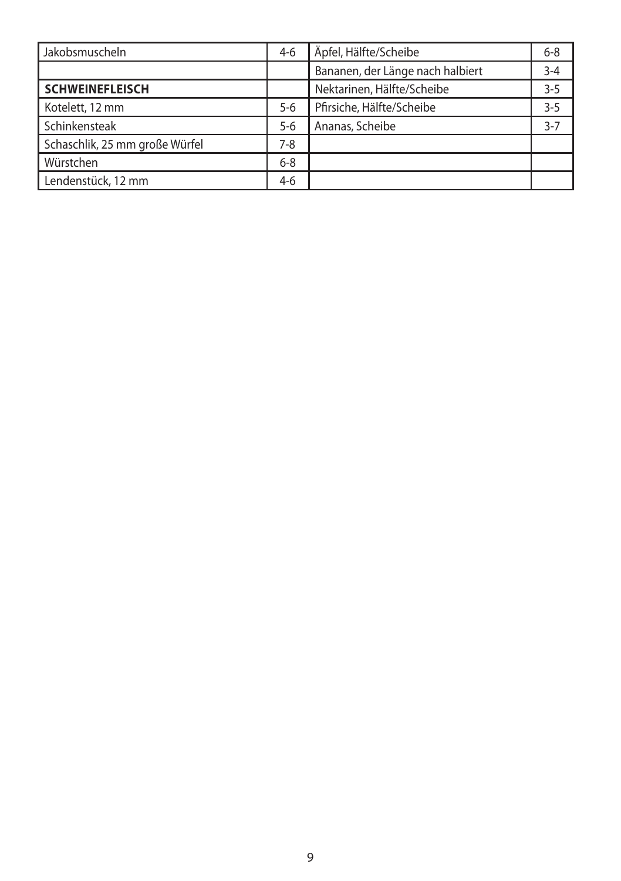| Jakobsmuscheln | 4-6 | Äpfel, Hälfte/Scheibe | 6-8 |
|---|---|---|---|
| | | Bananen, der Länge nach halbiert | 3-4 |
| **SCHWEINEFLEISCH** | | Nektarinen, Hälfte/Scheibe | 3-5 |
| Kotelett, 12 mm | 5-6 | Pfirsiche, Hälfte/Scheibe | 3-5 |
| Schinkensteak | 5-6 | Ananas, Scheibe | 3-7 |
| Schaschlik, 25 mm große Würfel | 7-8 | | |
| Würstchen | 6-8 | | |
| Lendenstück, 12 mm | 4-6 | | |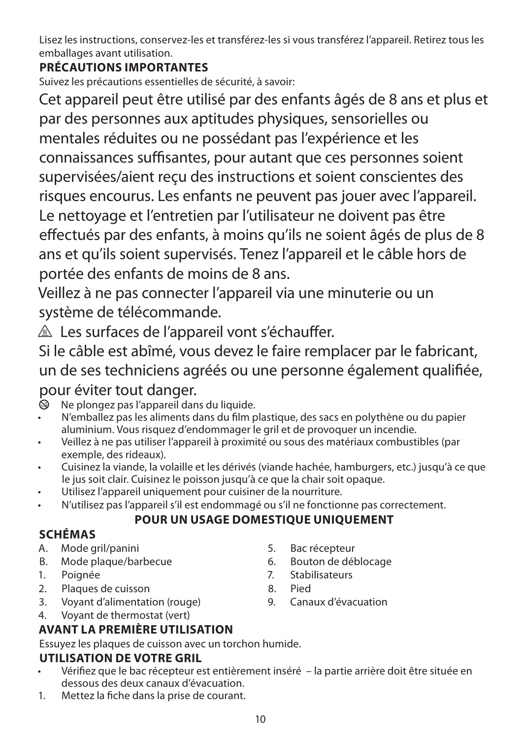Lisez les instructions, conservez-les et transférez-les si vous transférez l'appareil. Retirez tous les emballages avant utilisation.

**PRÉCAUTIONS IMPORTANTES**

Suivez les précautions essentielles de sécurité, à savoir:

Cet appareil peut être utilisé par des enfants âgés de 8 ans et plus et par des personnes aux aptitudes physiques, sensorielles ou mentales réduites ou ne possédant pas l'expérience et les connaissances suffisantes, pour autant que ces personnes soient supervisées/aient reçu des instructions et soient conscientes des risques encourus. Les enfants ne peuvent pas jouer avec l'appareil. Le nettoyage et l'entretien par l'utilisateur ne doivent pas être effectués par des enfants, à moins qu'ils ne soient âgés de plus de 8 ans et qu'ils soient supervisés. Tenez l'appareil et le câble hors de portée des enfants de moins de 8 ans.

Veillez à ne pas connecter l'appareil via une minuterie ou un système de télécommande.

⚠ Les surfaces de l'appareil vont s'échauffer.

Si le câble est abîmé, vous devez le faire remplacer par le fabricant, un de ses techniciens agréés ou une personne également qualifiée, pour éviter tout danger.

- ⊗ Ne plongez pas l'appareil dans du liquide.
- N'emballez pas les aliments dans du film plastique, des sacs en polythène ou du papier aluminium. Vous risquez d'endommager le gril et de provoquer un incendie.
- Veillez à ne pas utiliser l'appareil à proximité ou sous des matériaux combustibles (par exemple, des rideaux).
- Cuisinez la viande, la volaille et les dérivés (viande hachée, hamburgers, etc.) jusqu'à ce que le jus soit clair. Cuisinez le poisson jusqu'à ce que la chair soit opaque.
- Utilisez l'appareil uniquement pour cuisiner de la nourriture.
- N'utilisez pas l'appareil s'il est endommagé ou s'il ne fonctionne pas correctement.

**POUR UN USAGE DOMESTIQUE UNIQUEMENT**

**SCHÉMAS**

A. Mode gril/panini
B. Mode plaque/barbecue
1. Poignée
2. Plaques de cuisson
3. Voyant d'alimentation (rouge)
4. Voyant de thermostat (vert)
5. Bac récepteur
6. Bouton de déblocage
7. Stabilisateurs
8. Pied
9. Canaux d'évacuation

**AVANT LA PREMIÈRE UTILISATION**

Essuyez les plaques de cuisson avec un torchon humide.

**UTILISATION DE VOTRE GRIL**

- Vérifiez que le bac récepteur est entièrement inséré – la partie arrière doit être située en dessous des deux canaux d'évacuation.

1. Mettez la fiche dans la prise de courant.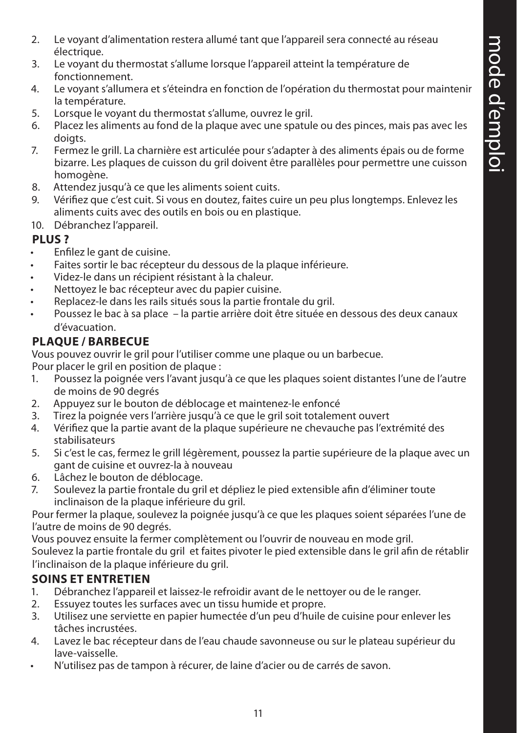2. Le voyant d'alimentation restera allumé tant que l'appareil sera connecté au réseau électrique.
3. Le voyant du thermostat s'allume lorsque l'appareil atteint la température de fonctionnement.
4. Le voyant s'allumera et s'éteindra en fonction de l'opération du thermostat pour maintenir la température.
5. Lorsque le voyant du thermostat s'allume, ouvrez le gril.
6. Placez les aliments au fond de la plaque avec une spatule ou des pinces, mais pas avec les doigts.
7. Fermez le grill. La charnière est articulée pour s'adapter à des aliments épais ou de forme bizarre. Les plaques de cuisson du gril doivent être parallèles pour permettre une cuisson homogène.
8. Attendez jusqu'à ce que les aliments soient cuits.
9. Vérifiez que c'est cuit. Si vous en doutez, faites cuire un peu plus longtemps. Enlevez les aliments cuits avec des outils en bois ou en plastique.
10. Débranchez l'appareil.

**PLUS ?**

- Enfilez le gant de cuisine.
- Faites sortir le bac récepteur du dessous de la plaque inférieure.
- Videz-le dans un récipient résistant à la chaleur.
- Nettoyez le bac récepteur avec du papier cuisine.
- Replacez-le dans les rails situés sous la partie frontale du gril.
- Poussez le bac à sa place – la partie arrière doit être située en dessous des deux canaux d'évacuation.

**PLAQUE / BARBECUE**

Vous pouvez ouvrir le gril pour l'utiliser comme une plaque ou un barbecue.
Pour placer le gril en position de plaque :

1. Poussez la poignée vers l'avant jusqu'à ce que les plaques soient distantes l'une de l'autre de moins de 90 degrés
2. Appuyez sur le bouton de déblocage et maintenez-le enfoncé
3. Tirez la poignée vers l'arrière jusqu'à ce que le gril soit totalement ouvert
4. Vérifiez que la partie avant de la plaque supérieure ne chevauche pas l'extrémité des stabilisateurs
5. Si c'est le cas, fermez le grill légèrement, poussez la partie supérieure de la plaque avec un gant de cuisine et ouvrez-la à nouveau
6. Lâchez le bouton de déblocage.
7. Soulevez la partie frontale du gril et dépliez le pied extensible afin d'éliminer toute inclinaison de la plaque inférieure du gril.

Pour fermer la plaque, soulevez la poignée jusqu'à ce que les plaques soient séparées l'une de l'autre de moins de 90 degrés.
Vous pouvez ensuite la fermer complètement ou l'ouvrir de nouveau en mode gril.
Soulevez la partie frontale du gril et faites pivoter le pied extensible dans le gril afin de rétablir l'inclinaison de la plaque inférieure du gril.

**SOINS ET ENTRETIEN**

1. Débranchez l'appareil et laissez-le refroidir avant de le nettoyer ou de le ranger.
2. Essuyez toutes les surfaces avec un tissu humide et propre.
3. Utilisez une serviette en papier humectée d'un peu d'huile de cuisine pour enlever les tâches incrustées.
4. Lavez le bac récepteur dans de l'eau chaude savonneuse ou sur le plateau supérieur du lave-vaisselle.

- N'utilisez pas de tampon à récurer, de laine d'acier ou de carrés de savon.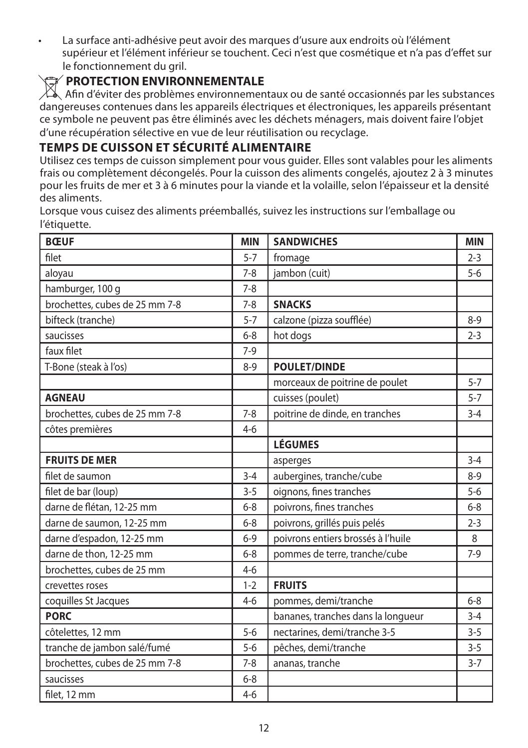- La surface anti-adhésive peut avoir des marques d'usure aux endroits où l'élément supérieur et l'élément inférieur se touchent. Ceci n'est que cosmétique et n'a pas d'effet sur le fonctionnement du gril.

## PROTECTION ENVIRONNEMENTALE

Afin d'éviter des problèmes environnementaux ou de santé occasionnés par les substances dangereuses contenues dans les appareils électriques et électroniques, les appareils présentant ce symbole ne peuvent pas être éliminés avec les déchets ménagers, mais doivent faire l'objet d'une récupération sélective en vue de leur réutilisation ou recyclage.

## TEMPS DE CUISSON ET SÉCURITÉ ALIMENTAIRE

Utilisez ces temps de cuisson simplement pour vous guider. Elles sont valables pour les aliments frais ou complètement décongelés. Pour la cuisson des aliments congelés, ajoutez 2 à 3 minutes pour les fruits de mer et 3 à 6 minutes pour la viande et la volaille, selon l'épaisseur et la densité des aliments.

Lorsque vous cuisez des aliments préemballés, suivez les instructions sur l'emballage ou l'étiquette.

| **BŒUF** | **MIN** | **SANDWICHES** | **MIN** |
|---|---|---|---|
| filet | 5-7 | fromage | 2-3 |
| aloyau | 7-8 | jambon (cuit) | 5-6 |
| hamburger, 100 g | 7-8 | | |
| brochettes, cubes de 25 mm 7-8 | 7-8 | **SNACKS** | |
| bifteck (tranche) | 5-7 | calzone (pizza soufflée) | 8-9 |
| saucisses | 6-8 | hot dogs | 2-3 |
| faux filet | 7-9 | | |
| T-Bone (steak à l'os) | 8-9 | **POULET/DINDE** | |
| | | morceaux de poitrine de poulet | 5-7 |
| **AGNEAU** | | cuisses (poulet) | 5-7 |
| brochettes, cubes de 25 mm 7-8 | 7-8 | poitrine de dinde, en tranches | 3-4 |
| côtes premières | 4-6 | | |
| | | **LÉGUMES** | |
| **FRUITS DE MER** | | asperges | 3-4 |
| filet de saumon | 3-4 | aubergines, tranche/cube | 8-9 |
| filet de bar (loup) | 3-5 | oignons, fines tranches | 5-6 |
| darne de flétan, 12-25 mm | 6-8 | poivrons, fines tranches | 6-8 |
| darne de saumon, 12-25 mm | 6-8 | poivrons, grillés puis pelés | 2-3 |
| darne d'espadon, 12-25 mm | 6-9 | poivrons entiers brossés à l'huile | 8 |
| darne de thon, 12-25 mm | 6-8 | pommes de terre, tranche/cube | 7-9 |
| brochettes, cubes de 25 mm | 4-6 | | |
| crevettes roses | 1-2 | **FRUITS** | |
| coquilles St Jacques | 4-6 | pommes, demi/tranche | 6-8 |
| **PORC** | | bananes, tranches dans la longueur | 3-4 |
| côtelettes, 12 mm | 5-6 | nectarines, demi/tranche 3-5 | 3-5 |
| tranche de jambon salé/fumé | 5-6 | pêches, demi/tranche | 3-5 |
| brochettes, cubes de 25 mm 7-8 | 7-8 | ananas, tranche | 3-7 |
| saucisses | 6-8 | | |
| filet, 12 mm | 4-6 | | |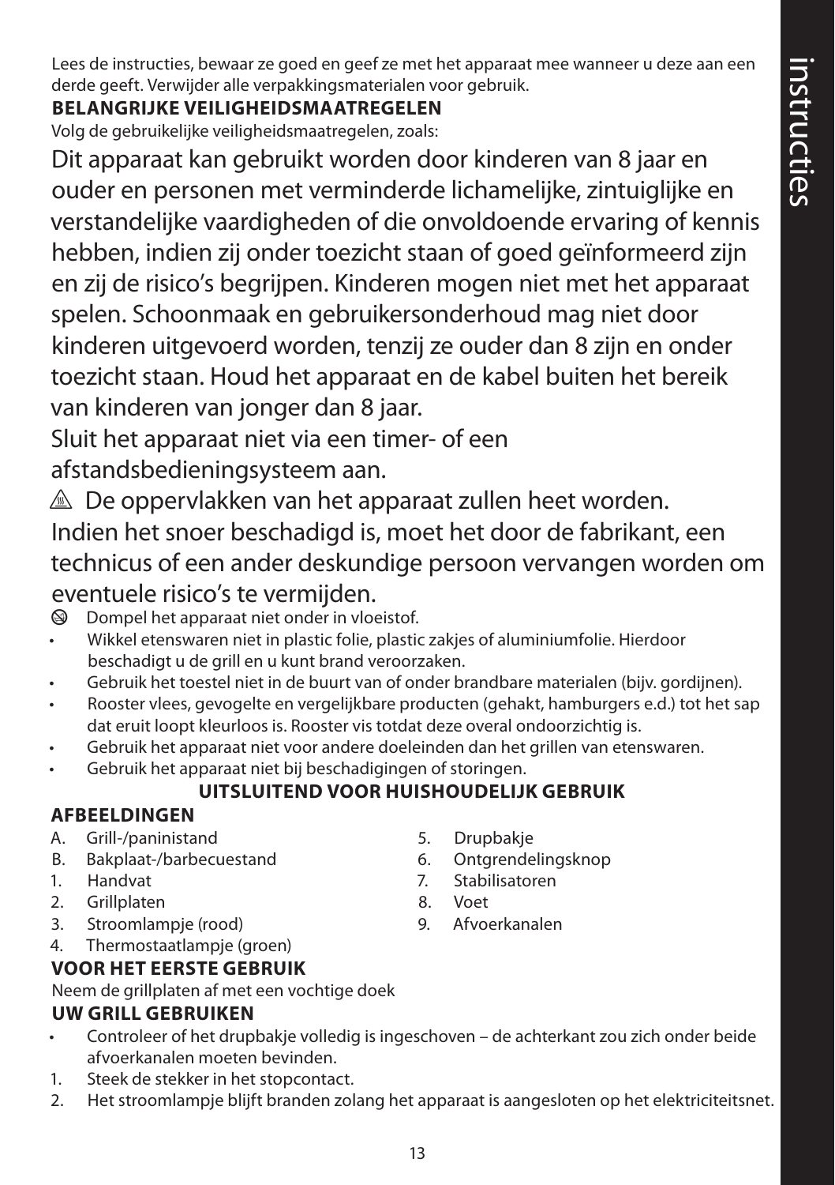Lees de instructies, bewaar ze goed en geef ze met het apparaat mee wanneer u deze aan een derde geeft. Verwijder alle verpakkingsmaterialen voor gebruik.

**BELANGRIJKE VEILIGHEIDSMAATREGELEN**

Volg de gebruikelijke veiligheidsmaatregelen, zoals:

Dit apparaat kan gebruikt worden door kinderen van 8 jaar en ouder en personen met verminderde lichamelijke, zintuiglijke en verstandelijke vaardigheden of die onvoldoende ervaring of kennis hebben, indien zij onder toezicht staan of goed geïnformeerd zijn en zij de risico's begrijpen. Kinderen mogen niet met het apparaat spelen. Schoonmaak en gebruikersonderhoud mag niet door kinderen uitgevoerd worden, tenzij ze ouder dan 8 zijn en onder toezicht staan. Houd het apparaat en de kabel buiten het bereik van kinderen van jonger dan 8 jaar.

Sluit het apparaat niet via een timer- of een afstandsbedieningsysteem aan.

⚠ De oppervlakken van het apparaat zullen heet worden.

Indien het snoer beschadigd is, moet het door de fabrikant, een technicus of een ander deskundige persoon vervangen worden om eventuele risico's te vermijden.

- Dompel het apparaat niet onder in vloeistof.
- Wikkel etenswaren niet in plastic folie, plastic zakjes of aluminiumfolie. Hierdoor beschadigt u de grill en u kunt brand veroorzaken.
- Gebruik het toestel niet in de buurt van of onder brandbare materialen (bijv. gordijnen).
- Rooster vlees, gevogelte en vergelijkbare producten (gehakt, hamburgers e.d.) tot het sap dat eruit loopt kleurloos is. Rooster vis totdat deze overal ondoorzichtig is.
- Gebruik het apparaat niet voor andere doeleinden dan het grillen van etenswaren.
- Gebruik het apparaat niet bij beschadigingen of storingen.

**UITSLUITEND VOOR HUISHOUDELIJK GEBRUIK**

**AFBEELDINGEN**

A. Grill-/paninistand
B. Bakplaat-/barbecuestand
1. Handvat
2. Grillplaten
3. Stroomlampje (rood)
4. Thermostaatlampje (groen)
5. Drupbakje
6. Ontgrendelingsknop
7. Stabilisatoren
8. Voet
9. Afvoerkanalen

**VOOR HET EERSTE GEBRUIK**

Neem de grillplaten af met een vochtige doek

**UW GRILL GEBRUIKEN**

- Controleer of het drupbakje volledig is ingeschoven – de achterkant zou zich onder beide afvoerkanalen moeten bevinden.

1. Steek de stekker in het stopcontact.
2. Het stroomlampje blijft branden zolang het apparaat is aangesloten op het elektriciteitsnet.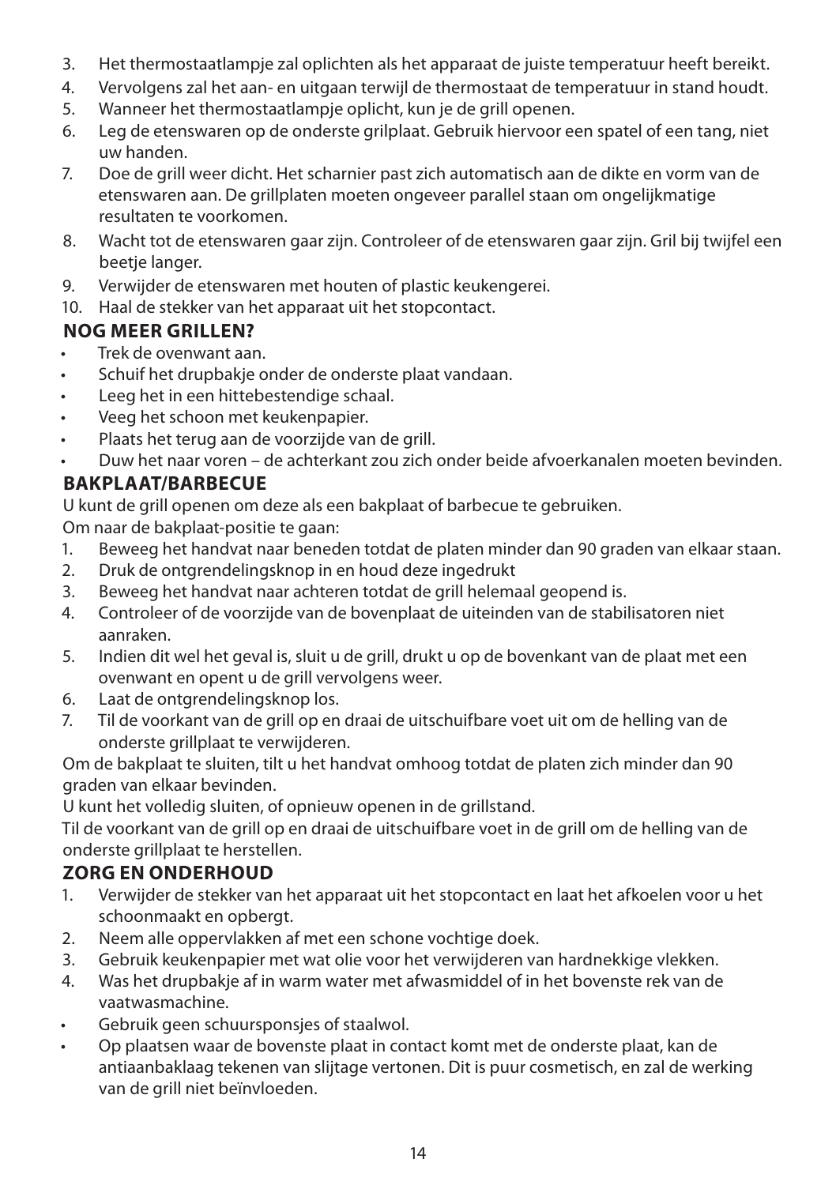3. Het thermostaatlampje zal oplichten als het apparaat de juiste temperatuur heeft bereikt.
4. Vervolgens zal het aan- en uitgaan terwijl de thermostaat de temperatuur in stand houdt.
5. Wanneer het thermostaatlampje oplicht, kun je de grill openen.
6. Leg de etenswaren op de onderste grilplaat. Gebruik hiervoor een spatel of een tang, niet uw handen.
7. Doe de grill weer dicht. Het scharnier past zich automatisch aan de dikte en vorm van de etenswaren aan. De grillplaten moeten ongeveer parallel staan om ongelijkmatige resultaten te voorkomen.
8. Wacht tot de etenswaren gaar zijn. Controleer of de etenswaren gaar zijn. Gril bij twijfel een beetje langer.
9. Verwijder de etenswaren met houten of plastic keukengerei.
10. Haal de stekker van het apparaat uit het stopcontact.

## NOG MEER GRILLEN?

- Trek de ovenwant aan.
- Schuif het drupbakje onder de onderste plaat vandaan.
- Leeg het in een hittebestendige schaal.
- Veeg het schoon met keukenpapier.
- Plaats het terug aan de voorzijde van de grill.
- Duw het naar voren – de achterkant zou zich onder beide afvoerkanalen moeten bevinden.

## BAKPLAAT/BARBECUE

U kunt de grill openen om deze als een bakplaat of barbecue te gebruiken.

Om naar de bakplaat-positie te gaan:

1. Beweeg het handvat naar beneden totdat de platen minder dan 90 graden van elkaar staan.
2. Druk de ontgrendelingsknop in en houd deze ingedrukt
3. Beweeg het handvat naar achteren totdat de grill helemaal geopend is.
4. Controleer of de voorzijde van de bovenplaat de uiteinden van de stabilisatoren niet aanraken.
5. Indien dit wel het geval is, sluit u de grill, drukt u op de bovenkant van de plaat met een ovenwant en opent u de grill vervolgens weer.
6. Laat de ontgrendelingsknop los.
7. Til de voorkant van de grill op en draai de uitschuifbare voet uit om de helling van de onderste grillplaat te verwijderen.

Om de bakplaat te sluiten, tilt u het handvat omhoog totdat de platen zich minder dan 90 graden van elkaar bevinden.

U kunt het volledig sluiten, of opnieuw openen in de grillstand.

Til de voorkant van de grill op en draai de uitschuifbare voet in de grill om de helling van de onderste grillplaat te herstellen.

## ZORG EN ONDERHOUD

1. Verwijder de stekker van het apparaat uit het stopcontact en laat het afkoelen voor u het schoonmaakt en opbergt.
2. Neem alle oppervlakken af met een schone vochtige doek.
3. Gebruik keukenpapier met wat olie voor het verwijderen van hardnekkige vlekken.
4. Was het drupbakje af in warm water met afwasmiddel of in het bovenste rek van de vaatwasmachine.

- Gebruik geen schuursponsjes of staalwol.
- Op plaatsen waar de bovenste plaat in contact komt met de onderste plaat, kan de antiaanbaklaag tekenen van slijtage vertonen. Dit is puur cosmetisch, en zal de werking van de grill niet beïnvloeden.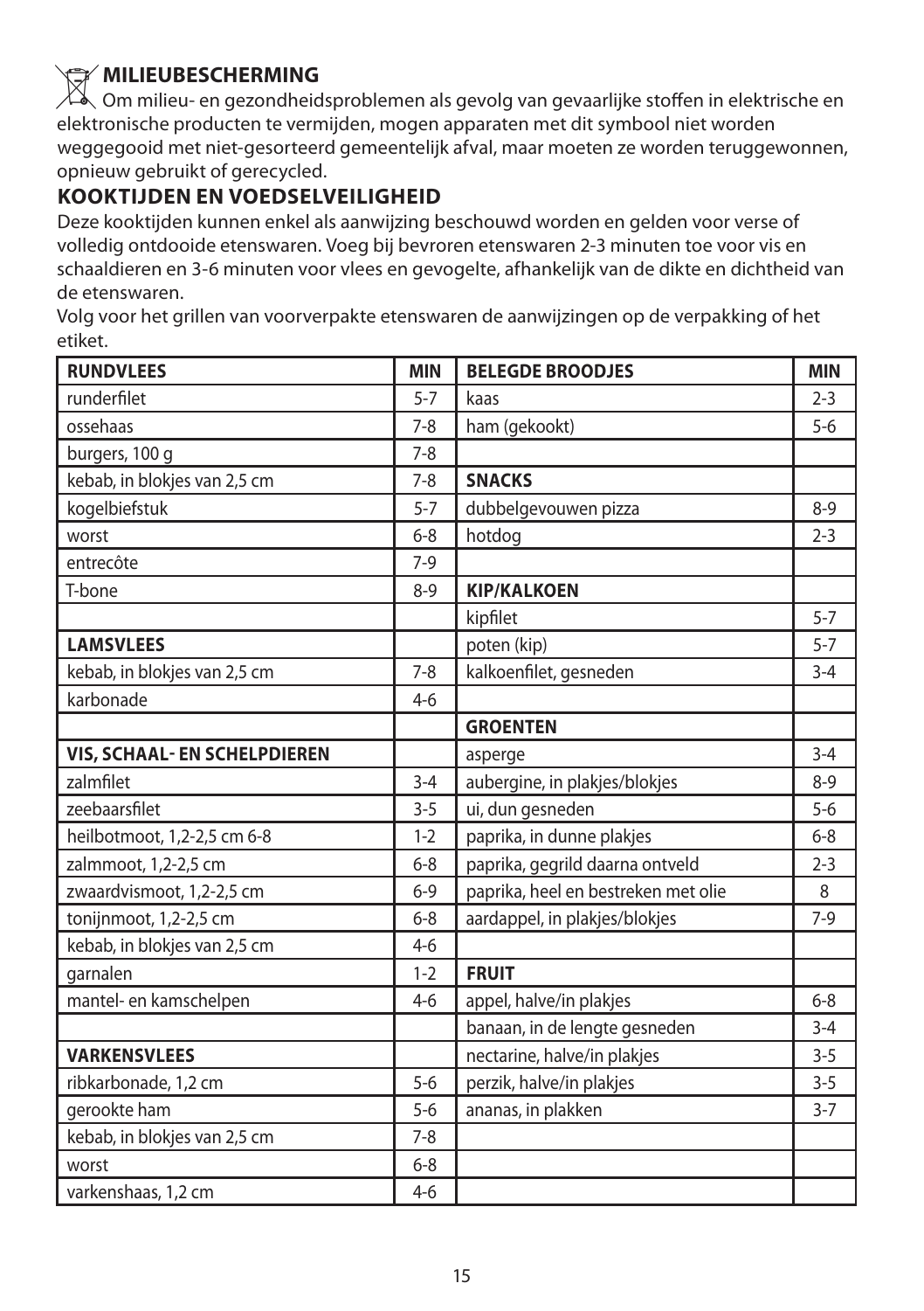## MILIEUBESCHERMING

Om milieu- en gezondheidsproblemen als gevolg van gevaarlijke stoffen in elektrische en elektronische producten te vermijden, mogen apparaten met dit symbool niet worden weggegooid met niet-gesorteerd gemeentelijk afval, maar moeten ze worden teruggewonnen, opnieuw gebruikt of gerecycled.

## KOOKTIJDEN EN VOEDSELVEILIGHEID

Deze kooktijden kunnen enkel als aanwijzing beschouwd worden en gelden voor verse of volledig ontdooide etenswaren. Voeg bij bevroren etenswaren 2-3 minuten toe voor vis en schaaldieren en 3-6 minuten voor vlees en gevogelte, afhankelijk van de dikte en dichtheid van de etenswaren.

Volg voor het grillen van voorverpakte etenswaren de aanwijzingen op de verpakking of het etiket.

| RUNDVLEES | MIN | BELEGDE BROODJES | MIN |
|---|---|---|---|
| runderfilet | 5-7 | kaas | 2-3 |
| ossehaas | 7-8 | ham (gekookt) | 5-6 |
| burgers, 100 g | 7-8 | | |
| kebab, in blokjes van 2,5 cm | 7-8 | **SNACKS** | |
| kogelbiefstuk | 5-7 | dubbelgevouwen pizza | 8-9 |
| worst | 6-8 | hotdog | 2-3 |
| entrecôte | 7-9 | | |
| T-bone | 8-9 | **KIP/KALKOEN** | |
| | | kipfilet | 5-7 |
| **LAMSVLEES** | | poten (kip) | 5-7 |
| kebab, in blokjes van 2,5 cm | 7-8 | kalkoenfilet, gesneden | 3-4 |
| karbonade | 4-6 | | |
| | | **GROENTEN** | |
| **VIS, SCHAAL- EN SCHELPDIEREN** | | asperge | 3-4 |
| zalmfilet | 3-4 | aubergine, in plakjes/blokjes | 8-9 |
| zeebaarsfilet | 3-5 | ui, dun gesneden | 5-6 |
| heilbotmoot, 1,2-2,5 cm 6-8 | 1-2 | paprika, in dunne plakjes | 6-8 |
| zalmmoot, 1,2-2,5 cm | 6-8 | paprika, gegrild daarna ontveld | 2-3 |
| zwaardvismoot, 1,2-2,5 cm | 6-9 | paprika, heel en bestreken met olie | 8 |
| tonijnmoot, 1,2-2,5 cm | 6-8 | aardappel, in plakjes/blokjes | 7-9 |
| kebab, in blokjes van 2,5 cm | 4-6 | | |
| garnalen | 1-2 | **FRUIT** | |
| mantel- en kamschelpen | 4-6 | appel, halve/in plakjes | 6-8 |
| | | banaan, in de lengte gesneden | 3-4 |
| **VARKENSVLEES** | | nectarine, halve/in plakjes | 3-5 |
| ribkarbonade, 1,2 cm | 5-6 | perzik, halve/in plakjes | 3-5 |
| gerookte ham | 5-6 | ananas, in plakken | 3-7 |
| kebab, in blokjes van 2,5 cm | 7-8 | | |
| worst | 6-8 | | |
| varkenshaas, 1,2 cm | 4-6 | | |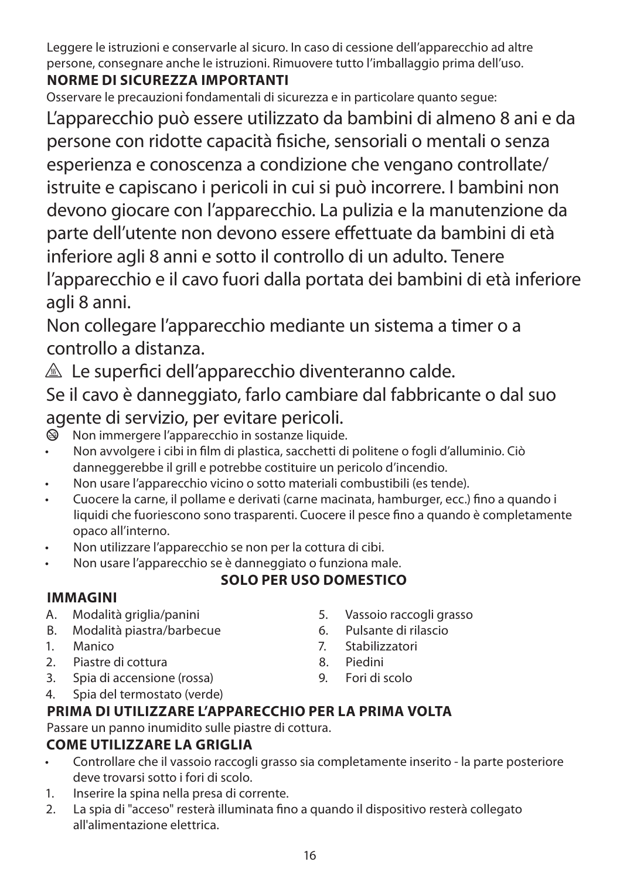Leggere le istruzioni e conservarle al sicuro. In caso di cessione dell'apparecchio ad altre persone, consegnare anche le istruzioni. Rimuovere tutto l'imballaggio prima dell'uso.

**NORME DI SICUREZZA IMPORTANTI**

Osservare le precauzioni fondamentali di sicurezza e in particolare quanto segue:

L'apparecchio può essere utilizzato da bambini di almeno 8 ani e da persone con ridotte capacità fisiche, sensoriali o mentali o senza esperienza e conoscenza a condizione che vengano controllate/ istruite e capiscano i pericoli in cui si può incorrere. I bambini non devono giocare con l'apparecchio. La pulizia e la manutenzione da parte dell'utente non devono essere effettuate da bambini di età inferiore agli 8 anni e sotto il controllo di un adulto. Tenere l'apparecchio e il cavo fuori dalla portata dei bambini di età inferiore agli 8 anni.

Non collegare l'apparecchio mediante un sistema a timer o a controllo a distanza.

⚠ Le superfici dell'apparecchio diventeranno calde.

Se il cavo è danneggiato, farlo cambiare dal fabbricante o dal suo agente di servizio, per evitare pericoli.

⊗ Non immergere l'apparecchio in sostanze liquide.

- Non avvolgere i cibi in film di plastica, sacchetti di politene o fogli d'alluminio. Ciò danneggerebbe il grill e potrebbe costituire un pericolo d'incendio.
- Non usare l'apparecchio vicino o sotto materiali combustibili (es tende).
- Cuocere la carne, il pollame e derivati (carne macinata, hamburger, ecc.) fino a quando i liquidi che fuoriescono sono trasparenti. Cuocere il pesce fino a quando è completamente opaco all'interno.
- Non utilizzare l'apparecchio se non per la cottura di cibi.
- Non usare l'apparecchio se è danneggiato o funziona male.

**SOLO PER USO DOMESTICO**

**IMMAGINI**

A. Modalità griglia/panini
B. Modalità piastra/barbecue
1. Manico
2. Piastre di cottura
3. Spia di accensione (rossa)
4. Spia del termostato (verde)
5. Vassoio raccogli grasso
6. Pulsante di rilascio
7. Stabilizzatori
8. Piedini
9. Fori di scolo

**PRIMA DI UTILIZZARE L'APPARECCHIO PER LA PRIMA VOLTA**

Passare un panno inumidito sulle piastre di cottura.

**COME UTILIZZARE LA GRIGLIA**

- Controllare che il vassoio raccogli grasso sia completamente inserito - la parte posteriore deve trovarsi sotto i fori di scolo.

1. Inserire la spina nella presa di corrente.
2. La spia di "acceso" resterà illuminata fino a quando il dispositivo resterà collegato all'alimentazione elettrica.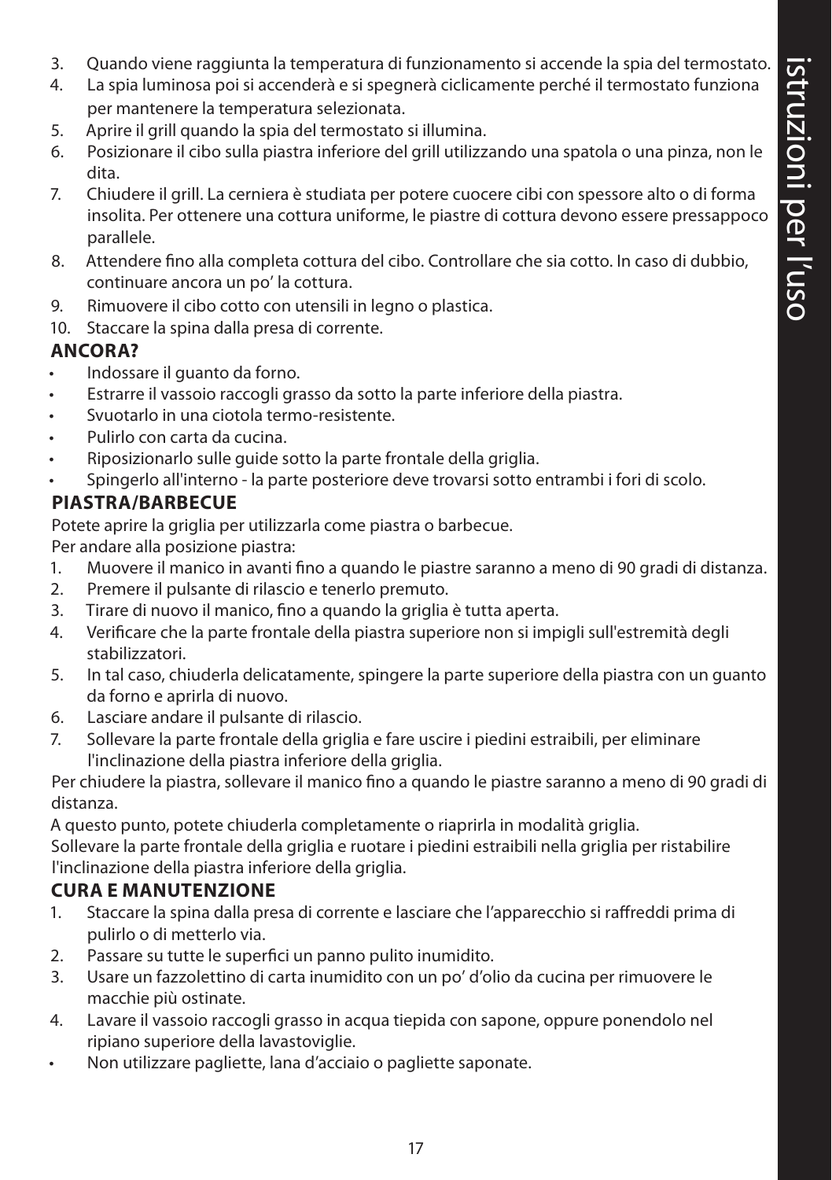3. Quando viene raggiunta la temperatura di funzionamento si accende la spia del termostato.
4. La spia luminosa poi si accenderà e si spegnerà ciclicamente perché il termostato funziona per mantenere la temperatura selezionata.
5. Aprire il grill quando la spia del termostato si illumina.
6. Posizionare il cibo sulla piastra inferiore del grill utilizzando una spatola o una pinza, non le dita.
7. Chiudere il grill. La cerniera è studiata per potere cuocere cibi con spessore alto o di forma insolita. Per ottenere una cottura uniforme, le piastre di cottura devono essere pressappoco parallele.
8. Attendere fino alla completa cottura del cibo. Controllare che sia cotto. In caso di dubbio, continuare ancora un po' la cottura.
9. Rimuovere il cibo cotto con utensili in legno o plastica.
10. Staccare la spina dalla presa di corrente.

## ANCORA?

- Indossare il guanto da forno.
- Estrarre il vassoio raccogli grasso da sotto la parte inferiore della piastra.
- Svuotarlo in una ciotola termo-resistente.
- Pulirlo con carta da cucina.
- Riposizionarlo sulle guide sotto la parte frontale della griglia.
- Spingerlo all'interno - la parte posteriore deve trovarsi sotto entrambi i fori di scolo.

## PIASTRA/BARBECUE

Potete aprire la griglia per utilizzarla come piastra o barbecue.
Per andare alla posizione piastra:

1. Muovere il manico in avanti fino a quando le piastre saranno a meno di 90 gradi di distanza.
2. Premere il pulsante di rilascio e tenerlo premuto.
3. Tirare di nuovo il manico, fino a quando la griglia è tutta aperta.
4. Verificare che la parte frontale della piastra superiore non si impigli sull'estremità degli stabilizzatori.
5. In tal caso, chiuderla delicatamente, spingere la parte superiore della piastra con un guanto da forno e aprirla di nuovo.
6. Lasciare andare il pulsante di rilascio.
7. Sollevare la parte frontale della griglia e fare uscire i piedini estraibili, per eliminare l'inclinazione della piastra inferiore della griglia.

Per chiudere la piastra, sollevare il manico fino a quando le piastre saranno a meno di 90 gradi di distanza.
A questo punto, potete chiuderla completamente o riaprirla in modalità griglia.
Sollevare la parte frontale della griglia e ruotare i piedini estraibili nella griglia per ristabilire l'inclinazione della piastra inferiore della griglia.

## CURA E MANUTENZIONE

1. Staccare la spina dalla presa di corrente e lasciare che l'apparecchio si raffreddi prima di pulirlo o di metterlo via.
2. Passare su tutte le superfici un panno pulito inumidito.
3. Usare un fazzolettino di carta inumidito con un po' d'olio da cucina per rimuovere le macchie più ostinate.
4. Lavare il vassoio raccogli grasso in acqua tiepida con sapone, oppure ponendolo nel ripiano superiore della lavastoviglie.

- Non utilizzare pagliette, lana d'acciaio o pagliette saponate.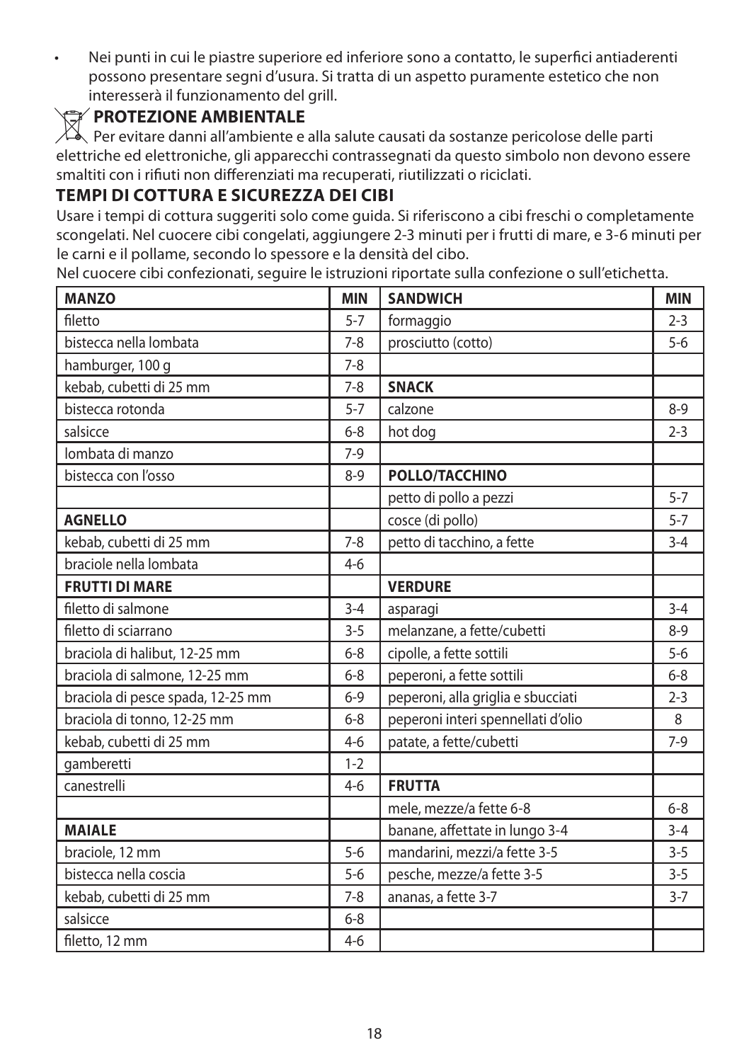- Nei punti in cui le piastre superiore ed inferiore sono a contatto, le superfici antiaderenti possono presentare segni d'usura. Si tratta di un aspetto puramente estetico che non interesserà il funzionamento del grill.

## PROTEZIONE AMBIENTALE

Per evitare danni all'ambiente e alla salute causati da sostanze pericolose delle parti elettriche ed elettroniche, gli apparecchi contrassegnati da questo simbolo non devono essere smaltiti con i rifiuti non differenziati ma recuperati, riutilizzati o riciclati.

## TEMPI DI COTTURA E SICUREZZA DEI CIBI

Usare i tempi di cottura suggeriti solo come guida. Si riferiscono a cibi freschi o completamente scongelati. Nel cuocere cibi congelati, aggiungere 2-3 minuti per i frutti di mare, e 3-6 minuti per le carni e il pollame, secondo lo spessore e la densità del cibo.

Nel cuocere cibi confezionati, seguire le istruzioni riportate sulla confezione o sull'etichetta.

| **MANZO** | **MIN** | **SANDWICH** | **MIN** |
|---|---|---|---|
| filetto | 5-7 | formaggio | 2-3 |
| bistecca nella lombata | 7-8 | prosciutto (cotto) | 5-6 |
| hamburger, 100 g | 7-8 | | |
| kebab, cubetti di 25 mm | 7-8 | **SNACK** | |
| bistecca rotonda | 5-7 | calzone | 8-9 |
| salsicce | 6-8 | hot dog | 2-3 |
| lombata di manzo | 7-9 | | |
| bistecca con l'osso | 8-9 | **POLLO/TACCHINO** | |
| | | petto di pollo a pezzi | 5-7 |
| **AGNELLO** | | cosce (di pollo) | 5-7 |
| kebab, cubetti di 25 mm | 7-8 | petto di tacchino, a fette | 3-4 |
| braciole nella lombata | 4-6 | | |
| **FRUTTI DI MARE** | | **VERDURE** | |
| filetto di salmone | 3-4 | asparagi | 3-4 |
| filetto di sciarrano | 3-5 | melanzane, a fette/cubetti | 8-9 |
| braciola di halibut, 12-25 mm | 6-8 | cipolle, a fette sottili | 5-6 |
| braciola di salmone, 12-25 mm | 6-8 | peperoni, a fette sottili | 6-8 |
| braciola di pesce spada, 12-25 mm | 6-9 | peperoni, alla griglia e sbucciati | 2-3 |
| braciola di tonno, 12-25 mm | 6-8 | peperoni interi spennellati d'olio | 8 |
| kebab, cubetti di 25 mm | 4-6 | patate, a fette/cubetti | 7-9 |
| gamberetti | 1-2 | | |
| canestrelli | 4-6 | **FRUTTA** | |
| | | mele, mezze/a fette 6-8 | 6-8 |
| **MAIALE** | | banane, affettate in lungo 3-4 | 3-4 |
| braciole, 12 mm | 5-6 | mandarini, mezzi/a fette 3-5 | 3-5 |
| bistecca nella coscia | 5-6 | pesche, mezze/a fette 3-5 | 3-5 |
| kebab, cubetti di 25 mm | 7-8 | ananas, a fette 3-7 | 3-7 |
| salsicce | 6-8 | | |
| filetto, 12 mm | 4-6 | | |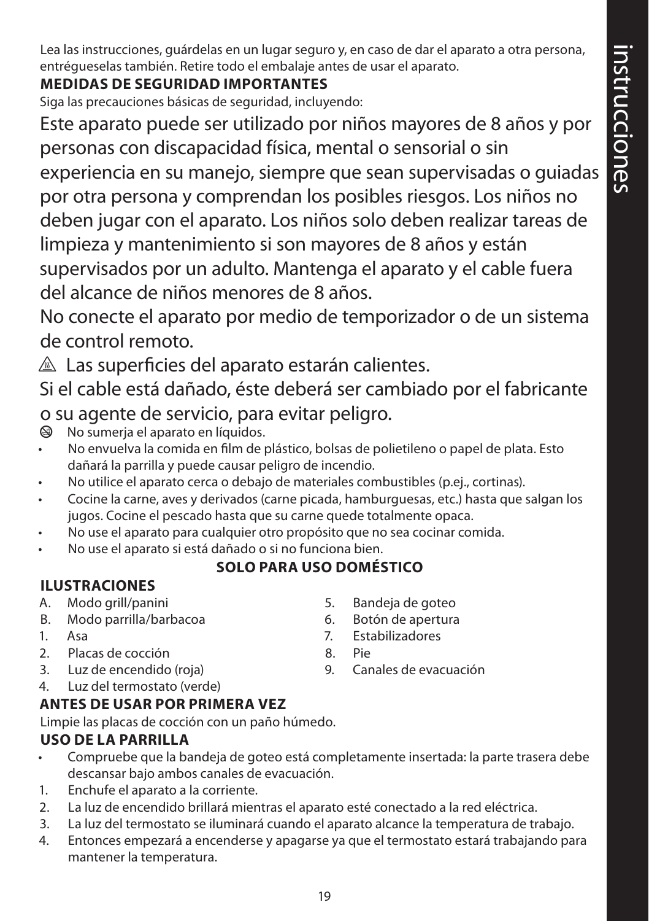Lea las instrucciones, guárdelas en un lugar seguro y, en caso de dar el aparato a otra persona, entrégueselas también. Retire todo el embalaje antes de usar el aparato.

**MEDIDAS DE SEGURIDAD IMPORTANTES**

Siga las precauciones básicas de seguridad, incluyendo:

Este aparato puede ser utilizado por niños mayores de 8 años y por personas con discapacidad física, mental o sensorial o sin experiencia en su manejo, siempre que sean supervisadas o guiadas por otra persona y comprendan los posibles riesgos. Los niños no deben jugar con el aparato. Los niños solo deben realizar tareas de limpieza y mantenimiento si son mayores de 8 años y están supervisados por un adulto. Mantenga el aparato y el cable fuera del alcance de niños menores de 8 años.

No conecte el aparato por medio de temporizador o de un sistema de control remoto.

⚠ Las superficies del aparato estarán calientes.

Si el cable está dañado, éste deberá ser cambiado por el fabricante o su agente de servicio, para evitar peligro.

⊗ No sumerja el aparato en líquidos.

- No envuelva la comida en film de plástico, bolsas de polietileno o papel de plata. Esto dañará la parrilla y puede causar peligro de incendio.
- No utilice el aparato cerca o debajo de materiales combustibles (p.ej., cortinas).
- Cocine la carne, aves y derivados (carne picada, hamburguesas, etc.) hasta que salgan los jugos. Cocine el pescado hasta que su carne quede totalmente opaca.
- No use el aparato para cualquier otro propósito que no sea cocinar comida.
- No use el aparato si está dañado o si no funciona bien.

**SOLO PARA USO DOMÉSTICO**

**ILUSTRACIONES**

A. Modo grill/panini
B. Modo parrilla/barbacoa
1. Asa
2. Placas de cocción
3. Luz de encendido (roja)
4. Luz del termostato (verde)
5. Bandeja de goteo
6. Botón de apertura
7. Estabilizadores
8. Pie
9. Canales de evacuación

**ANTES DE USAR POR PRIMERA VEZ**

Limpie las placas de cocción con un paño húmedo.

**USO DE LA PARRILLA**

- Compruebe que la bandeja de goteo está completamente insertada: la parte trasera debe descansar bajo ambos canales de evacuación.

1. Enchufe el aparato a la corriente.
2. La luz de encendido brillará mientras el aparato esté conectado a la red eléctrica.
3. La luz del termostato se iluminará cuando el aparato alcance la temperatura de trabajo.
4. Entonces empezará a encenderse y apagarse ya que el termostato estará trabajando para mantener la temperatura.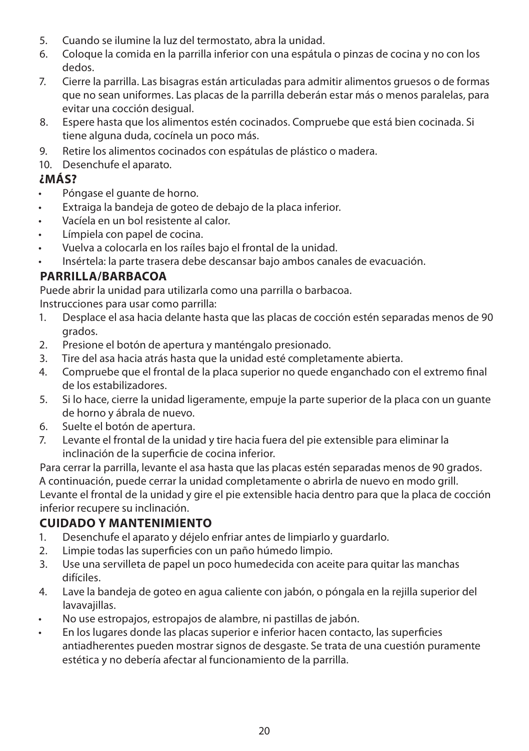5. Cuando se ilumine la luz del termostato, abra la unidad.
6. Coloque la comida en la parrilla inferior con una espátula o pinzas de cocina y no con los dedos.
7. Cierre la parrilla. Las bisagras están articuladas para admitir alimentos gruesos o de formas que no sean uniformes. Las placas de la parrilla deberán estar más o menos paralelas, para evitar una cocción desigual.
8. Espere hasta que los alimentos estén cocinados. Compruebe que está bien cocinada. Si tiene alguna duda, cocínela un poco más.
9. Retire los alimentos cocinados con espátulas de plástico o madera.
10. Desenchufe el aparato.

## ¿MÁS?

- Póngase el guante de horno.
- Extraiga la bandeja de goteo de debajo de la placa inferior.
- Vacíela en un bol resistente al calor.
- Límpiela con papel de cocina.
- Vuelva a colocarla en los raíles bajo el frontal de la unidad.
- Insértela: la parte trasera debe descansar bajo ambos canales de evacuación.

## PARRILLA/BARBACOA

Puede abrir la unidad para utilizarla como una parrilla o barbacoa.
Instrucciones para usar como parrilla:

1. Desplace el asa hacia delante hasta que las placas de cocción estén separadas menos de 90 grados.
2. Presione el botón de apertura y manténgalo presionado.
3. Tire del asa hacia atrás hasta que la unidad esté completamente abierta.
4. Compruebe que el frontal de la placa superior no quede enganchado con el extremo final de los estabilizadores.
5. Si lo hace, cierre la unidad ligeramente, empuje la parte superior de la placa con un guante de horno y ábrala de nuevo.
6. Suelte el botón de apertura.
7. Levante el frontal de la unidad y tire hacia fuera del pie extensible para eliminar la inclinación de la superficie de cocina inferior.

Para cerrar la parrilla, levante el asa hasta que las placas estén separadas menos de 90 grados. A continuación, puede cerrar la unidad completamente o abrirla de nuevo en modo grill. Levante el frontal de la unidad y gire el pie extensible hacia dentro para que la placa de cocción inferior recupere su inclinación.

## CUIDADO Y MANTENIMIENTO

1. Desenchufe el aparato y déjelo enfriar antes de limpiarlo y guardarlo.
2. Limpie todas las superficies con un paño húmedo limpio.
3. Use una servilleta de papel un poco humedecida con aceite para quitar las manchas difíciles.
4. Lave la bandeja de goteo en agua caliente con jabón, o póngala en la rejilla superior del lavavajillas.

- No use estropajos, estropajos de alambre, ni pastillas de jabón.
- En los lugares donde las placas superior e inferior hacen contacto, las superficies antiadherentes pueden mostrar signos de desgaste. Se trata de una cuestión puramente estética y no debería afectar al funcionamiento de la parrilla.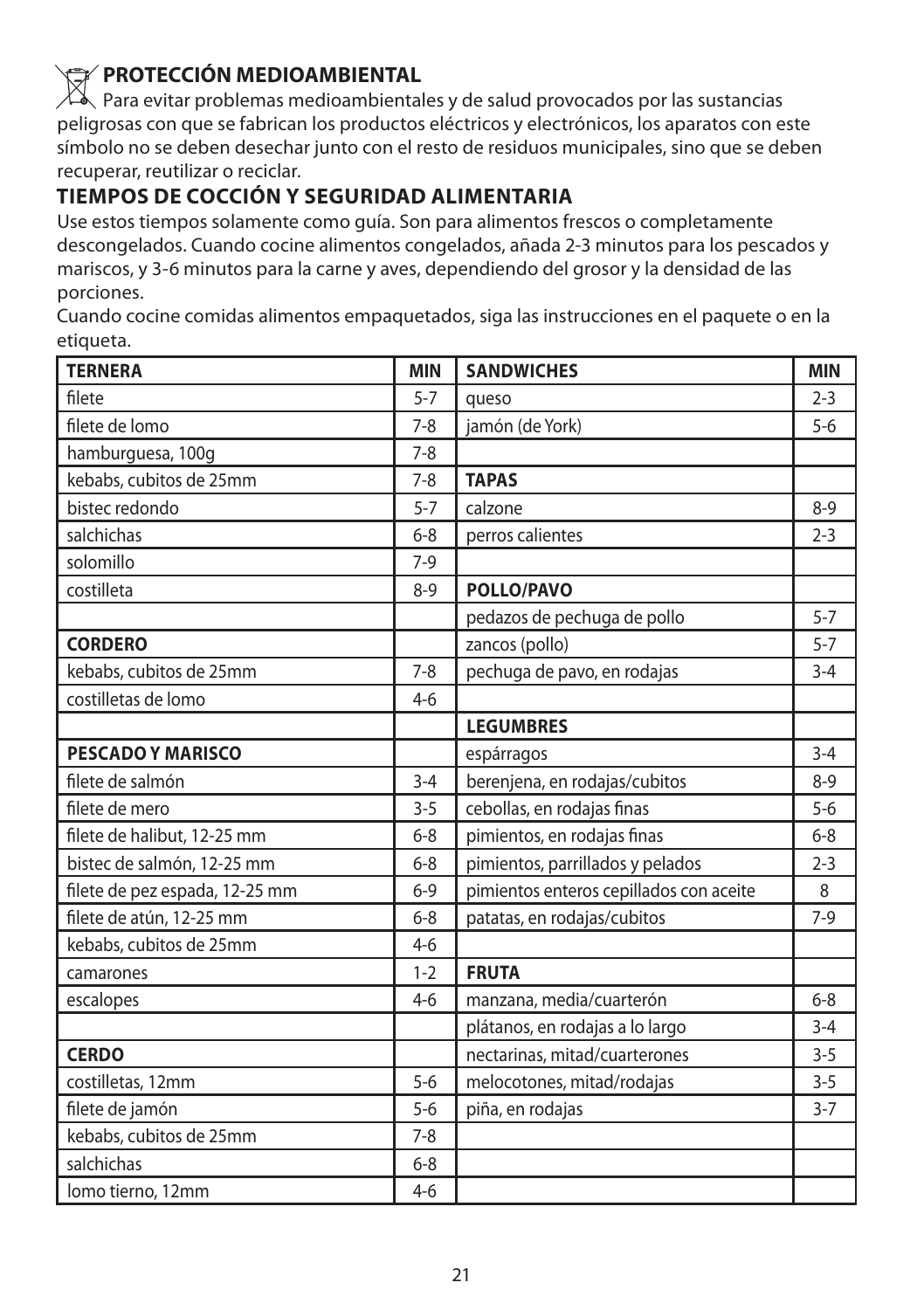## PROTECCIÓN MEDIOAMBIENTAL

Para evitar problemas medioambientales y de salud provocados por las sustancias peligrosas con que se fabrican los productos eléctricos y electrónicos, los aparatos con este símbolo no se deben desechar junto con el resto de residuos municipales, sino que se deben recuperar, reutilizar o reciclar.

## TIEMPOS DE COCCIÓN Y SEGURIDAD ALIMENTARIA

Use estos tiempos solamente como guía. Son para alimentos frescos o completamente descongelados. Cuando cocine alimentos congelados, añada 2-3 minutos para los pescados y mariscos, y 3-6 minutos para la carne y aves, dependiendo del grosor y la densidad de las porciones.

Cuando cocine comidas alimentos empaquetados, siga las instrucciones en el paquete o en la etiqueta.

| TERNERA | MIN | SANDWICHES | MIN |
|---|---|---|---|
| filete | 5-7 | queso | 2-3 |
| filete de lomo | 7-8 | jamón (de York) | 5-6 |
| hamburguesa, 100g | 7-8 | | |
| kebabs, cubitos de 25mm | 7-8 | **TAPAS** | |
| bistec redondo | 5-7 | calzone | 8-9 |
| salchichas | 6-8 | perros calientes | 2-3 |
| solomillo | 7-9 | | |
| costilleta | 8-9 | **POLLO/PAVO** | |
| | | pedazos de pechuga de pollo | 5-7 |
| **CORDERO** | | zancos (pollo) | 5-7 |
| kebabs, cubitos de 25mm | 7-8 | pechuga de pavo, en rodajas | 3-4 |
| costilletas de lomo | 4-6 | | |
| | | **LEGUMBRES** | |
| **PESCADO Y MARISCO** | | espárragos | 3-4 |
| filete de salmón | 3-4 | berenjena, en rodajas/cubitos | 8-9 |
| filete de mero | 3-5 | cebollas, en rodajas finas | 5-6 |
| filete de halibut, 12-25 mm | 6-8 | pimientos, en rodajas finas | 6-8 |
| bistec de salmón, 12-25 mm | 6-8 | pimientos, parrillados y pelados | 2-3 |
| filete de pez espada, 12-25 mm | 6-9 | pimientos enteros cepillados con aceite | 8 |
| filete de atún, 12-25 mm | 6-8 | patatas, en rodajas/cubitos | 7-9 |
| kebabs, cubitos de 25mm | 4-6 | | |
| camarones | 1-2 | **FRUTA** | |
| escalopes | 4-6 | manzana, media/cuarterón | 6-8 |
| | | plátanos, en rodajas a lo largo | 3-4 |
| **CERDO** | | nectarinas, mitad/cuarterones | 3-5 |
| costilletas, 12mm | 5-6 | melocotones, mitad/rodajas | 3-5 |
| filete de jamón | 5-6 | piña, en rodajas | 3-7 |
| kebabs, cubitos de 25mm | 7-8 | | |
| salchichas | 6-8 | | |
| lomo tierno, 12mm | 4-6 | | |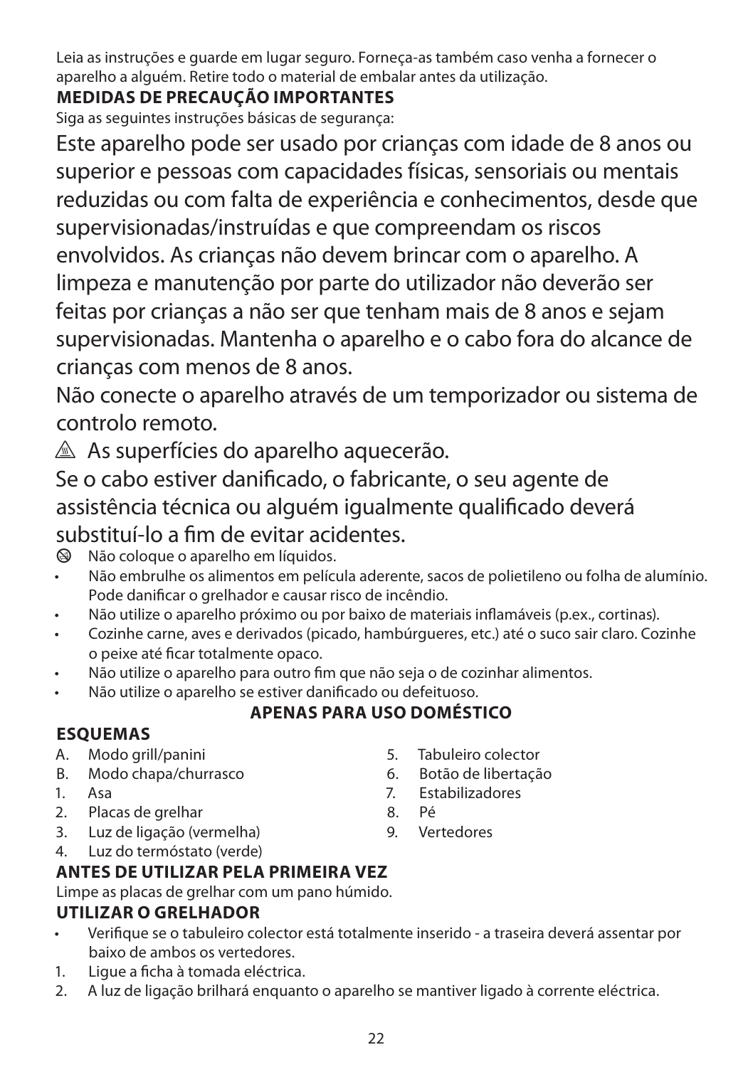Leia as instruções e guarde em lugar seguro. Forneça-as também caso venha a fornecer o aparelho a alguém. Retire todo o material de embalar antes da utilização.

**MEDIDAS DE PRECAUÇÃO IMPORTANTES**

Siga as seguintes instruções básicas de segurança:

Este aparelho pode ser usado por crianças com idade de 8 anos ou superior e pessoas com capacidades físicas, sensoriais ou mentais reduzidas ou com falta de experiência e conhecimentos, desde que supervisionadas/instruídas e que compreendam os riscos envolvidos. As crianças não devem brincar com o aparelho. A limpeza e manutenção por parte do utilizador não deverão ser feitas por crianças a não ser que tenham mais de 8 anos e sejam supervisionadas. Mantenha o aparelho e o cabo fora do alcance de crianças com menos de 8 anos.

Não conecte o aparelho através de um temporizador ou sistema de controlo remoto.

⚠ As superfícies do aparelho aquecerão.

Se o cabo estiver danificado, o fabricante, o seu agente de assistência técnica ou alguém igualmente qualificado deverá substituí-lo a fim de evitar acidentes.

⊗ Não coloque o aparelho em líquidos.

- Não embrulhe os alimentos em película aderente, sacos de polietileno ou folha de alumínio. Pode danificar o grelhador e causar risco de incêndio.
- Não utilize o aparelho próximo ou por baixo de materiais inflamáveis (p.ex., cortinas).
- Cozinhe carne, aves e derivados (picado, hambúrgueres, etc.) até o suco sair claro. Cozinhe o peixe até ficar totalmente opaco.
- Não utilize o aparelho para outro fim que não seja o de cozinhar alimentos.
- Não utilize o aparelho se estiver danificado ou defeituoso.

**APENAS PARA USO DOMÉSTICO**

**ESQUEMAS**

A. Modo grill/panini
B. Modo chapa/churrasco
1. Asa
2. Placas de grelhar
3. Luz de ligação (vermelha)
4. Luz do termóstato (verde)
5. Tabuleiro colector
6. Botão de libertação
7. Estabilizadores
8. Pé
9. Vertedores

**ANTES DE UTILIZAR PELA PRIMEIRA VEZ**

Limpe as placas de grelhar com um pano húmido.

**UTILIZAR O GRELHADOR**

- Verifique se o tabuleiro colector está totalmente inserido - a traseira deverá assentar por baixo de ambos os vertedores.

1. Ligue a ficha à tomada eléctrica.
2. A luz de ligação brilhará enquanto o aparelho se mantiver ligado à corrente eléctrica.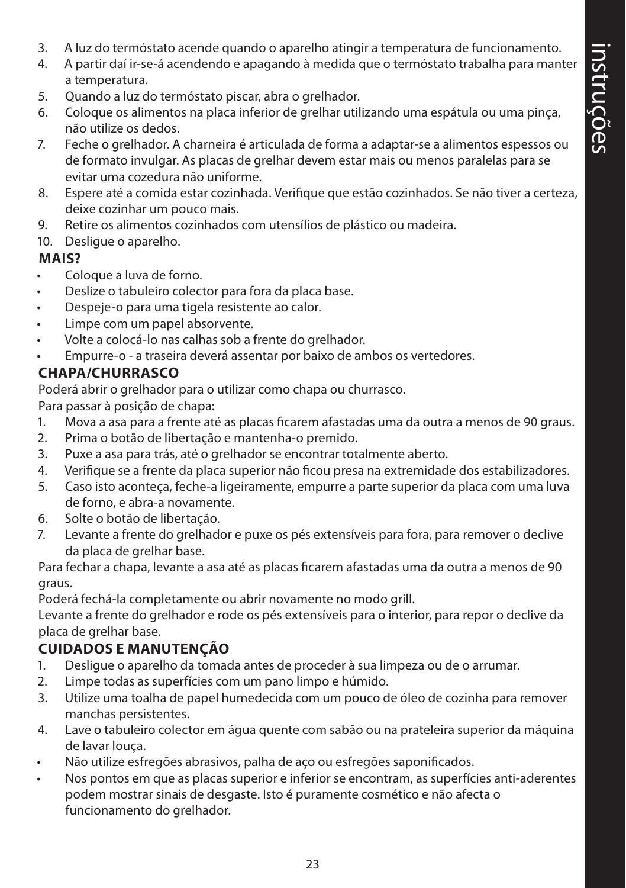3. A luz do termóstato acende quando o aparelho atingir a temperatura de funcionamento.
4. A partir daí ir-se-á acendendo e apagando à medida que o termóstato trabalha para manter a temperatura.
5. Quando a luz do termóstato piscar, abra o grelhador.
6. Coloque os alimentos na placa inferior de grelhar utilizando uma espátula ou uma pinça, não utilize os dedos.
7. Feche o grelhador. A charneira é articulada de forma a adaptar-se a alimentos espessos ou de formato invulgar. As placas de grelhar devem estar mais ou menos paralelas para se evitar uma cozedura não uniforme.
8. Espere até a comida estar cozinhada. Verifique que estão cozinhados. Se não tiver a certeza, deixe cozinhar um pouco mais.
9. Retire os alimentos cozinhados com utensílios de plástico ou madeira.
10. Desligue o aparelho.

### MAIS?

- Coloque a luva de forno.
- Deslize o tabuleiro colector para fora da placa base.
- Despeje-o para uma tigela resistente ao calor.
- Limpe com um papel absorvente.
- Volte a colocá-lo nas calhas sob a frente do grelhador.
- Empurre-o - a traseira deverá assentar por baixo de ambos os vertedores.

### CHAPA/CHURRASCO

Poderá abrir o grelhador para o utilizar como chapa ou churrasco.

Para passar à posição de chapa:

1. Mova a asa para a frente até as placas ficarem afastadas uma da outra a menos de 90 graus.
2. Prima o botão de libertação e mantenha-o premido.
3. Puxe a asa para trás, até o grelhador se encontrar totalmente aberto.
4. Verifique se a frente da placa superior não ficou presa na extremidade dos estabilizadores.
5. Caso isto aconteça, feche-a ligeiramente, empurre a parte superior da placa com uma luva de forno, e abra-a novamente.
6. Solte o botão de libertação.
7. Levante a frente do grelhador e puxe os pés extensíveis para fora, para remover o declive da placa de grelhar base.

Para fechar a chapa, levante a asa até as placas ficarem afastadas uma da outra a menos de 90 graus.

Poderá fechá-la completamente ou abrir novamente no modo grill.

Levante a frente do grelhador e rode os pés extensíveis para o interior, para repor o declive da placa de grelhar base.

### CUIDADOS E MANUTENÇÃO

1. Desligue o aparelho da tomada antes de proceder à sua limpeza ou de o arrumar.
2. Limpe todas as superfícies com um pano limpo e húmido.
3. Utilize uma toalha de papel humedecida com um pouco de óleo de cozinha para remover manchas persistentes.
4. Lave o tabuleiro colector em água quente com sabão ou na prateleira superior da máquina de lavar louça.

- Não utilize esfregões abrasivos, palha de aço ou esfregões saponificados.
- Nos pontos em que as placas superior e inferior se encontram, as superfícies anti-aderentes podem mostrar sinais de desgaste. Isto é puramente cosmético e não afecta o funcionamento do grelhador.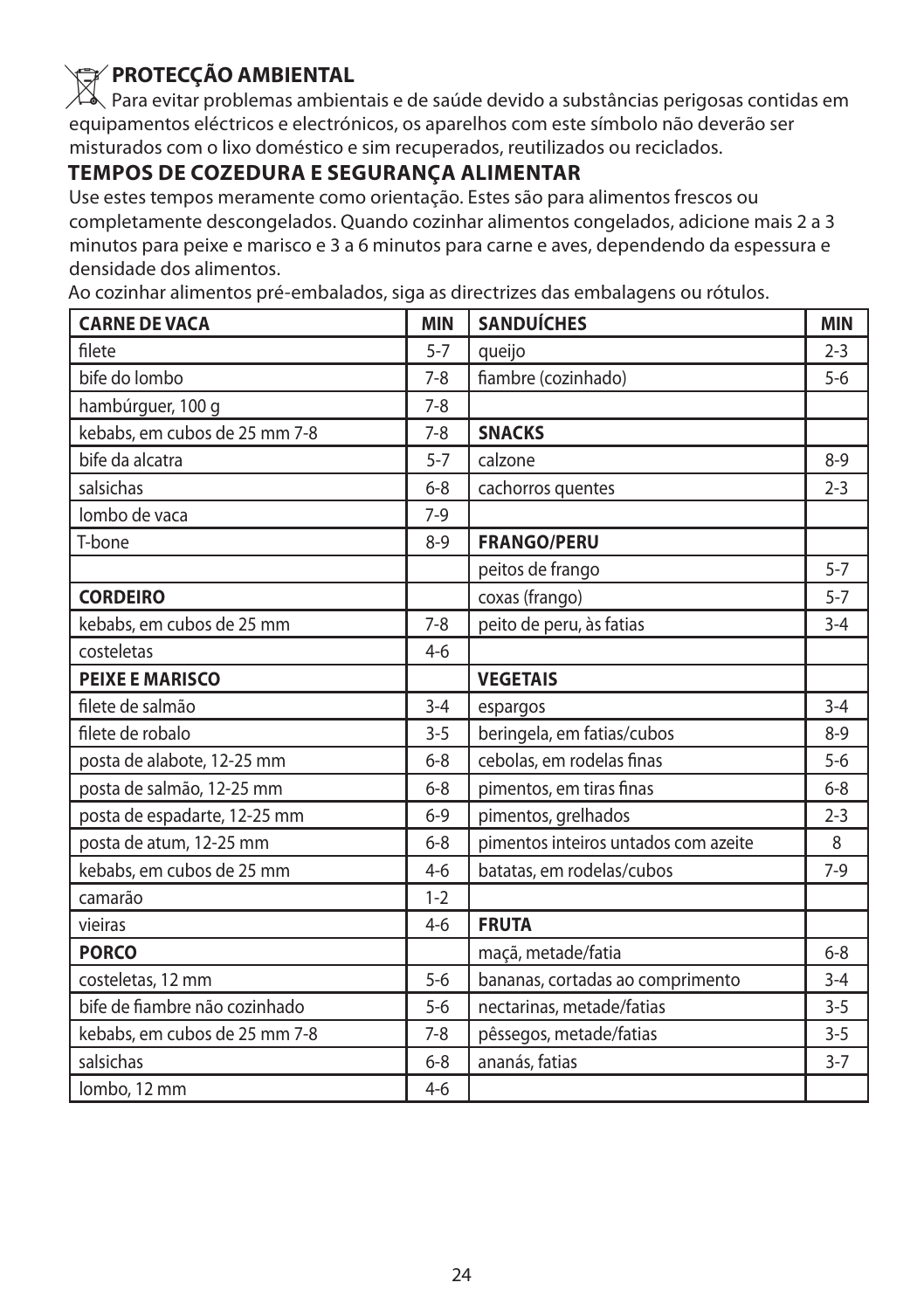## PROTECÇÃO AMBIENTAL

Para evitar problemas ambientais e de saúde devido a substâncias perigosas contidas em equipamentos eléctricos e electrónicos, os aparelhos com este símbolo não deverão ser misturados com o lixo doméstico e sim recuperados, reutilizados ou reciclados.

## TEMPOS DE COZEDURA E SEGURANÇA ALIMENTAR

Use estes tempos meramente como orientação. Estes são para alimentos frescos ou completamente descongelados. Quando cozinhar alimentos congelados, adicione mais 2 a 3 minutos para peixe e marisco e 3 a 6 minutos para carne e aves, dependendo da espessura e densidade dos alimentos.

Ao cozinhar alimentos pré-embalados, siga as directrizes das embalagens ou rótulos.

| **CARNE DE VACA** | **MIN** | **SANDUÍCHES** | **MIN** |
|---|---|---|---|
| filete | 5-7 | queijo | 2-3 |
| bife do lombo | 7-8 | fiambre (cozinhado) | 5-6 |
| hambúrguer, 100 g | 7-8 | | |
| kebabs, em cubos de 25 mm 7-8 | 7-8 | **SNACKS** | |
| bife da alcatra | 5-7 | calzone | 8-9 |
| salsichas | 6-8 | cachorros quentes | 2-3 |
| lombo de vaca | 7-9 | | |
| T-bone | 8-9 | **FRANGO/PERU** | |
| | | peitos de frango | 5-7 |
| **CORDEIRO** | | coxas (frango) | 5-7 |
| kebabs, em cubos de 25 mm | 7-8 | peito de peru, às fatias | 3-4 |
| costeletas | 4-6 | | |
| **PEIXE E MARISCO** | | **VEGETAIS** | |
| filete de salmão | 3-4 | espargos | 3-4 |
| filete de robalo | 3-5 | beringela, em fatias/cubos | 8-9 |
| posta de alabote, 12-25 mm | 6-8 | cebolas, em rodelas finas | 5-6 |
| posta de salmão, 12-25 mm | 6-8 | pimentos, em tiras finas | 6-8 |
| posta de espadarte, 12-25 mm | 6-9 | pimentos, grelhados | 2-3 |
| posta de atum, 12-25 mm | 6-8 | pimentos inteiros untados com azeite | 8 |
| kebabs, em cubos de 25 mm | 4-6 | batatas, em rodelas/cubos | 7-9 |
| camarão | 1-2 | | |
| vieiras | 4-6 | **FRUTA** | |
| **PORCO** | | maçã, metade/fatia | 6-8 |
| costeletas, 12 mm | 5-6 | bananas, cortadas ao comprimento | 3-4 |
| bife de fiambre não cozinhado | 5-6 | nectarinas, metade/fatias | 3-5 |
| kebabs, em cubos de 25 mm 7-8 | 7-8 | pêssegos, metade/fatias | 3-5 |
| salsichas | 6-8 | ananás, fatias | 3-7 |
| lombo, 12 mm | 4-6 | | |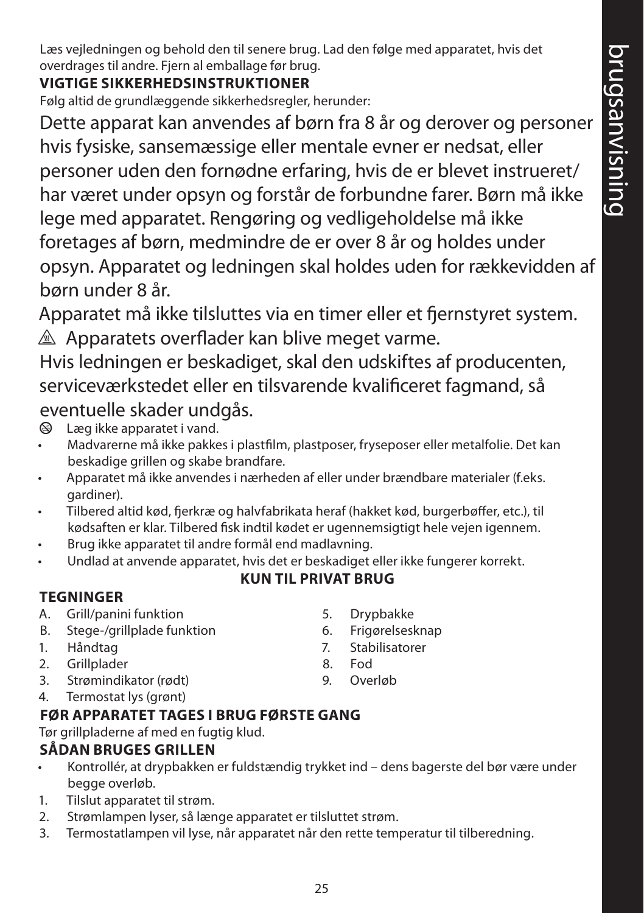Læs vejledningen og behold den til senere brug. Lad den følge med apparatet, hvis det overdrages til andre. Fjern al emballage før brug.

**VIGTIGE SIKKERHEDSINSTRUKTIONER**

Følg altid de grundlæggende sikkerhedsregler, herunder:

Dette apparat kan anvendes af børn fra 8 år og derover og personer hvis fysiske, sansemæssige eller mentale evner er nedsat, eller personer uden den fornødne erfaring, hvis de er blevet instrueret/har været under opsyn og forstår de forbundne farer. Børn må ikke lege med apparatet. Rengøring og vedligeholdelse må ikke foretages af børn, medmindre de er over 8 år og holdes under opsyn. Apparatet og ledningen skal holdes uden for rækkevidden af børn under 8 år.

Apparatet må ikke tilsluttes via en timer eller et fjernstyret system.

⚠ Apparatets overflader kan blive meget varme.

Hvis ledningen er beskadiget, skal den udskiftes af producenten, serviceværkstedet eller en tilsvarende kvalificeret fagmand, så eventuelle skader undgås.

⊘ Læg ikke apparatet i vand.

- Madvarerne må ikke pakkes i plastfilm, plastposer, fryseposer eller metalfolie. Det kan beskadige grillen og skabe brandfare.
- Apparatet må ikke anvendes i nærheden af eller under brændbare materialer (f.eks. gardiner).
- Tilbered altid kød, fjerkræ og halvfabrikata heraf (hakket kød, burgerbøffer, etc.), til kødsaften er klar. Tilbered fisk indtil kødet er ugennemsigtigt hele vejen igennem.
- Brug ikke apparatet til andre formål end madlavning.
- Undlad at anvende apparatet, hvis det er beskadiget eller ikke fungerer korrekt.

**KUN TIL PRIVAT BRUG**

**TEGNINGER**

A. Grill/panini funktion
B. Stege-/grillplade funktion
1. Håndtag
2. Grillplader
3. Strømindikator (rødt)
4. Termostat lys (grønt)
5. Drypbakke
6. Frigørelsesknap
7. Stabilisatorer
8. Fod
9. Overløb

**FØR APPARATET TAGES I BRUG FØRSTE GANG**

Tør grillpladerne af med en fugtig klud.

**SÅDAN BRUGES GRILLEN**

- Kontrollér, at drypbakken er fuldstændig trykket ind – dens bagerste del bør være under begge overløb.

1. Tilslut apparatet til strøm.
2. Strømlampen lyser, så længe apparatet er tilsluttet strøm.
3. Termostatlampen vil lyse, når apparatet når den rette temperatur til tilberedning.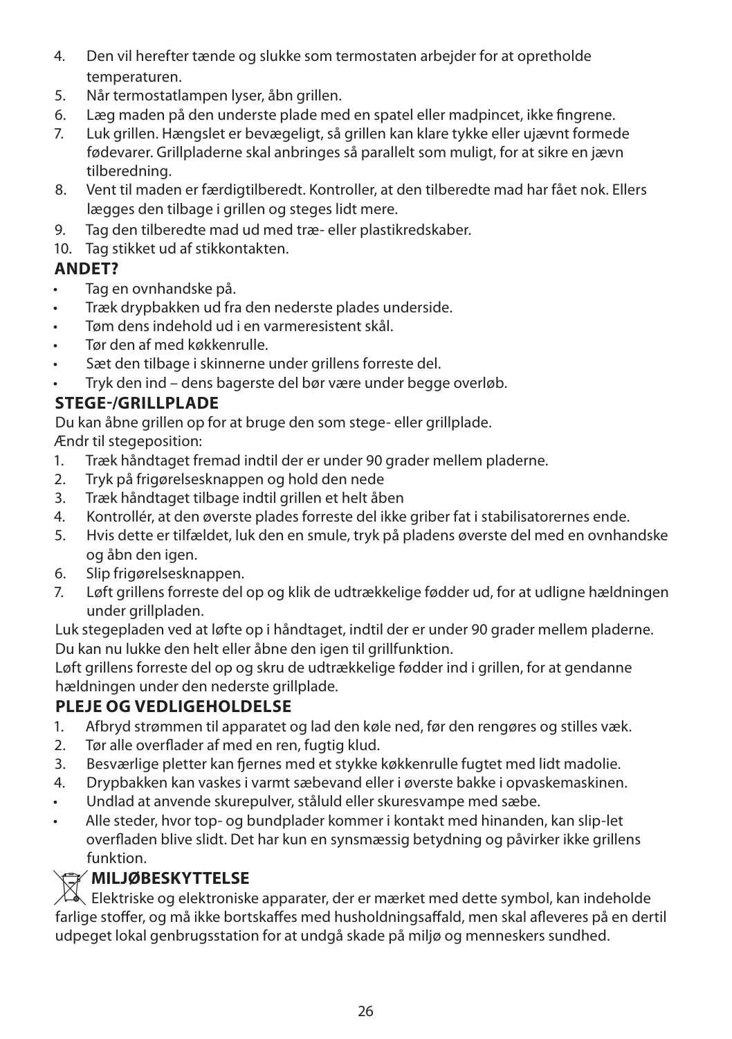4. Den vil herefter tænde og slukke som termostaten arbejder for at opretholde temperaturen.
5. Når termostatlampen lyser, åbn grillen.
6. Læg maden på den underste plade med en spatel eller madpincet, ikke fingrene.
7. Luk grillen. Hængslet er bevægeligt, så grillen kan klare tykke eller ujævnt formede fødevarer. Grillpladerne skal anbringes så parallelt som muligt, for at sikre en jævn tilberedning.
8. Vent til maden er færdigtilberedt. Kontroller, at den tilberedte mad har fået nok. Ellers lægges den tilbage i grillen og steges lidt mere.
9. Tag den tilberedte mad ud med træ- eller plastikredskaber.
10. Tag stikket ud af stikkontakten.

## ANDET?

- Tag en ovnhandske på.
- Træk drypbakken ud fra den nederste plades underside.
- Tøm dens indhold ud i en varmeresistent skål.
- Tør den af med køkkenrulle.
- Sæt den tilbage i skinnerne under grillens forreste del.
- Tryk den ind – dens bagerste del bør være under begge overløb.

## STEGE-/GRILLPLADE

Du kan åbne grillen op for at bruge den som stege- eller grillplade.
Ændr til stegeposition:

1. Træk håndtaget fremad indtil der er under 90 grader mellem pladerne.
2. Tryk på frigørelsesknappen og hold den nede
3. Træk håndtaget tilbage indtil grillen et helt åben
4. Kontrollér, at den øverste plades forreste del ikke griber fat i stabilisatorernes ende.
5. Hvis dette er tilfældet, luk den en smule, tryk på pladens øverste del med en ovnhandske og åbn den igen.
6. Slip frigørelsesknappen.
7. Løft grillens forreste del op og klik de udtrækkelige fødder ud, for at udligne hældningen under grillpladen.

Luk stegepladen ved at løfte op i håndtaget, indtil der er under 90 grader mellem pladerne.
Du kan nu lukke den helt eller åbne den igen til grillfunktion.
Løft grillens forreste del op og skru de udtrækkelige fødder ind i grillen, for at gendanne hældningen under den nederste grillplade.

## PLEJE OG VEDLIGEHOLDELSE

1. Afbryd strømmen til apparatet og lad den køle ned, før den rengøres og stilles væk.
2. Tør alle overflader af med en ren, fugtig klud.
3. Besværlige pletter kan fjernes med et stykke køkkenrulle fugtet med lidt madolie.
4. Drypbakken kan vaskes i varmt sæbevand eller i øverste bakke i opvaskemaskinen.

- Undlad at anvende skurepulver, ståluld eller skuresvampe med sæbe.
- Alle steder, hvor top- og bundplader kommer i kontakt med hinanden, kan slip-let overfladen blive slidt. Det har kun en synsmæssig betydning og påvirker ikke grillens funktion.

## MILJØBESKYTTELSE

Elektriske og elektroniske apparater, der er mærket med dette symbol, kan indeholde farlige stoffer, og må ikke bortskaffes med husholdningsaffald, men skal afleveres på en dertil udpeget lokal genbrugsstation for at undgå skade på miljø og menneskers sundhed.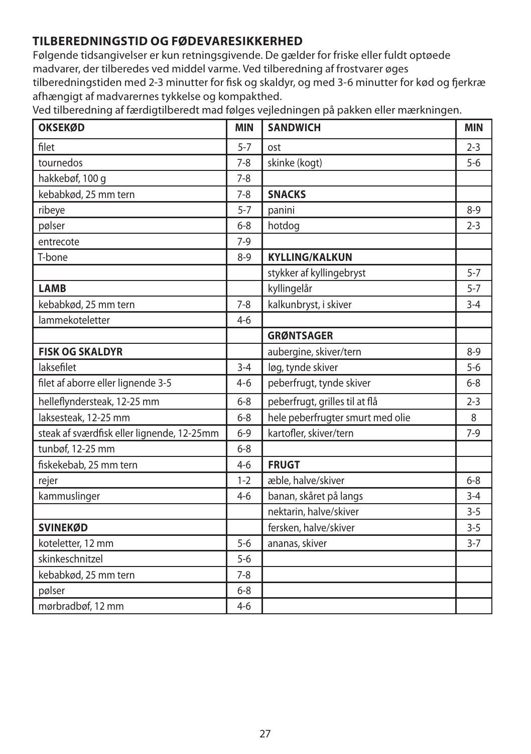## TILBEREDNINGSTID OG FØDEVARESIKKERHED

Følgende tidsangivelser er kun retningsgivende. De gælder for friske eller fuldt optøede madvarer, der tilberedes ved middel varme. Ved tilberedning af frostvarer øges tilberedningstiden med 2-3 minutter for fisk og skaldyr, og med 3-6 minutter for kød og fjerkræ afhængigt af madvarernes tykkelse og kompakthed.

Ved tilberedning af færdigtilberedt mad følges vejledningen på pakken eller mærkningen.

| OKSEKØD | MIN | SANDWICH | MIN |
|---|---|---|---|
| filet | 5-7 | ost | 2-3 |
| tournedos | 7-8 | skinke (kogt) | 5-6 |
| hakkebøf, 100 g | 7-8 | | |
| kebabkød, 25 mm tern | 7-8 | **SNACKS** | |
| ribeye | 5-7 | panini | 8-9 |
| pølser | 6-8 | hotdog | 2-3 |
| entrecote | 7-9 | | |
| T-bone | 8-9 | **KYLLING/KALKUN** | |
| | | stykker af kyllingebryst | 5-7 |
| **LAMB** | | kyllingelår | 5-7 |
| kebabkød, 25 mm tern | 7-8 | kalkunbryst, i skiver | 3-4 |
| lammekoteletter | 4-6 | | |
| | | **GRØNTSAGER** | |
| **FISK OG SKALDYR** | | aubergine, skiver/tern | 8-9 |
| laksefilet | 3-4 | løg, tynde skiver | 5-6 |
| filet af aborre eller lignende 3-5 | 4-6 | peberfrugt, tynde skiver | 6-8 |
| helleflyndersteak, 12-25 mm | 6-8 | peberfrugt, grilles til at flå | 2-3 |
| laksesteak, 12-25 mm | 6-8 | hele peberfrugter smurt med olie | 8 |
| steak af sværdfisk eller lignende, 12-25mm | 6-9 | kartofler, skiver/tern | 7-9 |
| tunbøf, 12-25 mm | 6-8 | | |
| fiskekebab, 25 mm tern | 4-6 | **FRUGT** | |
| rejer | 1-2 | æble, halve/skiver | 6-8 |
| kammuslinger | 4-6 | banan, skåret på langs | 3-4 |
| | | nektarin, halve/skiver | 3-5 |
| **SVINEKØD** | | fersken, halve/skiver | 3-5 |
| koteletter, 12 mm | 5-6 | ananas, skiver | 3-7 |
| skinkeschnitzel | 5-6 | | |
| kebabkød, 25 mm tern | 7-8 | | |
| pølser | 6-8 | | |
| mørbradbøf, 12 mm | 4-6 | | |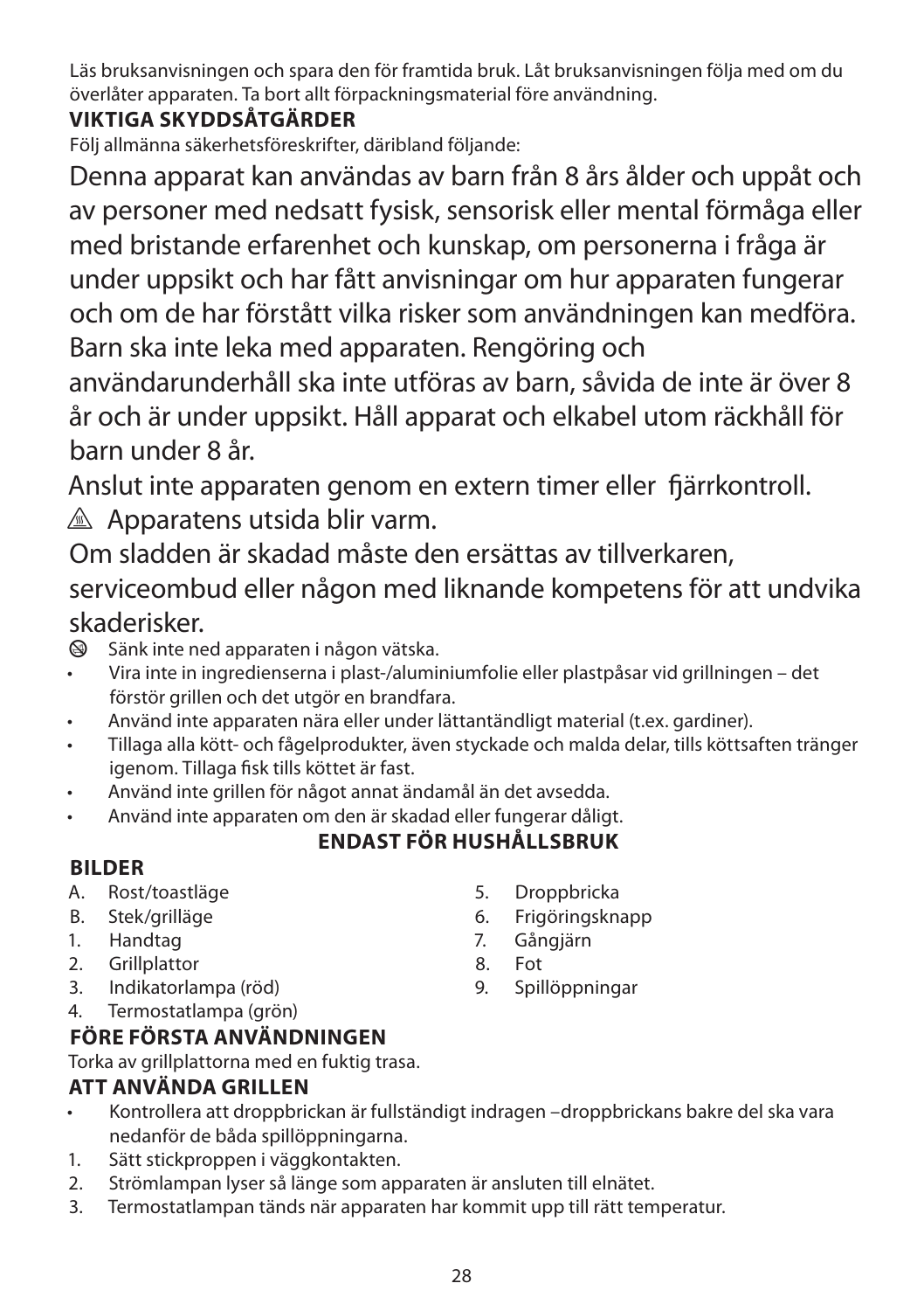Läs bruksanvisningen och spara den för framtida bruk. Låt bruksanvisningen följa med om du överlåter apparaten. Ta bort allt förpackningsmaterial före användning.

**VIKTIGA SKYDDSÅTGÄRDER**

Följ allmänna säkerhetsföreskrifter, däribland följande:

Denna apparat kan användas av barn från 8 års ålder och uppåt och av personer med nedsatt fysisk, sensorisk eller mental förmåga eller med bristande erfarenhet och kunskap, om personerna i fråga är under uppsikt och har fått anvisningar om hur apparaten fungerar och om de har förstått vilka risker som användningen kan medföra. Barn ska inte leka med apparaten. Rengöring och användarunderhåll ska inte utföras av barn, såvida de inte är över 8 år och är under uppsikt. Håll apparat och elkabel utom räckhåll för barn under 8 år.

Anslut inte apparaten genom en extern timer eller fjärrkontroll.

⚠ Apparatens utsida blir varm.

Om sladden är skadad måste den ersättas av tillverkaren, serviceombud eller någon med liknande kompetens för att undvika skaderisker.

- Sänk inte ned apparaten i någon vätska.
- Vira inte in ingredienserna i plast-/aluminiumfolie eller plastpåsar vid grillningen – det förstör grillen och det utgör en brandfara.
- Använd inte apparaten nära eller under lättantändligt material (t.ex. gardiner).
- Tillaga alla kött- och fågelprodukter, även styckade och malda delar, tills köttsaften tränger igenom. Tillaga fisk tills köttet är fast.
- Använd inte grillen för något annat ändamål än det avsedda.
- Använd inte apparaten om den är skadad eller fungerar dåligt.

**ENDAST FÖR HUSHÅLLSBRUK**

**BILDER**

A. Rost/toastläge
B. Stek/grilläge
1. Handtag
2. Grillplattor
3. Indikatorlampa (röd)
4. Termostatlampa (grön)
5. Droppbricka
6. Frigöringsknapp
7. Gångjärn
8. Fot
9. Spillöppningar

**FÖRE FÖRSTA ANVÄNDNINGEN**

Torka av grillplattorna med en fuktig trasa.

**ATT ANVÄNDA GRILLEN**

- Kontrollera att droppbrickan är fullständigt indragen –droppbrickans bakre del ska vara nedanför de båda spillöppningarna.

1. Sätt stickproppen i väggkontakten.
2. Strömlampan lyser så länge som apparaten är ansluten till elnätet.
3. Termostatlampan tänds när apparaten har kommit upp till rätt temperatur.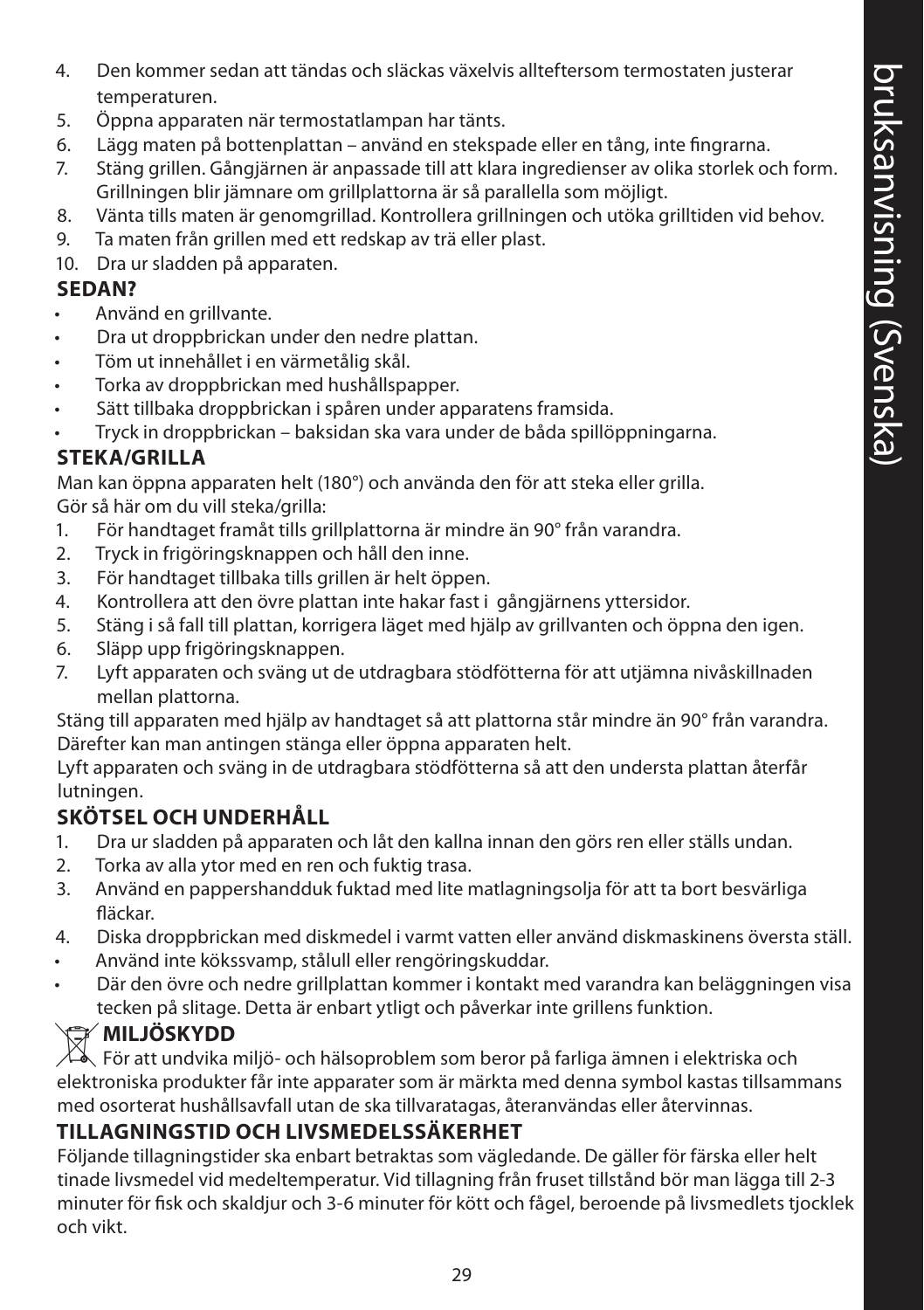4. Den kommer sedan att tändas och släckas växelvis allteftersom termostaten justerar temperaturen.
5. Öppna apparaten när termostatlampan har tänts.
6. Lägg maten på bottenplattan – använd en stekspade eller en tång, inte fingrarna.
7. Stäng grillen. Gångjärnen är anpassade till att klara ingredienser av olika storlek och form. Grillningen blir jämnare om grillplattorna är så parallella som möjligt.
8. Vänta tills maten är genomgrillad. Kontrollera grillningen och utöka grilltiden vid behov.
9. Ta maten från grillen med ett redskap av trä eller plast.
10. Dra ur sladden på apparaten.

## SEDAN?

- Använd en grillvante.
- Dra ut droppbrickan under den nedre plattan.
- Töm ut innehållet i en värmetålig skål.
- Torka av droppbrickan med hushållspapper.
- Sätt tillbaka droppbrickan i spåren under apparatens framsida.
- Tryck in droppbrickan – baksidan ska vara under de båda spillöppningarna.

## STEKA/GRILLA

Man kan öppna apparaten helt (180°) och använda den för att steka eller grilla.
Gör så här om du vill steka/grilla:

1. För handtaget framåt tills grillplattorna är mindre än 90° från varandra.
2. Tryck in frigöringsknappen och håll den inne.
3. För handtaget tillbaka tills grillen är helt öppen.
4. Kontrollera att den övre plattan inte hakar fast i gångjärnens yttersidor.
5. Stäng i så fall till plattan, korrigera läget med hjälp av grillvanten och öppna den igen.
6. Släpp upp frigöringsknappen.
7. Lyft apparaten och sväng ut de utdragbara stödfötterna för att utjämna nivåskillnaden mellan plattorna.

Stäng till apparaten med hjälp av handtaget så att plattorna står mindre än 90° från varandra. Därefter kan man antingen stänga eller öppna apparaten helt.
Lyft apparaten och sväng in de utdragbara stödfötterna så att den understa plattan återfår lutningen.

## SKÖTSEL OCH UNDERHÅLL

1. Dra ur sladden på apparaten och låt den kallna innan den görs ren eller ställs undan.
2. Torka av alla ytor med en ren och fuktig trasa.
3. Använd en pappershandduk fuktad med lite matlagningsolja för att ta bort besvärliga fläckar.
4. Diska droppbrickan med diskmedel i varmt vatten eller använd diskmaskinens översta ställ.

- Använd inte kökssvamp, stålull eller rengöringskuddar.
- Där den övre och nedre grillplattan kommer i kontakt med varandra kan beläggningen visa tecken på slitage. Detta är enbart ytligt och påverkar inte grillens funktion.

## MILJÖSKYDD

För att undvika miljö- och hälsoproblem som beror på farliga ämnen i elektriska och elektroniska produkter får inte apparater som är märkta med denna symbol kastas tillsammans med osorterat hushållsavfall utan de ska tillvaratagas, återanvändas eller återvinnas.

## TILLAGNINGSTID OCH LIVSMEDELSSÄKERHET

Följande tillagningstider ska enbart betraktas som vägledande. De gäller för färska eller helt tinade livsmedel vid medeltemperatur. Vid tillagning från fruset tillstånd bör man lägga till 2-3 minuter för fisk och skaldjur och 3-6 minuter för kött och fågel, beroende på livsmedlets tjocklek och vikt.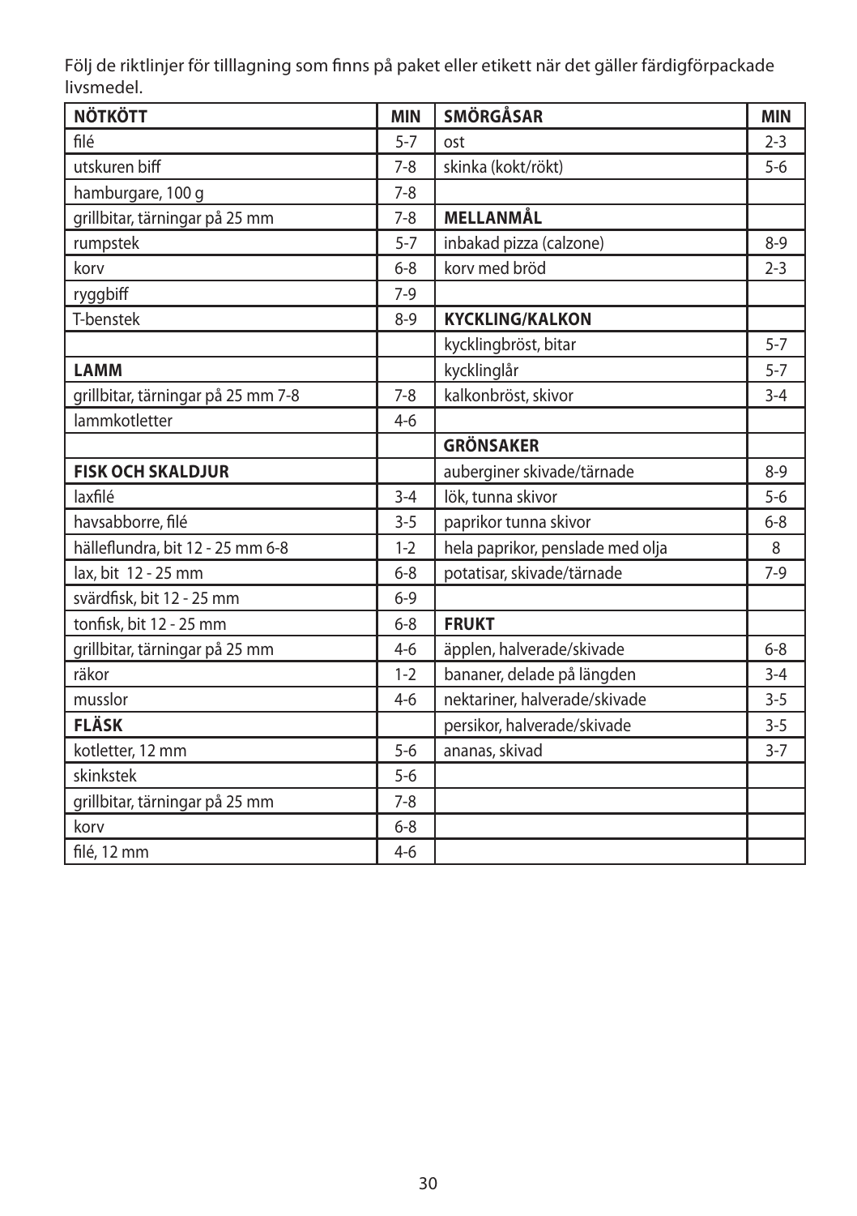Följ de riktlinjer för tilllagning som finns på paket eller etikett när det gäller färdigförpackade livsmedel.

| NÖTKÖTT | MIN | SMÖRGÅSAR | MIN |
|---|---|---|---|
| filé | 5-7 | ost | 2-3 |
| utskuren biff | 7-8 | skinka (kokt/rökt) | 5-6 |
| hamburgare, 100 g | 7-8 | | |
| grillbitar, tärningar på 25 mm | 7-8 | **MELLANMÅL** | |
| rumpstek | 5-7 | inbakad pizza (calzone) | 8-9 |
| korv | 6-8 | korv med bröd | 2-3 |
| ryggbiff | 7-9 | | |
| T-benstek | 8-9 | **KYCKLING/KALKON** | |
| | | kycklingbröst, bitar | 5-7 |
| **LAMM** | | kycklinglår | 5-7 |
| grillbitar, tärningar på 25 mm 7-8 | 7-8 | kalkonbröst, skivor | 3-4 |
| lammkotletter | 4-6 | | |
| | | **GRÖNSAKER** | |
| **FISK OCH SKALDJUR** | | auberginer skivade/tärnade | 8-9 |
| laxfilé | 3-4 | lök, tunna skivor | 5-6 |
| havsabborre, filé | 3-5 | paprikor tunna skivor | 6-8 |
| hälleflundra, bit 12 - 25 mm 6-8 | 1-2 | hela paprikor, penslade med olja | 8 |
| lax, bit 12 - 25 mm | 6-8 | potatisar, skivade/tärnade | 7-9 |
| svärdfisk, bit 12 - 25 mm | 6-9 | | |
| tonfisk, bit 12 - 25 mm | 6-8 | **FRUKT** | |
| grillbitar, tärningar på 25 mm | 4-6 | äpplen, halverade/skivade | 6-8 |
| räkor | 1-2 | bananer, delade på längden | 3-4 |
| musslor | 4-6 | nektariner, halverade/skivade | 3-5 |
| **FLÄSK** | | persikor, halverade/skivade | 3-5 |
| kotletter, 12 mm | 5-6 | ananas, skivad | 3-7 |
| skinkstek | 5-6 | | |
| grillbitar, tärningar på 25 mm | 7-8 | | |
| korv | 6-8 | | |
| filé, 12 mm | 4-6 | | |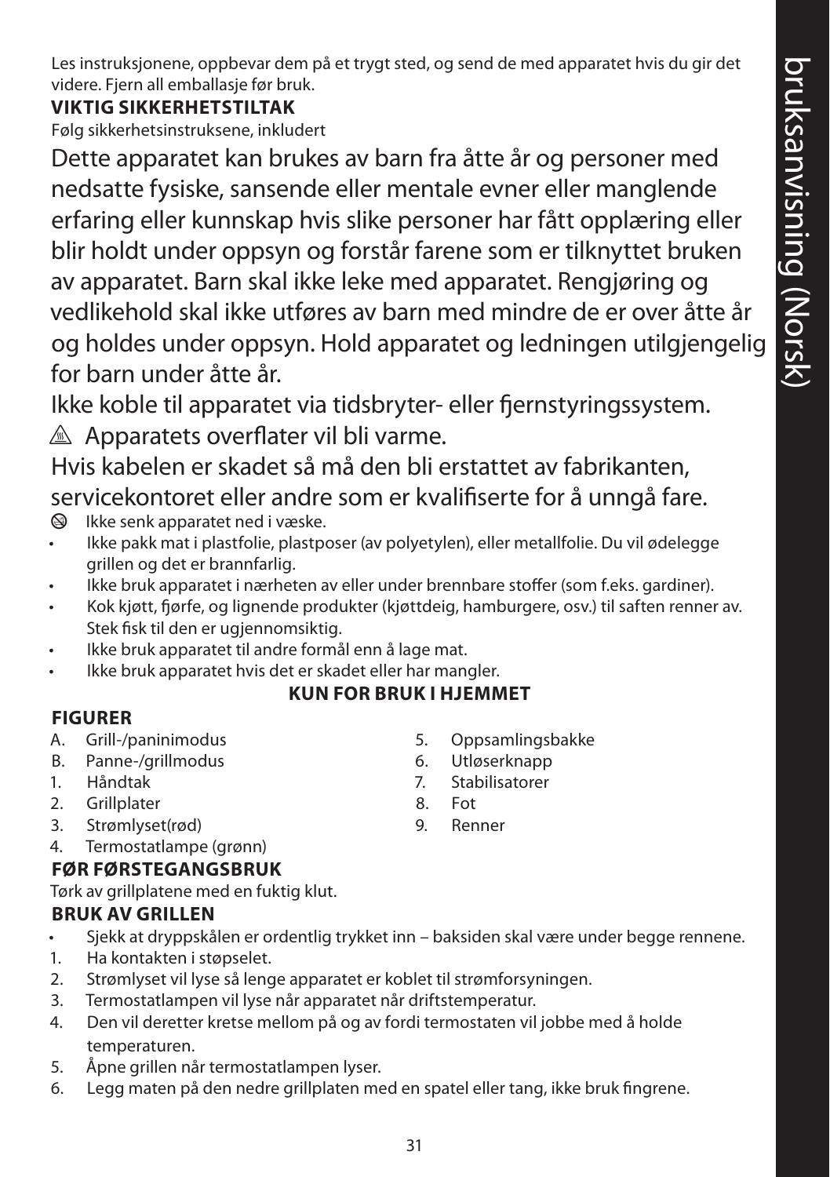Les instruksjonene, oppbevar dem på et trygt sted, og send de med apparatet hvis du gir det videre. Fjern all emballasje før bruk.

**VIKTIG SIKKERHETSTILTAK**

Følg sikkerhetsinstruksene, inkludert

Dette apparatet kan brukes av barn fra åtte år og personer med nedsatte fysiske, sansende eller mentale evner eller manglende erfaring eller kunnskap hvis slike personer har fått opplæring eller blir holdt under oppsyn og forstår farene som er tilknyttet bruken av apparatet. Barn skal ikke leke med apparatet. Rengjøring og vedlikehold skal ikke utføres av barn med mindre de er over åtte år og holdes under oppsyn. Hold apparatet og ledningen utilgjengelig for barn under åtte år.

Ikke koble til apparatet via tidsbryter- eller fjernstyringssystem.

⚠ Apparatets overflater vil bli varme.

Hvis kabelen er skadet så må den bli erstattet av fabrikanten, servicekontoret eller andre som er kvalifiserte for å unngå fare.

- Ikke senk apparatet ned i væske.
- Ikke pakk mat i plastfolie, plastposer (av polyetylen), eller metallfolie. Du vil ødelegge grillen og det er brannfarlig.
- Ikke bruk apparatet i nærheten av eller under brennbare stoffer (som f.eks. gardiner).
- Kok kjøtt, fjørfe, og lignende produkter (kjøttdeig, hamburgere, osv.) til saften renner av. Stek fisk til den er ugjennomsiktig.
- Ikke bruk apparatet til andre formål enn å lage mat.
- Ikke bruk apparatet hvis det er skadet eller har mangler.

**KUN FOR BRUK I HJEMMET**

**FIGURER**

A. Grill-/paninimodus
B. Panne-/grillmodus
1. Håndtak
2. Grillplater
3. Strømlyset(rød)
4. Termostatlampe (grønn)
5. Oppsamlingsbakke
6. Utløserknapp
7. Stabilisatorer
8. Fot
9. Renner

**FØR FØRSTEGANGSBRUK**

Tørk av grillplatene med en fuktig klut.

**BRUK AV GRILLEN**

- Sjekk at dryppskålen er ordentlig trykket inn – baksiden skal være under begge rennene.

1. Ha kontakten i støpselet.
2. Strømlyset vil lyse så lenge apparatet er koblet til strømforsyningen.
3. Termostatlampen vil lyse når apparatet når driftstemperatur.
4. Den vil deretter kretse mellom på og av fordi termostaten vil jobbe med å holde temperaturen.
5. Åpne grillen når termostatlampen lyser.
6. Legg maten på den nedre grillplaten med en spatel eller tang, ikke bruk fingrene.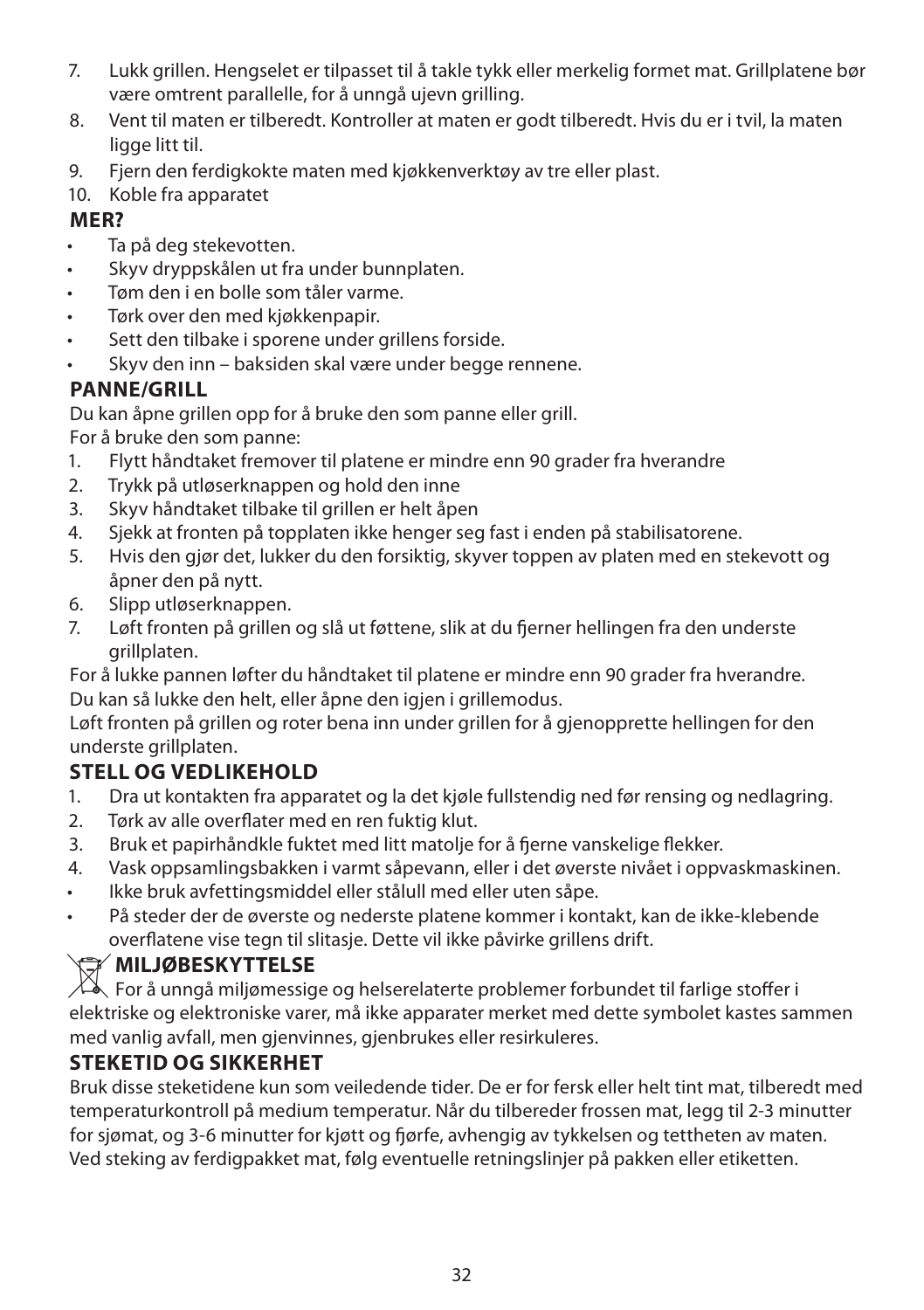7. Lukk grillen. Hengselet er tilpasset til å takle tykk eller merkelig formet mat. Grillplatene bør være omtrent parallelle, for å unngå ujevn grilling.
8. Vent til maten er tilberedt. Kontroller at maten er godt tilberedt. Hvis du er i tvil, la maten ligge litt til.
9. Fjern den ferdigkokte maten med kjøkkenverktøy av tre eller plast.
10. Koble fra apparatet

**MER?**

- Ta på deg stekevotten.
- Skyv dryppskålen ut fra under bunnplaten.
- Tøm den i en bolle som tåler varme.
- Tørk over den med kjøkkenpapir.
- Sett den tilbake i sporene under grillens forside.
- Skyv den inn – baksiden skal være under begge rennene.

**PANNE/GRILL**

Du kan åpne grillen opp for å bruke den som panne eller grill.
For å bruke den som panne:

1. Flytt håndtaket fremover til platene er mindre enn 90 grader fra hverandre
2. Trykk på utløserknappen og hold den inne
3. Skyv håndtaket tilbake til grillen er helt åpen
4. Sjekk at fronten på topplaten ikke henger seg fast i enden på stabilisatorene.
5. Hvis den gjør det, lukker du den forsiktig, skyver toppen av platen med en stekevott og åpner den på nytt.
6. Slipp utløserknappen.
7. Løft fronten på grillen og slå ut føttene, slik at du fjerner hellingen fra den underste grillplaten.

For å lukke pannen løfter du håndtaket til platene er mindre enn 90 grader fra hverandre.
Du kan så lukke den helt, eller åpne den igjen i grillemodus.
Løft fronten på grillen og roter bena inn under grillen for å gjenopprette hellingen for den underste grillplaten.

**STELL OG VEDLIKEHOLD**

1. Dra ut kontakten fra apparatet og la det kjøle fullstendig ned før rensing og nedlagring.
2. Tørk av alle overflater med en ren fuktig klut.
3. Bruk et papirhåndkle fuktet med litt matolje for å fjerne vanskelige flekker.
4. Vask oppsamlingsbakken i varmt såpevann, eller i det øverste nivået i oppvaskmaskinen.

- Ikke bruk avfettingsmiddel eller stålull med eller uten såpe.
- På steder der de øverste og nederste platene kommer i kontakt, kan de ikke-klebende overflatene vise tegn til slitasje. Dette vil ikke påvirke grillens drift.

**MILJØBESKYTTELSE**

For å unngå miljømessige og helserelaterte problemer forbundet til farlige stoffer i elektriske og elektroniske varer, må ikke apparater merket med dette symbolet kastes sammen med vanlig avfall, men gjenvinnes, gjenbrukes eller resirkuleres.

**STEKETID OG SIKKERHET**

Bruk disse steketidene kun som veiledende tider. De er for fersk eller helt tint mat, tilberedt med temperaturkontroll på medium temperatur. Når du tilbereder frossen mat, legg til 2-3 minutter for sjømat, og 3-6 minutter for kjøtt og fjørfe, avhengig av tykkelsen og tettheten av maten. Ved steking av ferdigpakket mat, følg eventuelle retningslinjer på pakken eller etiketten.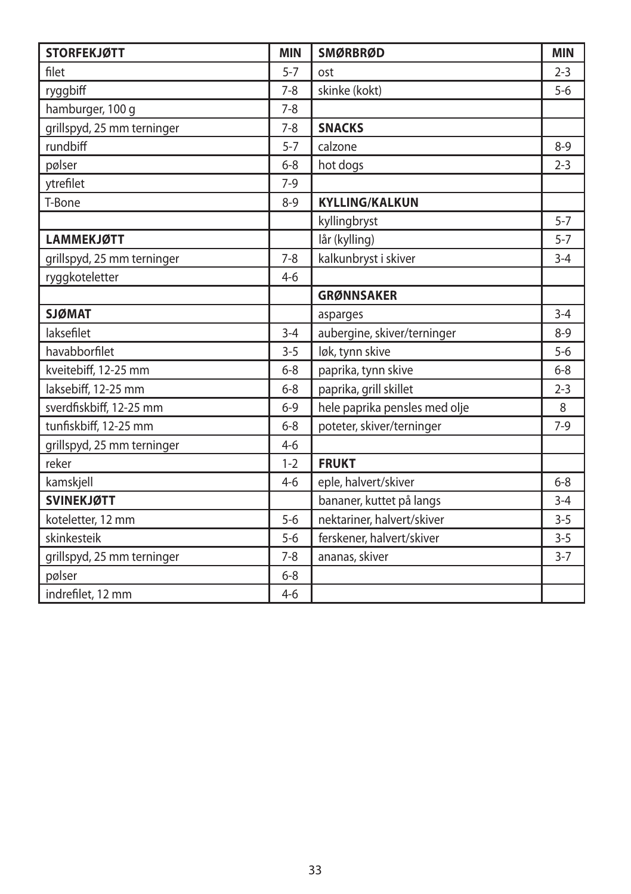| STORFEKJØTT | MIN | SMØRBRØD | MIN |
|---|---|---|---|
| filet | 5-7 | ost | 2-3 |
| ryggbiff | 7-8 | skinke (kokt) | 5-6 |
| hamburger, 100 g | 7-8 | | |
| grillspyd, 25 mm terninger | 7-8 | **SNACKS** | |
| rundbiff | 5-7 | calzone | 8-9 |
| pølser | 6-8 | hot dogs | 2-3 |
| ytrefilet | 7-9 | | |
| T-Bone | 8-9 | **KYLLING/KALKUN** | |
| | | kyllingbryst | 5-7 |
| **LAMMEKJØTT** | | lår (kylling) | 5-7 |
| grillspyd, 25 mm terninger | 7-8 | kalkunbryst i skiver | 3-4 |
| ryggkoteletter | 4-6 | | |
| | | **GRØNNSAKER** | |
| **SJØMAT** | | asparges | 3-4 |
| laksefilet | 3-4 | aubergine, skiver/terninger | 8-9 |
| havabborfilet | 3-5 | løk, tynn skive | 5-6 |
| kveitebiff, 12-25 mm | 6-8 | paprika, tynn skive | 6-8 |
| laksebiff, 12-25 mm | 6-8 | paprika, grill skillet | 2-3 |
| sverdfiskbiff, 12-25 mm | 6-9 | hele paprika pensles med olje | 8 |
| tunfiskbiff, 12-25 mm | 6-8 | poteter, skiver/terninger | 7-9 |
| grillspyd, 25 mm terninger | 4-6 | | |
| reker | 1-2 | **FRUKT** | |
| kamskjell | 4-6 | eple, halvert/skiver | 6-8 |
| **SVINEKJØTT** | | bananer, kuttet på langs | 3-4 |
| koteletter, 12 mm | 5-6 | nektariner, halvert/skiver | 3-5 |
| skinkesteik | 5-6 | ferskener, halvert/skiver | 3-5 |
| grillspyd, 25 mm terninger | 7-8 | ananas, skiver | 3-7 |
| pølser | 6-8 | | |
| indrefilet, 12 mm | 4-6 | | |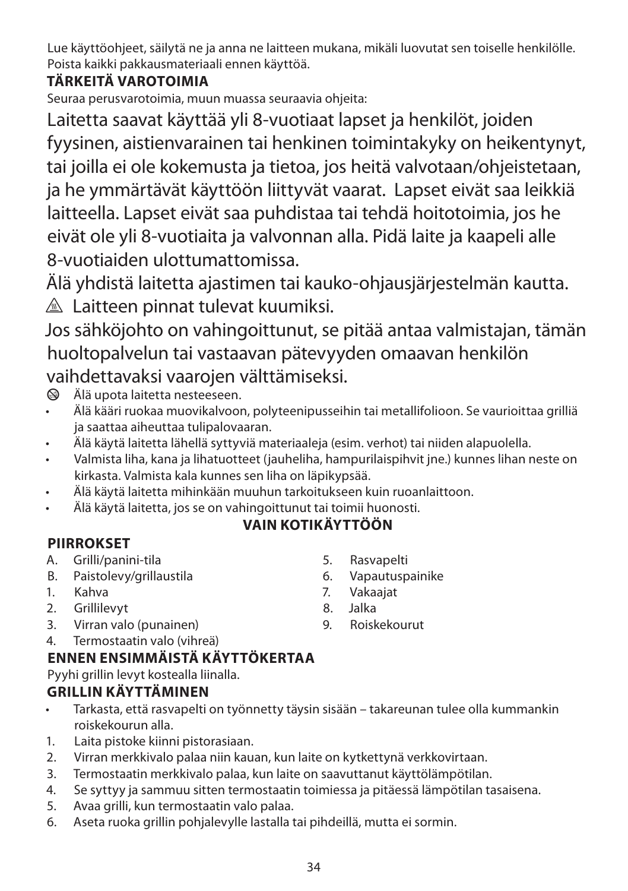Lue käyttöohjeet, säilytä ne ja anna ne laitteen mukana, mikäli luovutat sen toiselle henkilölle. Poista kaikki pakkausmateriaali ennen käyttöä.

**TÄRKEITÄ VAROTOIMIA**

Seuraa perusvarotoimia, muun muassa seuraavia ohjeita:

Laitetta saavat käyttää yli 8-vuotiaat lapset ja henkilöt, joiden fyysinen, aistienvarainen tai henkinen toimintakyky on heikentynyt, tai joilla ei ole kokemusta ja tietoa, jos heitä valvotaan/ohjeistetaan, ja he ymmärtävät käyttöön liittyvät vaarat. Lapset eivät saa leikkiä laitteella. Lapset eivät saa puhdistaa tai tehdä hoitotoimia, jos he eivät ole yli 8-vuotiaita ja valvonnan alla. Pidä laite ja kaapeli alle 8-vuotiaiden ulottumattomissa.

Älä yhdistä laitetta ajastimen tai kauko-ohjausjärjestelmän kautta.

⚠ Laitteen pinnat tulevat kuumiksi.

Jos sähköjohto on vahingoittunut, se pitää antaa valmistajan, tämän huoltopalvelun tai vastaavan pätevyyden omaavan henkilön vaihdettavaksi vaarojen välttämiseksi.

- Älä upota laitetta nesteeseen.
- Älä kääri ruokaa muovikalvoon, polyteenipusseihin tai metallifolioon. Se vaurioittaa grilliä ja saattaa aiheuttaa tulipalovaaran.
- Älä käytä laitetta lähellä syttyviä materiaaleja (esim. verhot) tai niiden alapuolella.
- Valmista liha, kana ja lihatuotteet (jauheliha, hampurilaispihvit jne.) kunnes lihan neste on kirkasta. Valmista kala kunnes sen liha on läpikypsää.
- Älä käytä laitetta mihinkään muuhun tarkoitukseen kuin ruoanlaittoon.
- Älä käytä laitetta, jos se on vahingoittunut tai toimii huonosti.

**VAIN KOTIKÄYTTÖÖN**

**PIIRROKSET**

A. Grilli/panini-tila
B. Paistolevy/grillaustila
1. Kahva
2. Grillilevyt
3. Virran valo (punainen)
4. Termostaatin valo (vihreä)
5. Rasvapelti
6. Vapautuspainike
7. Vakaajat
8. Jalka
9. Roiskekourut

**ENNEN ENSIMMÄISTÄ KÄYTTÖKERTAA**

Pyyhi grillin levyt kostealla liinalla.

**GRILLIN KÄYTTÄMINEN**

- Tarkasta, että rasvapelti on työnnetty täysin sisään – takareunan tulee olla kummankin roiskekourun alla.

1. Laita pistoke kiinni pistorasiaan.
2. Virran merkkivalo palaa niin kauan, kun laite on kytkettynä verkkovirtaan.
3. Termostaatin merkkivalo palaa, kun laite on saavuttanut käyttölämpötilan.
4. Se syttyy ja sammuu sitten termostaatin toimiessa ja pitäessä lämpötilan tasaisena.
5. Avaa grilli, kun termostaatin valo palaa.
6. Aseta ruoka grillin pohjalevylle lastalla tai pihdeillä, mutta ei sormin.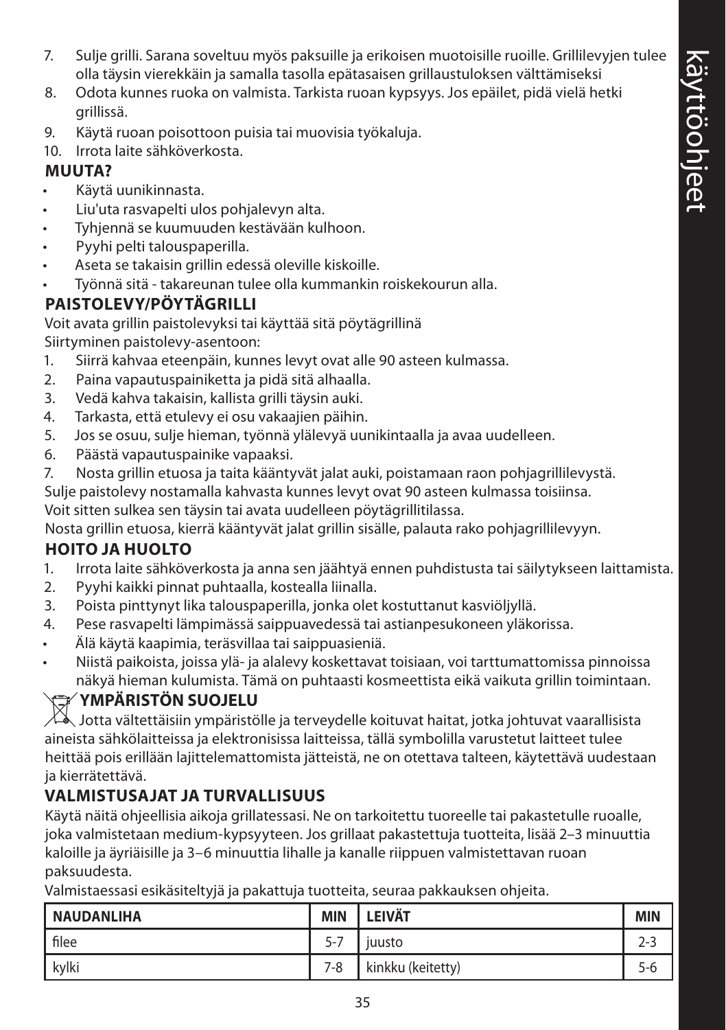7. Sulje grilli. Sarana soveltuu myös paksuille ja erikoisen muotoisille ruoille. Grillilevyjen tulee olla täysin vierekkäin ja samalla tasolla epätasaisen grillaustuloksen välttämiseksi
8. Odota kunnes ruoka on valmista. Tarkista ruoan kypsyys. Jos epäilet, pidä vielä hetki grillissä.
9. Käytä ruoan poisottoon puisia tai muovisia työkaluja.
10. Irrota laite sähköverkosta.

**MUUTA?**

- Käytä uunikinnasta.
- Liu'uta rasvapelti ulos pohjalevyn alta.
- Tyhjennä se kuumuuden kestävään kulhoon.
- Pyyhi pelti talouspaperilla.
- Aseta se takaisin grillin edessä oleville kiskoille.
- Työnnä sitä - takareunan tulee olla kummankin roiskekourun alla.

**PAISTOLEVY/PÖYTÄGRILLI**

Voit avata grillin paistolevyksi tai käyttää sitä pöytägrillinä

Siirtyminen paistolevy-asentoon:

1. Siirrä kahvaa eteenpäin, kunnes levyt ovat alle 90 asteen kulmassa.
2. Paina vapautuspainiketta ja pidä sitä alhaalla.
3. Vedä kahva takaisin, kallista grilli täysin auki.
4. Tarkasta, että etulevy ei osu vakaajien päihin.
5. Jos se osuu, sulje hieman, työnnä ylälevyä uunikintaalla ja avaa uudelleen.
6. Päästä vapautuspainike vapaaksi.
7. Nosta grillin etuosa ja taita kääntyvät jalat auki, poistamaan raon pohjagrillilevystä.

Sulje paistolevy nostamalla kahvasta kunnes levyt ovat 90 asteen kulmassa toisiinsa.

Voit sitten sulkea sen täysin tai avata uudelleen pöytägrillitilassa.

Nosta grillin etuosa, kierrä kääntyvät jalat grillin sisälle, palauta rako pohjagrillilevyyn.

**HOITO JA HUOLTO**

1. Irrota laite sähköverkosta ja anna sen jäähtyä ennen puhdistusta tai säilytykseen laittamista.
2. Pyyhi kaikki pinnat puhtaalla, kostealla liinalla.
3. Poista pinttynyt lika talouspaperilla, jonka olet kostuttanut kasviöljyllä.
4. Pese rasvapelti lämpimässä saippuavedessä tai astianpesukoneen yläkorissa.

- Älä käytä kaapimia, teräsvillaa tai saippuasieniä.
- Niistä paikoista, joissa ylä- ja alalevy koskettavat toisiaan, voi tarttumattomissa pinnoissa näkyä hieman kulumista. Tämä on puhtaasti kosmeettista eikä vaikuta grillin toimintaan.

**YMPÄRISTÖN SUOJELU**

Jotta vältettäisiin ympäristölle ja terveydelle koituvat haitat, jotka johtuvat vaarallisista aineista sähkölaitteissa ja elektronisissa laitteissa, tällä symbolilla varustetut laitteet tulee heittää pois erillään lajittelemattomista jätteistä, ne on otettava talteen, käytettävä uudestaan ja kierrätettävä.

**VALMISTUSAJAT JA TURVALLISUUS**

Käytä näitä ohjeellisia aikoja grillatessasi. Ne on tarkoitettu tuoreelle tai pakastetulle ruoalle, joka valmistetaan medium-kypsyyteen. Jos grillaat pakastettuja tuotteita, lisää 2–3 minuuttia kaloille ja äyriäisille ja 3–6 minuuttia lihalle ja kanalle riippuen valmistettavan ruoan paksuudesta.

Valmistaessasi esikäsiteltyjä ja pakattuja tuotteita, seuraa pakkauksen ohjeita.

| NAUDANLIHA | MIN | LEIVÄT | MIN |
|---|---|---|---|
| filee | 5-7 | juusto | 2-3 |
| kylki | 7-8 | kinkku (keitetty) | 5-6 |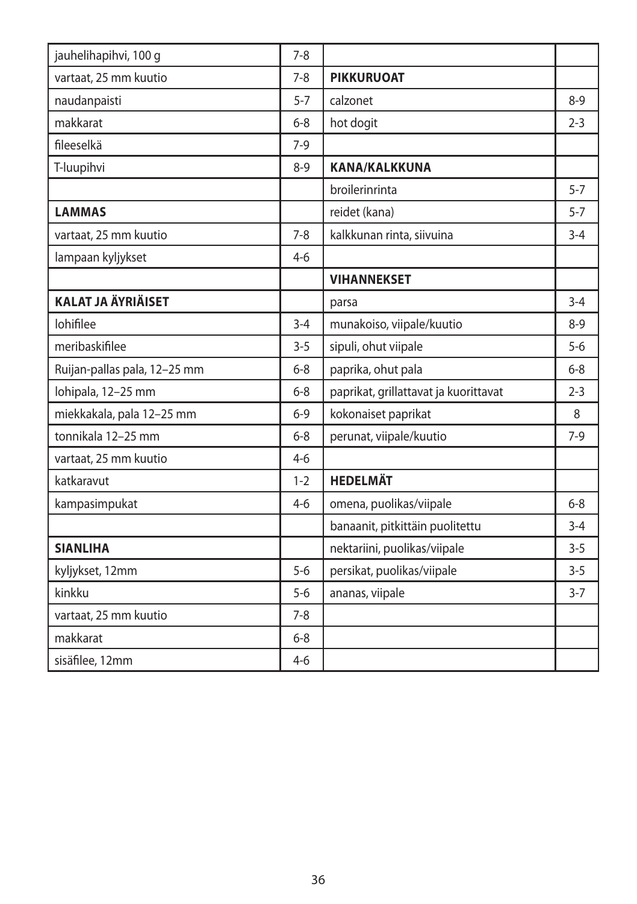| | | | |
|---|---|---|---|
| jauhelihapihvi, 100 g | 7-8 | | |
| vartaat, 25 mm kuutio | 7-8 | **PIKKURUOAT** | |
| naudanpaisti | 5-7 | calzonet | 8-9 |
| makkarat | 6-8 | hot dogit | 2-3 |
| fileeselkä | 7-9 | | |
| T-luupihvi | 8-9 | **KANA/KALKKUNA** | |
| | | broilerinrinta | 5-7 |
| **LAMMAS** | | reidet (kana) | 5-7 |
| vartaat, 25 mm kuutio | 7-8 | kalkkunan rinta, siivuina | 3-4 |
| lampaan kyljykset | 4-6 | | |
| | | **VIHANNEKSET** | |
| **KALAT JA ÄYRIÄISET** | | parsa | 3-4 |
| lohifilee | 3-4 | munakoiso, viipale/kuutio | 8-9 |
| meribaskifilee | 3-5 | sipuli, ohut viipale | 5-6 |
| Ruijan-pallas pala, 12–25 mm | 6-8 | paprika, ohut pala | 6-8 |
| lohipala, 12–25 mm | 6-8 | paprikat, grillattavat ja kuorittavat | 2-3 |
| miekkakala, pala 12–25 mm | 6-9 | kokonaiset paprikat | 8 |
| tonnikala 12–25 mm | 6-8 | perunat, viipale/kuutio | 7-9 |
| vartaat, 25 mm kuutio | 4-6 | | |
| katkaravut | 1-2 | **HEDELMÄT** | |
| kampasimpukat | 4-6 | omena, puolikas/viipale | 6-8 |
| | | banaanit, pitkittäin puolitettu | 3-4 |
| **SIANLIHA** | | nektariini, puolikas/viipale | 3-5 |
| kyljykset, 12mm | 5-6 | persikat, puolikas/viipale | 3-5 |
| kinkku | 5-6 | ananas, viipale | 3-7 |
| vartaat, 25 mm kuutio | 7-8 | | |
| makkarat | 6-8 | | |
| sisäfilee, 12mm | 4-6 | | |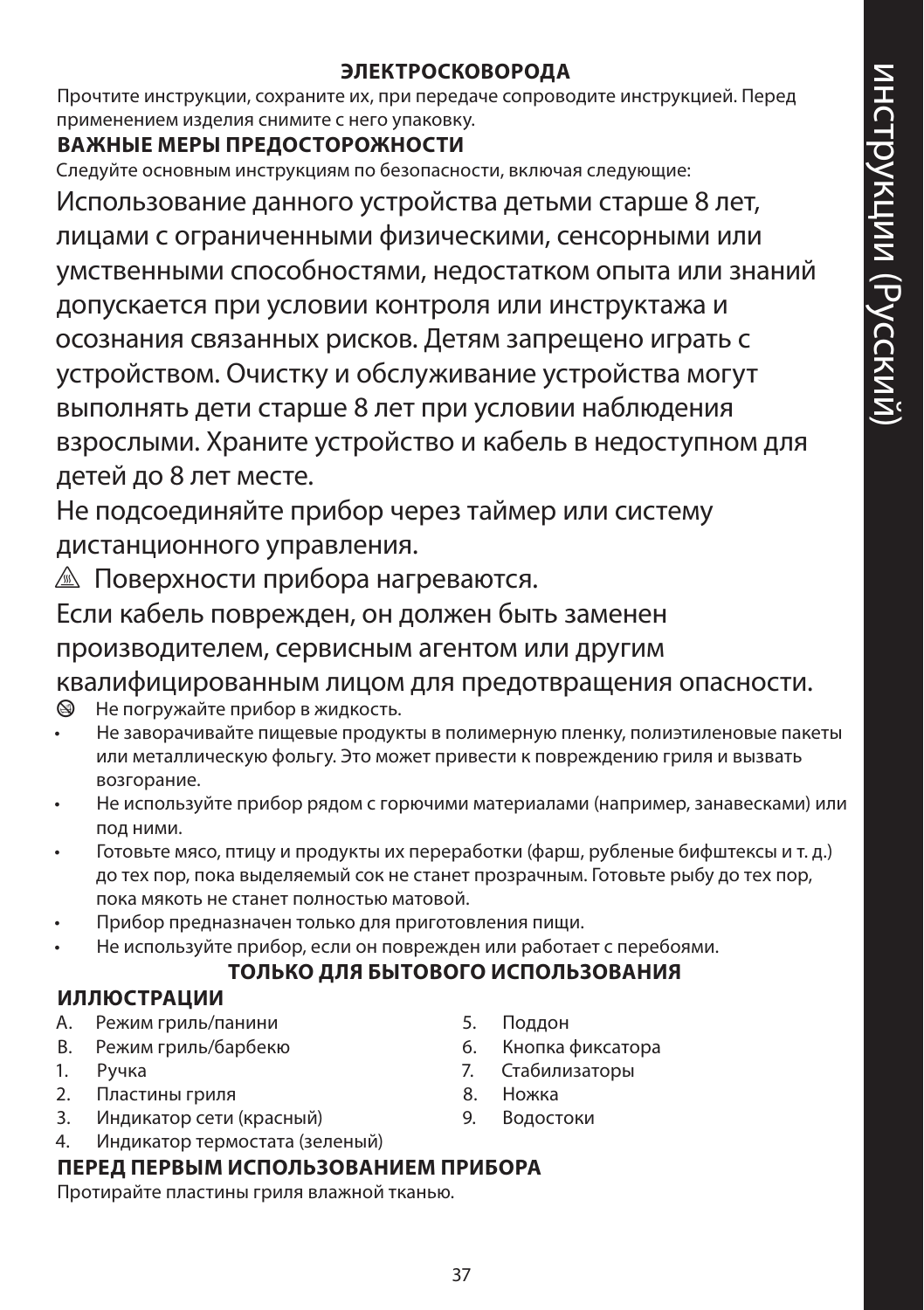## ЭЛЕКТРОСКОВОРОДА

Прочтите инструкции, сохраните их, при передаче сопроводите инструкцией. Перед применением изделия снимите с него упаковку.

### ВАЖНЫЕ МЕРЫ ПРЕДОСТОРОЖНОСТИ

Следуйте основным инструкциям по безопасности, включая следующие:

Использование данного устройства детьми старше 8 лет, лицами с ограниченными физическими, сенсорными или умственными способностями, недостатком опыта или знаний допускается при условии контроля или инструктажа и осознания связанных рисков. Детям запрещено играть с устройством. Очистку и обслуживание устройства могут выполнять дети старше 8 лет при условии наблюдения взрослыми. Храните устройство и кабель в недоступном для детей до 8 лет месте.

Не подсоединяйте прибор через таймер или систему дистанционного управления.

⚠ Поверхности прибора нагреваются.

Если кабель поврежден, он должен быть заменен производителем, сервисным агентом или другим квалифицированным лицом для предотвращения опасности.

⊘ Не погружайте прибор в жидкость.

- Не заворачивайте пищевые продукты в полимерную пленку, полиэтиленовые пакеты или металлическую фольгу. Это может привести к повреждению гриля и вызвать возгорание.
- Не используйте прибор рядом с горючими материалами (например, занавесками) или под ними.
- Готовьте мясо, птицу и продукты их переработки (фарш, рубленые бифштексы и т. д.) до тех пор, пока выделяемый сок не станет прозрачным. Готовьте рыбу до тех пор, пока мякоть не станет полностью матовой.
- Прибор предназначен только для приготовления пищи.
- Не используйте прибор, если он поврежден или работает с перебоями.

**ТОЛЬКО ДЛЯ БЫТОВОГО ИСПОЛЬЗОВАНИЯ**

### ИЛЛЮСТРАЦИИ

A. Режим гриль/панини
B. Режим гриль/барбекю
1. Ручка
2. Пластины гриля
3. Индикатор сети (красный)
4. Индикатор термостата (зеленый)
5. Поддон
6. Кнопка фиксатора
7. Стабилизаторы
8. Ножка
9. Водостоки

### ПЕРЕД ПЕРВЫМ ИСПОЛЬЗОВАНИЕМ ПРИБОРА

Протирайте пластины гриля влажной тканью.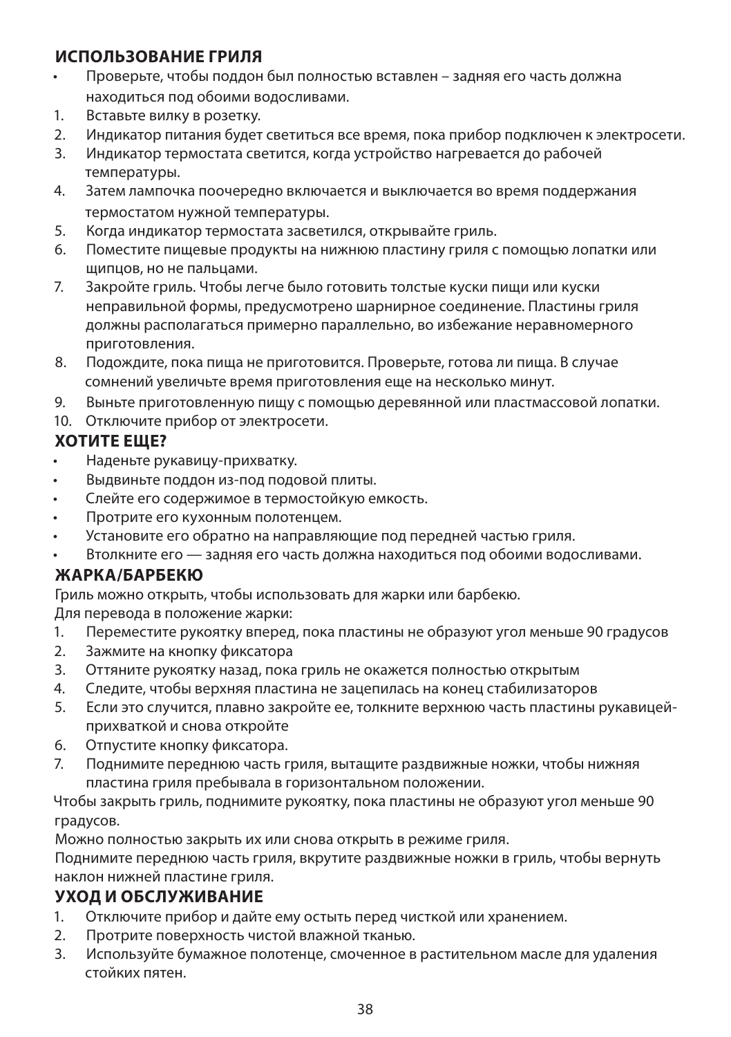## ИСПОЛЬЗОВАНИЕ ГРИЛЯ

- Проверьте, чтобы поддон был полностью вставлен – задняя его часть должна находиться под обоими водосливами.

1. Вставьте вилку в розетку.
2. Индикатор питания будет светиться все время, пока прибор подключен к электросети.
3. Индикатор термостата светится, когда устройство нагревается до рабочей температуры.
4. Затем лампочка поочередно включается и выключается во время поддержания термостатом нужной температуры.
5. Когда индикатор термостата засветился, открывайте гриль.
6. Поместите пищевые продукты на нижнюю пластину гриля с помощью лопатки или щипцов, но не пальцами.
7. Закройте гриль. Чтобы легче было готовить толстые куски пищи или куски неправильной формы, предусмотрено шарнирное соединение. Пластины гриля должны располагаться примерно параллельно, во избежание неравномерного приготовления.
8. Подождите, пока пища не приготовится. Проверьте, готова ли пища. В случае сомнений увеличьте время приготовления еще на несколько минут.
9. Выньте приготовленную пищу с помощью деревянной или пластмассовой лопатки.
10. Отключите прибор от электросети.

## ХОТИТЕ ЕЩЕ?

- Наденьте рукавицу-прихватку.
- Выдвиньте поддон из-под подовой плиты.
- Слейте его содержимое в термостойкую емкость.
- Протрите его кухонным полотенцем.
- Установите его обратно на направляющие под передней частью гриля.
- Втолкните его — задняя его часть должна находиться под обоими водосливами.

## ЖАРКА/БАРБЕКЮ

Гриль можно открыть, чтобы использовать для жарки или барбекю.

Для перевода в положение жарки:

1. Переместите рукоятку вперед, пока пластины не образуют угол меньше 90 градусов
2. Зажмите на кнопку фиксатора
3. Оттяните рукоятку назад, пока гриль не окажется полностью открытым
4. Следите, чтобы верхняя пластина не зацепилась на конец стабилизаторов
5. Если это случится, плавно закройте ее, толкните верхнюю часть пластины рукавицей-прихваткой и снова откройте
6. Отпустите кнопку фиксатора.
7. Поднимите переднюю часть гриля, вытащите раздвижные ножки, чтобы нижняя пластина гриля пребывала в горизонтальном положении.

Чтобы закрыть гриль, поднимите рукоятку, пока пластины не образуют угол меньше 90 градусов.

Можно полностью закрыть их или снова открыть в режиме гриля.

Поднимите переднюю часть гриля, вкрутите раздвижные ножки в гриль, чтобы вернуть наклон нижней пластине гриля.

## УХОД И ОБСЛУЖИВАНИЕ

1. Отключите прибор и дайте ему остыть перед чисткой или хранением.
2. Протрите поверхность чистой влажной тканью.
3. Используйте бумажное полотенце, смоченное в растительном масле для удаления стойких пятен.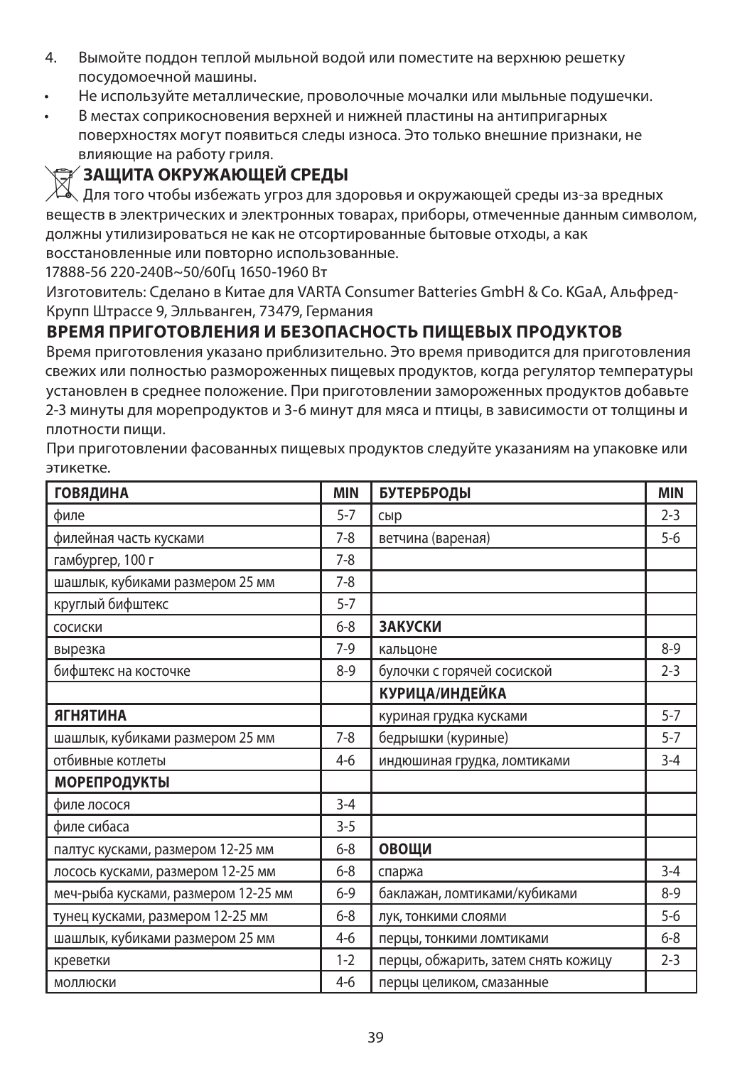4. Вымойте поддон теплой мыльной водой или поместите на верхнюю решетку посудомоечной машины.

- Не используйте металлические, проволочные мочалки или мыльные подушечки.
- В местах соприкосновения верхней и нижней пластины на антипригарных поверхностях могут появиться следы износа. Это только внешние признаки, не влияющие на работу гриля.

## ЗАЩИТА ОКРУЖАЮЩЕЙ СРЕДЫ

Для того чтобы избежать угроз для здоровья и окружающей среды из-за вредных веществ в электрических и электронных товарах, приборы, отмеченные данным символом, должны утилизироваться не как не отсортированные бытовые отходы, а как восстановленные или повторно использованные.

17888-56 220-240В~50/60Гц 1650-1960 Вт

Изготовитель: Сделано в Китае для VARTA Consumer Batteries GmbH & Co. KGaA, Альфред-Крупп Штрассе 9, Элльванген, 73479, Германия

## ВРЕМЯ ПРИГОТОВЛЕНИЯ И БЕЗОПАСНОСТЬ ПИЩЕВЫХ ПРОДУКТОВ

Время приготовления указано приблизительно. Это время приводится для приготовления свежих или полностью размороженных пищевых продуктов, когда регулятор температуры установлен в среднее положение. При приготовлении замороженных продуктов добавьте 2-3 минуты для морепродуктов и 3-6 минут для мяса и птицы, в зависимости от толщины и плотности пищи.

При приготовлении фасованных пищевых продуктов следуйте указаниям на упаковке или этикетке.

| **ГОВЯДИНА** | **MIN** | **БУТЕРБРОДЫ** | **MIN** |
|---|---|---|---|
| филе | 5-7 | сыр | 2-3 |
| филейная часть кусками | 7-8 | ветчина (вареная) | 5-6 |
| гамбургер, 100 г | 7-8 | | |
| шашлык, кубиками размером 25 мм | 7-8 | | |
| круглый бифштекс | 5-7 | | |
| сосиски | 6-8 | **ЗАКУСКИ** | |
| вырезка | 7-9 | кальцоне | 8-9 |
| бифштекс на косточке | 8-9 | булочки с горячей сосиской | 2-3 |
| | | **КУРИЦА/ИНДЕЙКА** | |
| **ЯГНЯТИНА** | | куриная грудка кусками | 5-7 |
| шашлык, кубиками размером 25 мм | 7-8 | бедрышки (куриные) | 5-7 |
| отбивные котлеты | 4-6 | индюшиная грудка, ломтиками | 3-4 |
| **МОРЕПРОДУКТЫ** | | | |
| филе лосося | 3-4 | | |
| филе сибаса | 3-5 | | |
| палтус кусками, размером 12-25 мм | 6-8 | **ОВОЩИ** | |
| лосось кусками, размером 12-25 мм | 6-8 | спаржа | 3-4 |
| меч-рыба кусками, размером 12-25 мм | 6-9 | баклажан, ломтиками/кубиками | 8-9 |
| тунец кусками, размером 12-25 мм | 6-8 | лук, тонкими слоями | 5-6 |
| шашлык, кубиками размером 25 мм | 4-6 | перцы, тонкими ломтиками | 6-8 |
| креветки | 1-2 | перцы, обжарить, затем снять кожицу | 2-3 |
| моллюски | 4-6 | перцы целиком, смазанные | |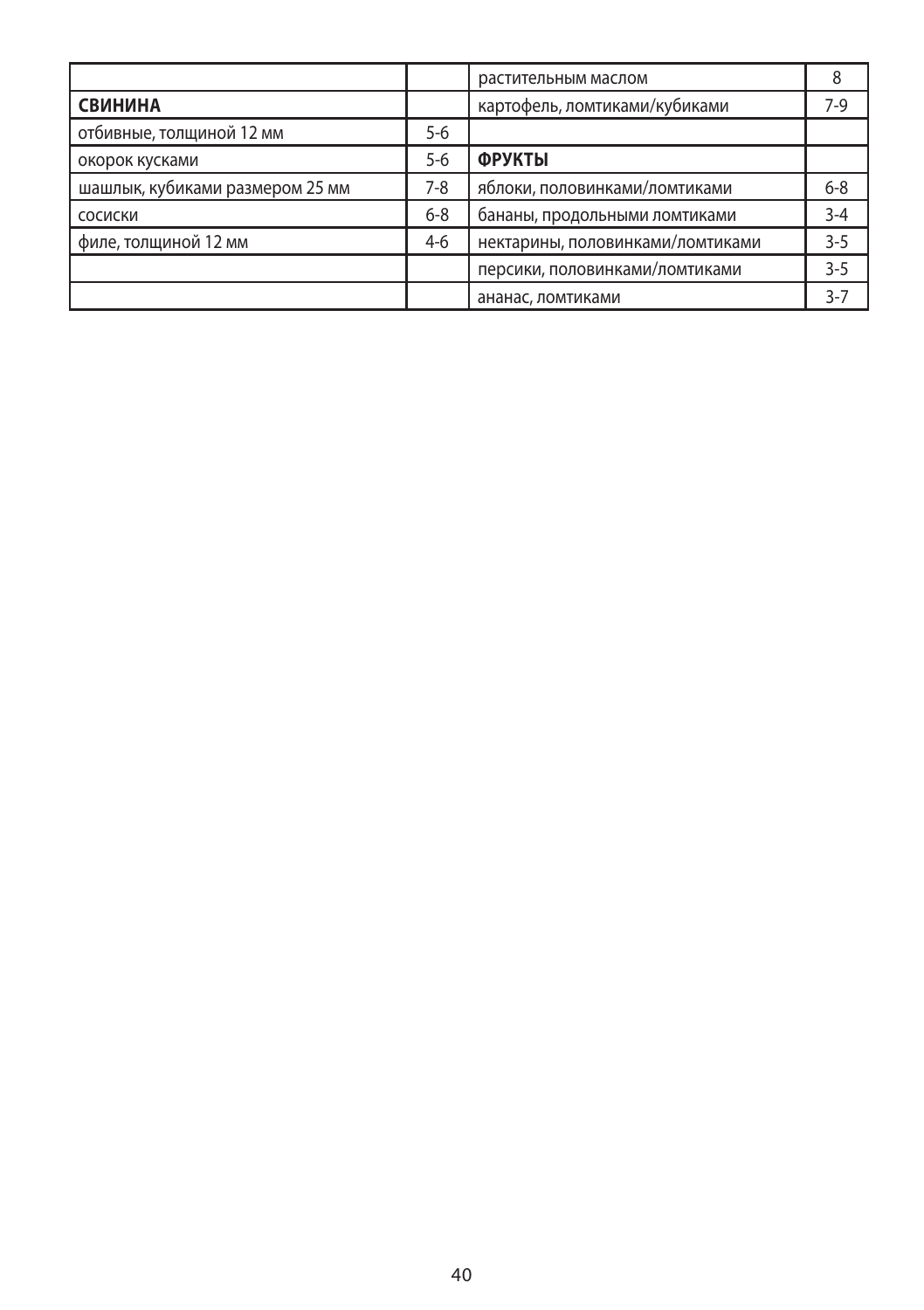| | | растительным маслом | 8 |
|---|---|---|---|
| **СВИНИНА** | | картофель, ломтиками/кубиками | 7-9 |
| отбивные, толщиной 12 мм | 5-6 | | |
| окорок кусками | 5-6 | **ФРУКТЫ** | |
| шашлык, кубиками размером 25 мм | 7-8 | яблоки, половинками/ломтиками | 6-8 |
| сосиски | 6-8 | бананы, продольными ломтиками | 3-4 |
| филе, толщиной 12 мм | 4-6 | нектарины, половинками/ломтиками | 3-5 |
| | | персики, половинками/ломтиками | 3-5 |
| | | ананас, ломтиками | 3-7 |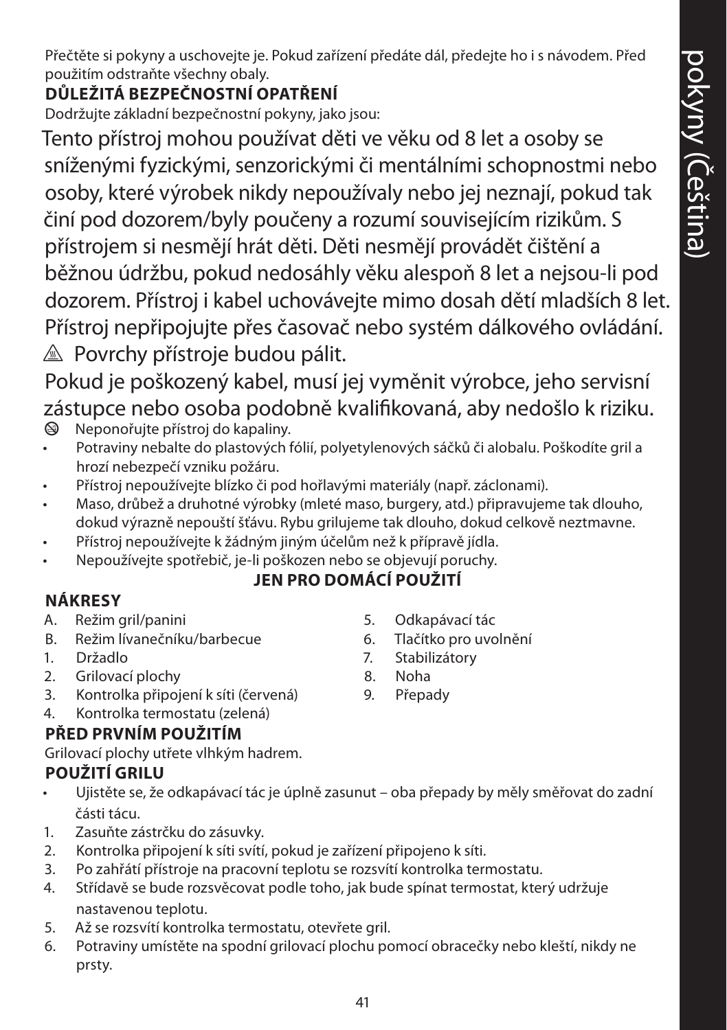Přečtěte si pokyny a uschovejte je. Pokud zařízení předáte dál, předejte ho i s návodem. Před použitím odstraňte všechny obaly.

**DŮLEŽITÁ BEZPEČNOSTNÍ OPATŘENÍ**

Dodržujte základní bezpečnostní pokyny, jako jsou:

Tento přístroj mohou používat děti ve věku od 8 let a osoby se sníženými fyzickými, senzorickými či mentálními schopnostmi nebo osoby, které výrobek nikdy nepoužívaly nebo jej neznají, pokud tak činí pod dozorem/byly poučeny a rozumí souvisejícím rizikům. S přístrojem si nesmějí hrát děti. Děti nesmějí provádět čištění a běžnou údržbu, pokud nedosáhly věku alespoň 8 let a nejsou-li pod dozorem. Přístroj i kabel uchovávejte mimo dosah dětí mladších 8 let. Přístroj nepřipojujte přes časovač nebo systém dálkového ovládání.

⚠ Povrchy přístroje budou pálit.

Pokud je poškozený kabel, musí jej vyměnit výrobce, jeho servisní zástupce nebo osoba podobně kvalifikovaná, aby nedošlo k riziku.

⊗ Neponořujte přístroj do kapaliny.

- Potraviny nebalte do plastových fólií, polyetylenových sáčků či alobalu. Poškodíte gril a hrozí nebezpečí vzniku požáru.
- Přístroj nepoužívejte blízko či pod hořlavými materiály (např. záclonami).
- Maso, drůbež a druhotné výrobky (mleté maso, burgery, atd.) připravujeme tak dlouho, dokud výrazně nepouští šťávu. Rybu grilujeme tak dlouho, dokud celkově neztmavne.
- Přístroj nepoužívejte k žádným jiným účelům než k přípravě jídla.
- Nepoužívejte spotřebič, je-li poškozen nebo se objevují poruchy.

**JEN PRO DOMÁCÍ POUŽITÍ**

**NÁKRESY**

A. Režim gril/panini
B. Režim lívanečníku/barbecue
1. Držadlo
2. Grilovací plochy
3. Kontrolka připojení k síti (červená)
4. Kontrolka termostatu (zelená)
5. Odkapávací tác
6. Tlačítko pro uvolnění
7. Stabilizátory
8. Noha
9. Přepady

**PŘED PRVNÍM POUŽITÍM**

Grilovací plochy utřete vlhkým hadrem.

**POUŽITÍ GRILU**

- Ujistěte se, že odkapávací tác je úplně zasunut – oba přepady by měly směřovat do zadní části tácu.

1. Zasuňte zástrčku do zásuvky.
2. Kontrolka připojení k síti svítí, pokud je zařízení připojeno k síti.
3. Po zahřátí přístroje na pracovní teplotu se rozsvítí kontrolka termostatu.
4. Střídavě se bude rozsvěcovat podle toho, jak bude spínat termostat, který udržuje nastavenou teplotu.
5. Až se rozsvítí kontrolka termostatu, otevřete gril.
6. Potraviny umístěte na spodní grilovací plochu pomocí obracečky nebo kleští, nikdy ne prsty.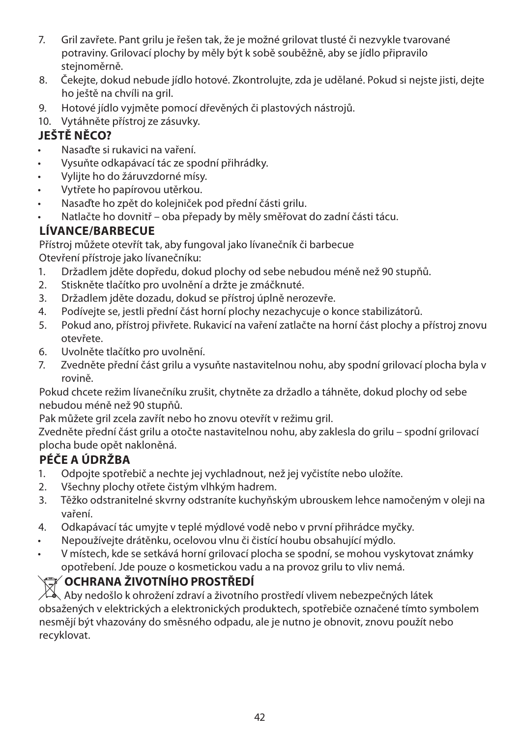7. Gril zavřete. Pant grilu je řešen tak, že je možné grilovat tlusté či nezvykle tvarované potraviny. Grilovací plochy by měly být k sobě souběžně, aby se jídlo připravilo stejnoměrně.
8. Čekejte, dokud nebude jídlo hotové. Zkontrolujte, zda je udělané. Pokud si nejste jisti, dejte ho ještě na chvíli na gril.
9. Hotové jídlo vyjměte pomocí dřevěných či plastových nástrojů.
10. Vytáhněte přístroj ze zásuvky.

## JEŠTĚ NĚCO?

- Nasaďte si rukavici na vaření.
- Vysuňte odkapávací tác ze spodní přihrádky.
- Vylijte ho do žáruvzdorné mísy.
- Vytřete ho papírovou utěrkou.
- Nasaďte ho zpět do kolejniček pod přední části grilu.
- Natlačte ho dovnitř – oba přepady by měly směřovat do zadní části tácu.

## LÍVANCE/BARBECUE

Přístroj můžete otevřít tak, aby fungoval jako lívanečník či barbecue

Otevření přístroje jako lívanečníku:

1. Držadlem jděte dopředu, dokud plochy od sebe nebudou méně než 90 stupňů.
2. Stiskněte tlačítko pro uvolnění a držte je zmáčknuté.
3. Držadlem jděte dozadu, dokud se přístroj úplně nerozevře.
4. Podívejte se, jestli přední část horní plochy nezachycuje o konce stabilizátorů.
5. Pokud ano, přístroj přivřete. Rukavicí na vaření zatlačte na horní část plochy a přístroj znovu otevřete.
6. Uvolněte tlačítko pro uvolnění.
7. Zvedněte přední část grilu a vysuňte nastavitelnou nohu, aby spodní grilovací plocha byla v rovině.

Pokud chcete režim lívanečníku zrušit, chytněte za držadlo a táhněte, dokud plochy od sebe nebudou méně než 90 stupňů.

Pak můžete gril zcela zavřít nebo ho znovu otevřít v režimu gril.

Zvedněte přední část grilu a otočte nastavitelnou nohu, aby zaklesla do grilu – spodní grilovací plocha bude opět nakloněná.

## PÉČE A ÚDRŽBA

1. Odpojte spotřebič a nechte jej vychladnout, než jej vyčistíte nebo uložíte.
2. Všechny plochy otřete čistým vlhkým hadrem.
3. Těžko odstranitelné skvrny odstraníte kuchyňským ubrouskem lehce namočeným v oleji na vaření.
4. Odkapávací tác umyjte v teplé mýdlové vodě nebo v první přihrádce myčky.

- Nepoužívejte drátěnku, ocelovou vlnu či čistící houbu obsahující mýdlo.
- V místech, kde se setkává horní grilovací plocha se spodní, se mohou vyskytovat známky opotřebení. Jde pouze o kosmetickou vadu a na provoz grilu to vliv nemá.

## OCHRANA ŽIVOTNÍHO PROSTŘEDÍ

Aby nedošlo k ohrožení zdraví a životního prostředí vlivem nebezpečných látek obsažených v elektrických a elektronických produktech, spotřebiče označené tímto symbolem nesmějí být vhazovány do směsného odpadu, ale je nutno je obnovit, znovu použít nebo recyklovat.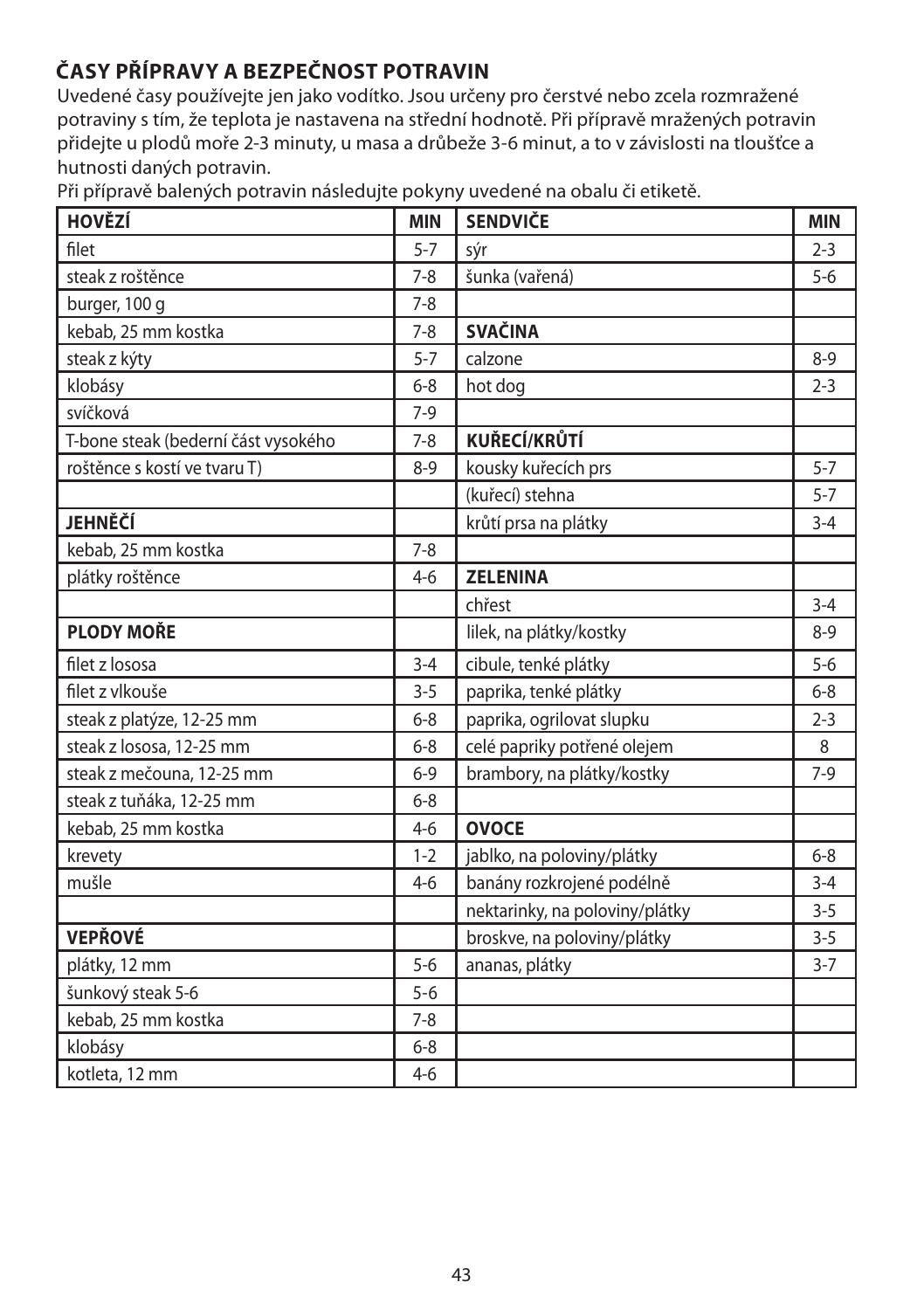## ČASY PŘÍPRAVY A BEZPEČNOST POTRAVIN

Uvedené časy používejte jen jako vodítko. Jsou určeny pro čerstvé nebo zcela rozmražené potraviny s tím, že teplota je nastavena na střední hodnotě. Při přípravě mražených potravin přidejte u plodů moře 2-3 minuty, u masa a drůbeže 3-6 minut, a to v závislosti na tloušťce a hutnosti daných potravin.

Při přípravě balených potravin následujte pokyny uvedené na obalu či etiketě.

| **HOVĚZÍ** | **MIN** | **SENDVIČE** | **MIN** |
|---|---|---|---|
| filet | 5-7 | sýr | 2-3 |
| steak z roštěnce | 7-8 | šunka (vařená) | 5-6 |
| burger, 100 g | 7-8 | | |
| kebab, 25 mm kostka | 7-8 | **SVAČINA** | |
| steak z kýty | 5-7 | calzone | 8-9 |
| klobásy | 6-8 | hot dog | 2-3 |
| svíčková | 7-9 | | |
| T-bone steak (bederní část vysokého | 7-8 | **KUŘECÍ/KRŮTÍ** | |
| roštěnce s kostí ve tvaru T) | 8-9 | kousky kuřecích prs | 5-7 |
| | | (kuřecí) stehna | 5-7 |
| **JEHNĚČÍ** | | krůtí prsa na plátky | 3-4 |
| kebab, 25 mm kostka | 7-8 | | |
| plátky roštěnce | 4-6 | **ZELENINA** | |
| | | chřest | 3-4 |
| **PLODY MOŘE** | | lilek, na plátky/kostky | 8-9 |
| filet z lososa | 3-4 | cibule, tenké plátky | 5-6 |
| filet z vlkouše | 3-5 | paprika, tenké plátky | 6-8 |
| steak z platýze, 12-25 mm | 6-8 | paprika, ogrilovat slupku | 2-3 |
| steak z lososa, 12-25 mm | 6-8 | celé papriky potřené olejem | 8 |
| steak z mečouna, 12-25 mm | 6-9 | brambory, na plátky/kostky | 7-9 |
| steak z tuňáka, 12-25 mm | 6-8 | | |
| kebab, 25 mm kostka | 4-6 | **OVOCE** | |
| krevety | 1-2 | jablko, na poloviny/plátky | 6-8 |
| mušle | 4-6 | banány rozkrojené podélně | 3-4 |
| | | nektarinky, na poloviny/plátky | 3-5 |
| **VEPŘOVÉ** | | broskve, na poloviny/plátky | 3-5 |
| plátky, 12 mm | 5-6 | ananas, plátky | 3-7 |
| šunkový steak 5-6 | 5-6 | | |
| kebab, 25 mm kostka | 7-8 | | |
| klobásy | 6-8 | | |
| kotleta, 12 mm | 4-6 | | |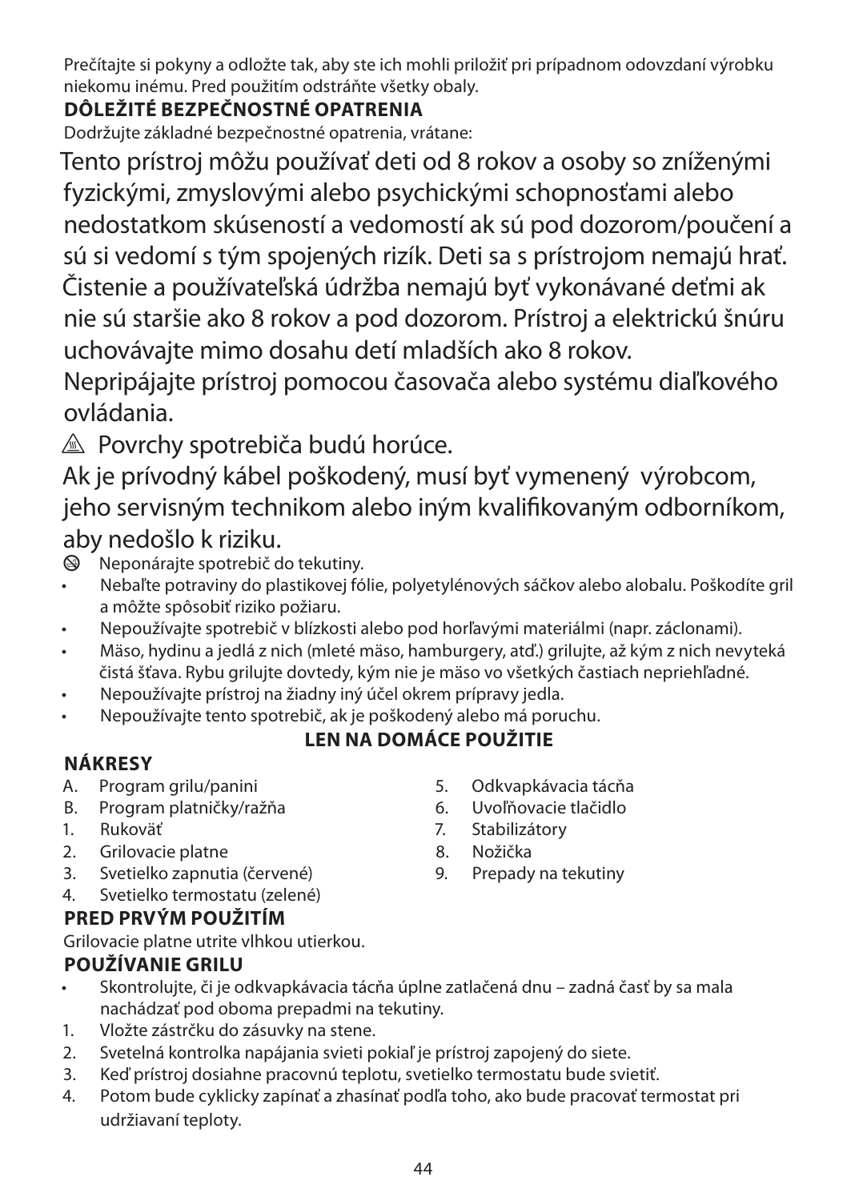Prečítajte si pokyny a odložte tak, aby ste ich mohli priložiť pri prípadnom odovzdaní výrobku niekomu inému. Pred použitím odstráňte všetky obaly.

**DÔLEŽITÉ BEZPEČNOSTNÉ OPATRENIA**

Dodržujte základné bezpečnostné opatrenia, vrátane:

Tento prístroj môžu používať deti od 8 rokov a osoby so zníženými fyzickými, zmyslovými alebo psychickými schopnosťami alebo nedostatkom skúseností a vedomostí ak sú pod dozorom/poučení a sú si vedomí s tým spojených rizík. Deti sa s prístrojom nemajú hrať. Čistenie a používateľská údržba nemajú byť vykonávané deťmi ak nie sú staršie ako 8 rokov a pod dozorom. Prístroj a elektrickú šnúru uchovávajte mimo dosahu detí mladších ako 8 rokov.

Nepripájajte prístroj pomocou časovača alebo systému diaľkového ovládania.

⚠ Povrchy spotrebiča budú horúce.

Ak je prívodný kábel poškodený, musí byť vymenený výrobcom, jeho servisným technikom alebo iným kvalifikovaným odborníkom, aby nedošlo k riziku.

- ⊗ Neponárajte spotrebič do tekutiny.
- Nebaľte potraviny do plastikovej fólie, polyetylénových sáčkov alebo alobalu. Poškodíte gril a môžte spôsobiť riziko požiaru.
- Nepoužívajte spotrebič v blízkosti alebo pod horľavými materiálmi (napr. záclonami).
- Mäso, hydinu a jedlá z nich (mleté mäso, hamburgery, atď.) grilujte, až kým z nich nevyteká čistá šťava. Rybu grilujte dovtedy, kým nie je mäso vo všetkých častiach nepriehľadné.
- Nepoužívajte prístroj na žiadny iný účel okrem prípravy jedla.
- Nepoužívajte tento spotrebič, ak je poškodený alebo má poruchu.

**LEN NA DOMÁCE POUŽITIE**

**NÁKRESY**

A. Program grilu/panini
B. Program platničky/ražňa
1. Rukoväť
2. Grilovacie platne
3. Svetielko zapnutia (červené)
4. Svetielko termostatu (zelené)
5. Odkvapkávacia tácňa
6. Uvoľňovacie tlačidlo
7. Stabilizátory
8. Nožička
9. Prepady na tekutiny

**PRED PRVÝM POUŽITÍM**

Grilovacie platne utrite vlhkou utierkou.

**POUŽÍVANIE GRILU**

- Skontrolujte, či je odkvapkávacia tácňa úplne zatlačená dnu – zadná časť by sa mala nachádzať pod oboma prepadmi na tekutiny.

1. Vložte zástrčku do zásuvky na stene.
2. Svetelná kontrolka napájania svieti pokiaľ je prístroj zapojený do siete.
3. Keď prístroj dosiahne pracovnú teplotu, svetielko termostatu bude svietiť.
4. Potom bude cyklicky zapínať a zhasínať podľa toho, ako bude pracovať termostat pri udržiavaní teploty.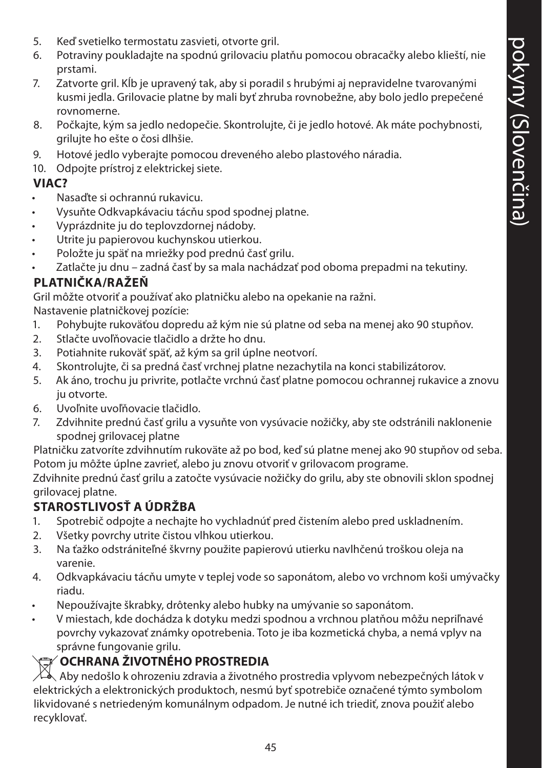5. Keď svetielko termostatu zasvieti, otvorte gril.
6. Potraviny poukladajte na spodnú grilovaciu platňu pomocou obracačky alebo kliešti, nie prstami.
7. Zatvorte gril. Kĺb je upravený tak, aby si poradil s hrubými aj nepravidelne tvarovanými kusmi jedla. Grilovacie platne by mali byť zhruba rovnobežne, aby bolo jedlo prepečené rovnomerne.
8. Počkajte, kým sa jedlo nedopečie. Skontrolujte, či je jedlo hotové. Ak máte pochybnosti, grilujte ho ešte o čosi dlhšie.
9. Hotové jedlo vyberajte pomocou dreveného alebo plastového náradia.
10. Odpojte prístroj z elektrickej siete.

## VIAC?

- Nasaďte si ochrannú rukavicu.
- Vysuňte Odkvapkávaciu tácňu spod spodnej platne.
- Vyprázdnite ju do teplovzdornej nádoby.
- Utrite ju papierovou kuchynskou utierkou.
- Položte ju späť na mriežky pod prednú časť grilu.
- Zatlačte ju dnu – zadná časť by sa mala nachádzať pod oboma prepadmi na tekutiny.

## PLATNIČKA/RAŽEŇ

Gril môžte otvoriť a používať ako platničku alebo na opekanie na ražni.
Nastavenie platničkovej pozície:

1. Pohybujte rukoväťou dopredu až kým nie sú platne od seba na menej ako 90 stupňov.
2. Stlačte uvoľňovacie tlačidlo a držte ho dnu.
3. Potiahnite rukoväť späť, až kým sa gril úplne neotvorí.
4. Skontrolujte, či sa predná časť vrchnej platne nezachytila na konci stabilizátorov.
5. Ak áno, trochu ju privrite, potlačte vrchnú časť platne pomocou ochrannej rukavice a znovu ju otvorte.
6. Uvoľnite uvoľňovacie tlačidlo.
7. Zdvihnite prednú časť grilu a vysuňte von vysúvacie nožičky, aby ste odstránili naklonenie spodnej grilovacej platne

Platničku zatvoríte zdvihnutím rukoväte až po bod, keď sú platne menej ako 90 stupňov od seba. Potom ju môžte úplne zavrieť, alebo ju znovu otvoriť v grilovacom programe.
Zdvihnite prednú časť grilu a zatočte vysúvacie nožičky do grilu, aby ste obnovili sklon spodnej grilovacej platne.

## STAROSTLIVOSŤ A ÚDRŽBA

1. Spotrebič odpojte a nechajte ho vychladnúť pred čistením alebo pred uskladnením.
2. Všetky povrchy utrite čistou vlhkou utierkou.
3. Na ťažko odstrániteľné škvrny použite papierovú utierku navlhčenú troškou oleja na varenie.
4. Odkvapkávaciu tácňu umyte v teplej vode so saponátom, alebo vo vrchnom koši umývačky riadu.

- Nepoužívajte škrabky, drôtenky alebo hubky na umývanie so saponátom.
- V miestach, kde dochádza k dotyku medzi spodnou a vrchnou platňou môžu nepriľnavé povrchy vykazovať známky opotrebenia. Toto je iba kozmetická chyba, a nemá vplyv na správne fungovanie grilu.

## OCHRANA ŽIVOTNÉHO PROSTREDIA

Aby nedošlo k ohrozeniu zdravia a životného prostredia vplyvom nebezpečných látok v elektrických a elektronických produktoch, nesmú byť spotrebiče označené týmto symbolom likvidované s netriedeným komunálnym odpadom. Je nutné ich triediť, znova použiť alebo recyklovať.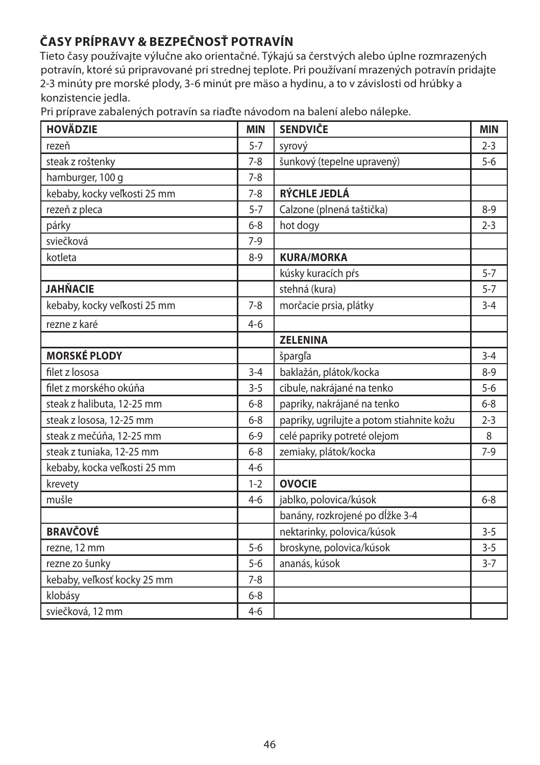## ČASY PRÍPRAVY & BEZPEČNOSŤ POTRAVÍN

Tieto časy používajte výlučne ako orientačné. Týkajú sa čerstvých alebo úplne rozmrazených potravín, ktoré sú pripravované pri strednej teplote. Pri používaní mrazených potravín pridajte 2-3 minúty pre morské plody, 3-6 minút pre mäso a hydinu, a to v závislosti od hrúbky a konzistencie jedla.

Pri príprave zabalených potravín sa riaďte návodom na balení alebo nálepke.

| **HOVÄDZIE** | **MIN** | **SENDVIČE** | **MIN** |
|---|---|---|---|
| rezeň | 5-7 | syrový | 2-3 |
| steak z roštenky | 7-8 | šunkový (tepelne upravený) | 5-6 |
| hamburger, 100 g | 7-8 | | |
| kebaby, kocky veľkosti 25 mm | 7-8 | **RÝCHLE JEDLÁ** | |
| rezeň z pleca | 5-7 | Calzone (plnená taštička) | 8-9 |
| párky | 6-8 | hot dogy | 2-3 |
| sviečková | 7-9 | | |
| kotleta | 8-9 | **KURA/MORKA** | |
| | | kúsky kuracích pŕs | 5-7 |
| **JAHŇACIE** | | stehná (kura) | 5-7 |
| kebaby, kocky veľkosti 25 mm | 7-8 | morčacie prsia, plátky | 3-4 |
| rezne z karé | 4-6 | | |
| | | **ZELENINA** | |
| **MORSKÉ PLODY** | | špargľa | 3-4 |
| filet z lososa | 3-4 | baklažán, plátok/kocka | 8-9 |
| filet z morského okúňa | 3-5 | cibule, nakrájané na tenko | 5-6 |
| steak z halibuta, 12-25 mm | 6-8 | papriky, nakrájané na tenko | 6-8 |
| steak z lososa, 12-25 mm | 6-8 | papriky, ugrilujte a potom stiahnite kožu | 2-3 |
| steak z mečúňa, 12-25 mm | 6-9 | celé papriky potreté olejom | 8 |
| steak z tuniaka, 12-25 mm | 6-8 | zemiaky, plátok/kocka | 7-9 |
| kebaby, kocka veľkosti 25 mm | 4-6 | | |
| krevety | 1-2 | **OVOCIE** | |
| mušle | 4-6 | jablko, polovica/kúsok | 6-8 |
| | | banány, rozkrojené po dĺžke 3-4 | |
| **BRAVČOVÉ** | | nektarinky, polovica/kúsok | 3-5 |
| rezne, 12 mm | 5-6 | broskyne, polovica/kúsok | 3-5 |
| rezne zo šunky | 5-6 | ananás, kúsok | 3-7 |
| kebaby, veľkosť kocky 25 mm | 7-8 | | |
| klobásy | 6-8 | | |
| sviečková, 12 mm | 4-6 | | |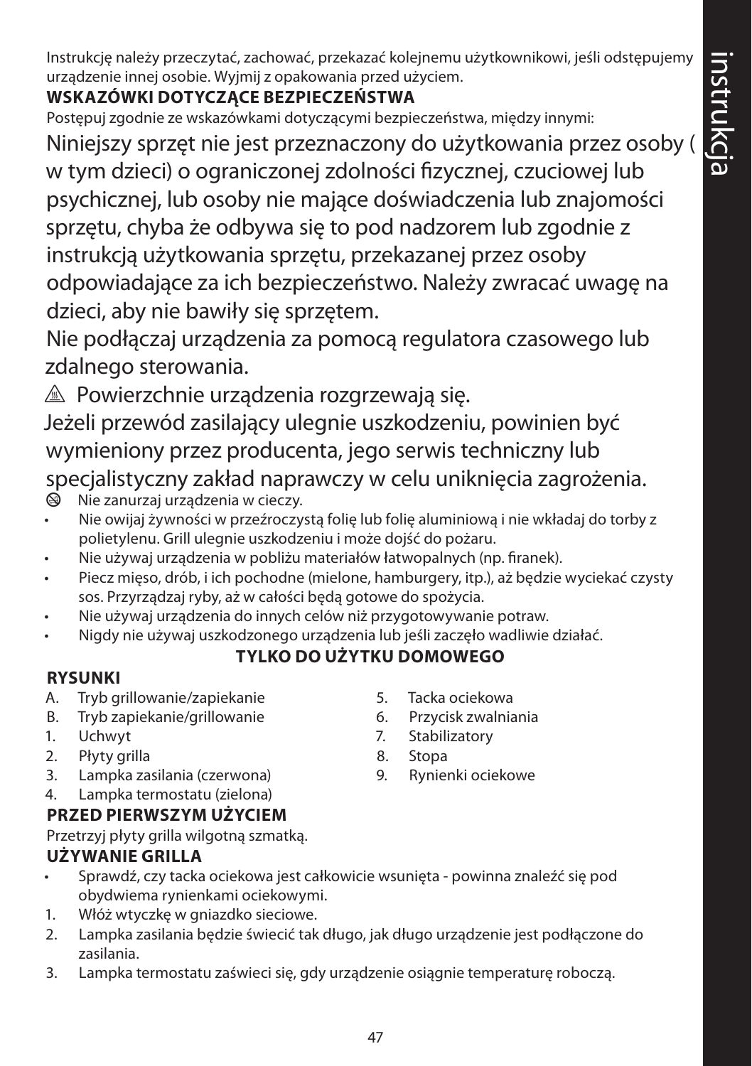Instrukcję należy przeczytać, zachować, przekazać kolejnemu użytkownikowi, jeśli odstępujemy urządzenie innej osobie. Wyjmij z opakowania przed użyciem.

**WSKAZÓWKI DOTYCZĄCE BEZPIECZEŃSTWA**

Postępuj zgodnie ze wskazówkami dotyczącymi bezpieczeństwa, między innymi:

Niniejszy sprzęt nie jest przeznaczony do użytkowania przez osoby ( w tym dzieci) o ograniczonej zdolności fizycznej, czuciowej lub psychicznej, lub osoby nie mające doświadczenia lub znajomości sprzętu, chyba że odbywa się to pod nadzorem lub zgodnie z instrukcją użytkowania sprzętu, przekazanej przez osoby odpowiadające za ich bezpieczeństwo. Należy zwracać uwagę na dzieci, aby nie bawiły się sprzętem.

Nie podłączaj urządzenia za pomocą regulatora czasowego lub zdalnego sterowania.

⚠ Powierzchnie urządzenia rozgrzewają się.

Jeżeli przewód zasilający ulegnie uszkodzeniu, powinien być wymieniony przez producenta, jego serwis techniczny lub specjalistyczny zakład naprawczy w celu uniknięcia zagrożenia.

⊘ Nie zanurzaj urządzenia w cieczy.

- Nie owijaj żywności w przeźroczystą folię lub folię aluminiową i nie wkładaj do torby z polietylenu. Grill ulegnie uszkodzeniu i może dojść do pożaru.
- Nie używaj urządzenia w pobliżu materiałów łatwopalnych (np. firanek).
- Piecz mięso, drób, i ich pochodne (mielone, hamburgery, itp.), aż będzie wyciekać czysty sos. Przyrządzaj ryby, aż w całości będą gotowe do spożycia.
- Nie używaj urządzenia do innych celów niż przygotowywanie potraw.
- Nigdy nie używaj uszkodzonego urządzenia lub jeśli zaczęło wadliwie działać.

**TYLKO DO UŻYTKU DOMOWEGO**

**RYSUNKI**

A. Tryb grillowanie/zapiekanie
B. Tryb zapiekanie/grillowanie
1. Uchwyt
2. Płyty grilla
3. Lampka zasilania (czerwona)
4. Lampka termostatu (zielona)
5. Tacka ociekowa
6. Przycisk zwalniania
7. Stabilizatory
8. Stopa
9. Rynienki ociekowe

**PRZED PIERWSZYM UŻYCIEM**

Przetrzyj płyty grilla wilgotną szmatką.

**UŻYWANIE GRILLA**

- Sprawdź, czy tacka ociekowa jest całkowicie wsunięta - powinna znaleźć się pod obydwiema rynienkami ociekowymi.

1. Włóż wtyczkę w gniazdko sieciowe.
2. Lampka zasilania będzie świecić tak długo, jak długo urządzenie jest podłączone do zasilania.
3. Lampka termostatu zaświeci się, gdy urządzenie osiągnie temperaturę roboczą.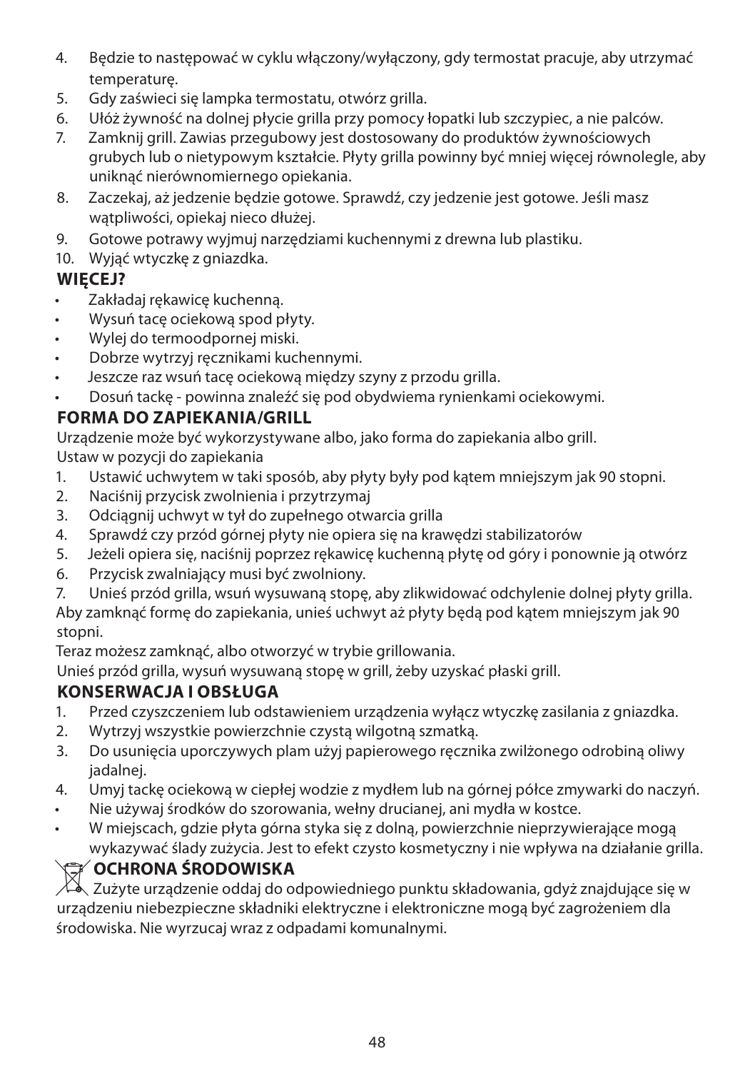4. Będzie to następować w cyklu włączony/wyłączony, gdy termostat pracuje, aby utrzymać temperaturę.
5. Gdy zaświeci się lampka termostatu, otwórz grilla.
6. Ułóż żywność na dolnej płycie grilla przy pomocy łopatki lub szczypiec, a nie palców.
7. Zamknij grill. Zawias przegubowy jest dostosowany do produktów żywnościowych grubych lub o nietypowym kształcie. Płyty grilla powinny być mniej więcej równolegle, aby uniknąć nierównomiernego opiekania.
8. Zaczekaj, aż jedzenie będzie gotowe. Sprawdź, czy jedzenie jest gotowe. Jeśli masz wątpliwości, opiekaj nieco dłużej.
9. Gotowe potrawy wyjmuj narzędziami kuchennymi z drewna lub plastiku.
10. Wyjąć wtyczkę z gniazdka.

## WIĘCEJ?

- Zakładaj rękawicę kuchenną.
- Wysuń tacę ociekową spod płyty.
- Wylej do termoodpornej miski.
- Dobrze wytrzyj ręcznikami kuchennymi.
- Jeszcze raz wsuń tacę ociekową między szyny z przodu grilla.
- Dosuń tackę - powinna znaleźć się pod obydwiema rynienkami ociekowymi.

## FORMA DO ZAPIEKANIA/GRILL

Urządzenie może być wykorzystywane albo, jako forma do zapiekania albo grill.
Ustaw w pozycji do zapiekania

1. Ustawić uchwytem w taki sposób, aby płyty były pod kątem mniejszym jak 90 stopni.
2. Naciśnij przycisk zwolnienia i przytrzymaj
3. Odciągnij uchwyt w tył do zupełnego otwarcia grilla
4. Sprawdź czy przód górnej płyty nie opiera się na krawędzi stabilizatorów
5. Jeżeli opiera się, naciśnij poprzez rękawicę kuchenną płytę od góry i ponownie ją otwórz
6. Przycisk zwalniający musi być zwolniony.
7. Unieś przód grilla, wsuń wysuwaną stopę, aby zlikwidować odchylenie dolnej płyty grilla.

Aby zamknąć formę do zapiekania, unieś uchwyt aż płyty będą pod kątem mniejszym jak 90 stopni.

Teraz możesz zamknąć, albo otworzyć w trybie grillowania.

Unieś przód grilla, wysuń wysuwaną stopę w grill, żeby uzyskać płaski grill.

## KONSERWACJA I OBSŁUGA

1. Przed czyszczeniem lub odstawieniem urządzenia wyłącz wtyczkę zasilania z gniazdka.
2. Wytrzyj wszystkie powierzchnie czystą wilgotną szmatką.
3. Do usunięcia uporczywych plam użyj papierowego ręcznika zwilżonego odrobiną oliwy jadalnej.
4. Umyj tackę ociekową w ciepłej wodzie z mydłem lub na górnej półce zmywarki do naczyń.

- Nie używaj środków do szorowania, wełny drucianej, ani mydła w kostce.
- W miejscach, gdzie płyta górna styka się z dolną, powierzchnie nieprzywierające mogą wykazywać ślady zużycia. Jest to efekt czysto kosmetyczny i nie wpływa na działanie grilla.

## OCHRONA ŚRODOWISKA

Zużyte urządzenie oddaj do odpowiedniego punktu składowania, gdyż znajdujące się w urządzeniu niebezpieczne składniki elektryczne i elektroniczne mogą być zagrożeniem dla środowiska. Nie wyrzucaj wraz z odpadami komunalnymi.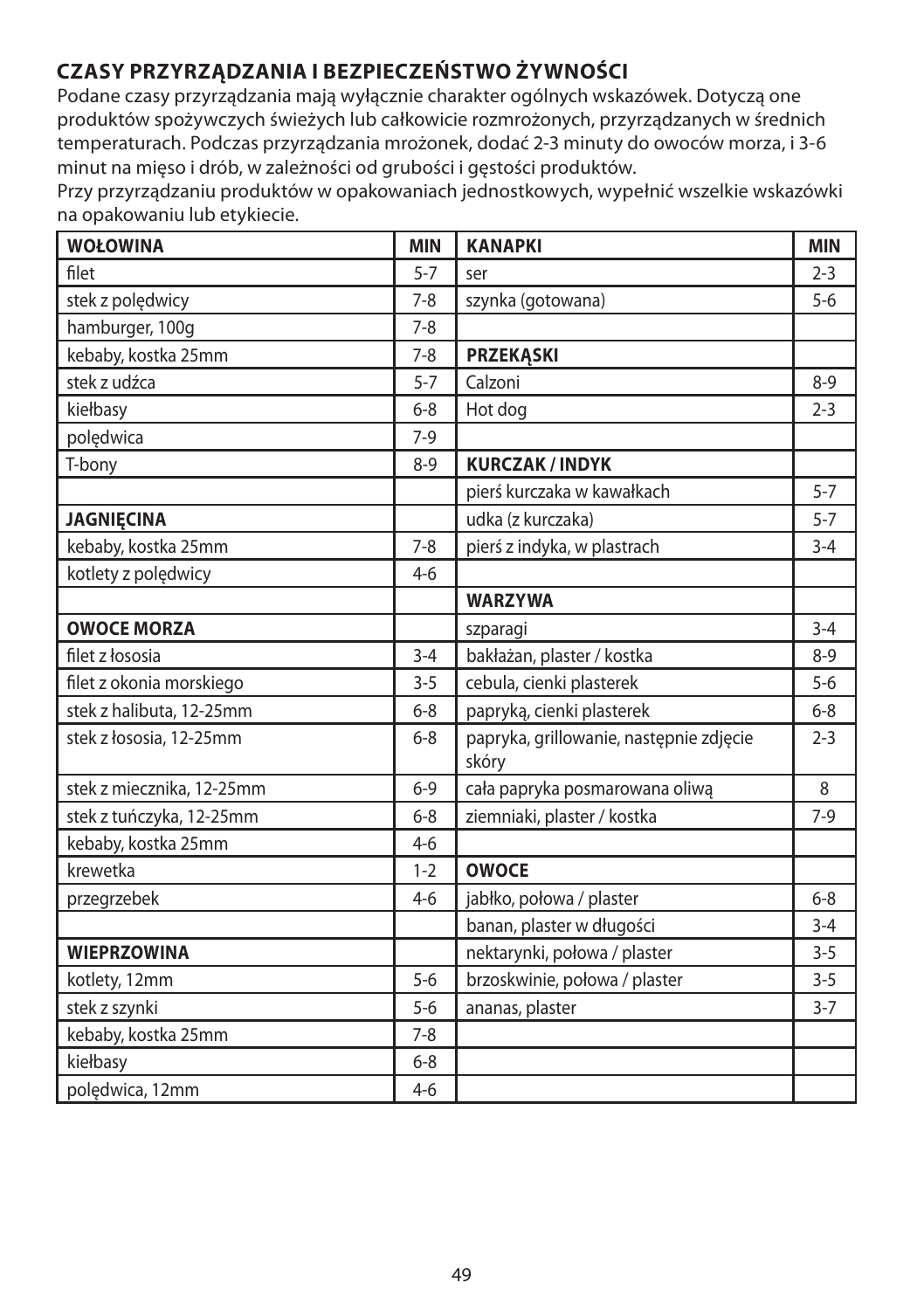## CZASY PRZYRZĄDZANIA I BEZPIECZEŃSTWO ŻYWNOŚCI

Podane czasy przyrządzania mają wyłącznie charakter ogólnych wskazówek. Dotyczą one produktów spożywczych świeżych lub całkowicie rozmrożonych, przyrządzanych w średnich temperaturach. Podczas przyrządzania mrożonek, dodać 2-3 minuty do owoców morza, i 3-6 minut na mięso i drób, w zależności od grubości i gęstości produktów.

Przy przyrządzaniu produktów w opakowaniach jednostkowych, wypełnić wszelkie wskazówki na opakowaniu lub etykiecie.

| **WOŁOWINA** | **MIN** | **KANAPKI** | **MIN** |
|---|---|---|---|
| filet | 5-7 | ser | 2-3 |
| stek z polędwicy | 7-8 | szynka (gotowana) | 5-6 |
| hamburger, 100g | 7-8 | | |
| kebaby, kostka 25mm | 7-8 | **PRZEKĄSKI** | |
| stek z udźca | 5-7 | Calzoni | 8-9 |
| kiełbasy | 6-8 | Hot dog | 2-3 |
| polędwica | 7-9 | | |
| T-bony | 8-9 | **KURCZAK / INDYK** | |
| | | pierś kurczaka w kawałkach | 5-7 |
| **JAGNIĘCINA** | | udka (z kurczaka) | 5-7 |
| kebaby, kostka 25mm | 7-8 | pierś z indyka, w plastrach | 3-4 |
| kotlety z polędwicy | 4-6 | | |
| | | **WARZYWA** | |
| **OWOCE MORZA** | | szparagi | 3-4 |
| filet z łososia | 3-4 | bakłażan, plaster / kostka | 8-9 |
| filet z okonia morskiego | 3-5 | cebula, cienki plasterek | 5-6 |
| stek z halibuta, 12-25mm | 6-8 | papryką, cienki plasterek | 6-8 |
| stek z łososia, 12-25mm | 6-8 | papryka, grillowanie, następnie zdjęcie skóry | 2-3 |
| stek z miecznika, 12-25mm | 6-9 | cała papryka posmarowana oliwą | 8 |
| stek z tuńczyka, 12-25mm | 6-8 | ziemniaki, plaster / kostka | 7-9 |
| kebaby, kostka 25mm | 4-6 | | |
| krewetka | 1-2 | **OWOCE** | |
| przegrzebek | 4-6 | jabłko, połowa / plaster | 6-8 |
| | | banan, plaster w długości | 3-4 |
| **WIEPRZOWINA** | | nektarynki, połowa / plaster | 3-5 |
| kotlety, 12mm | 5-6 | brzoskwinie, połowa / plaster | 3-5 |
| stek z szynki | 5-6 | ananas, plaster | 3-7 |
| kebaby, kostka 25mm | 7-8 | | |
| kiełbasy | 6-8 | | |
| polędwica, 12mm | 4-6 | | |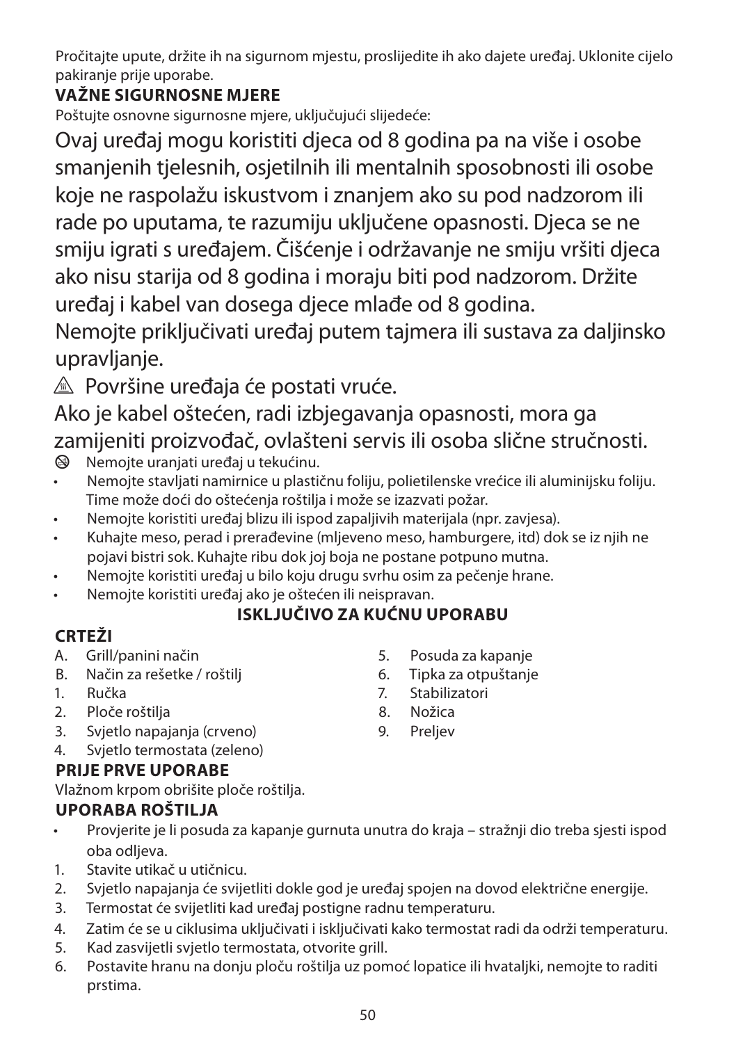Pročitajte upute, držite ih na sigurnom mjestu, proslijedite ih ako dajete uređaj. Uklonite cijelo pakiranje prije uporabe.

**VAŽNE SIGURNOSNE MJERE**

Poštujte osnovne sigurnosne mjere, uključujući slijedeće:

Ovaj uređaj mogu koristiti djeca od 8 godina pa na više i osobe smanjenih tjelesnih, osjetilnih ili mentalnih sposobnosti ili osobe koje ne raspolažu iskustvom i znanjem ako su pod nadzorom ili rade po uputama, te razumiju uključene opasnosti. Djeca se ne smiju igrati s uređajem. Čišćenje i održavanje ne smiju vršiti djeca ako nisu starija od 8 godina i moraju biti pod nadzorom. Držite uređaj i kabel van dosega djece mlađe od 8 godina.

Nemojte priključivati uređaj putem tajmera ili sustava za daljinsko upravljanje.

⚠ Površine uređaja će postati vruće.

Ako je kabel oštećen, radi izbjegavanja opasnosti, mora ga zamijeniti proizvođač, ovlašteni servis ili osoba slične stručnosti.

⊗ Nemojte uranjati uređaj u tekućinu.

- Nemojte stavljati namirnice u plastičnu foliju, polietilenske vrećice ili aluminijsku foliju. Time može doći do oštećenja roštilja i može se izazvati požar.
- Nemojte koristiti uređaj blizu ili ispod zapaljivih materijala (npr. zavjesa).
- Kuhajte meso, perad i prerađevine (mljeveno meso, hamburgere, itd) dok se iz njih ne pojavi bistri sok. Kuhajte ribu dok joj boja ne postane potpuno mutna.
- Nemojte koristiti uređaj u bilo koju drugu svrhu osim za pečenje hrane.
- Nemojte koristiti uređaj ako je oštećen ili neispravan.

**ISKLJUČIVO ZA KUĆNU UPORABU**

**CRTEŽI**

A. Grill/panini način
B. Način za rešetke / roštilj
1. Ručka
2. Ploče roštilja
3. Svjetlo napajanja (crveno)
4. Svjetlo termostata (zeleno)
5. Posuda za kapanje
6. Tipka za otpuštanje
7. Stabilizatori
8. Nožica
9. Preljev

**PRIJE PRVE UPORABE**

Vlažnom krpom obrišite ploče roštilja.

**UPORABA ROŠTILJA**

- Provjerite je li posuda za kapanje gurnuta unutra do kraja – stražnji dio treba sjesti ispod oba odljeva.

1. Stavite utikač u utičnicu.
2. Svjetlo napajanja će svijetliti dokle god je uređaj spojen na dovod električne energije.
3. Termostat će svijetliti kad uređaj postigne radnu temperaturu.
4. Zatim će se u ciklusima uključivati i isključivati kako termostat radi da održi temperaturu.
5. Kad zasvijetli svjetlo termostata, otvorite grill.
6. Postavite hranu na donju ploču roštilja uz pomoć lopatice ili hvataljki, nemojte to raditi prstima.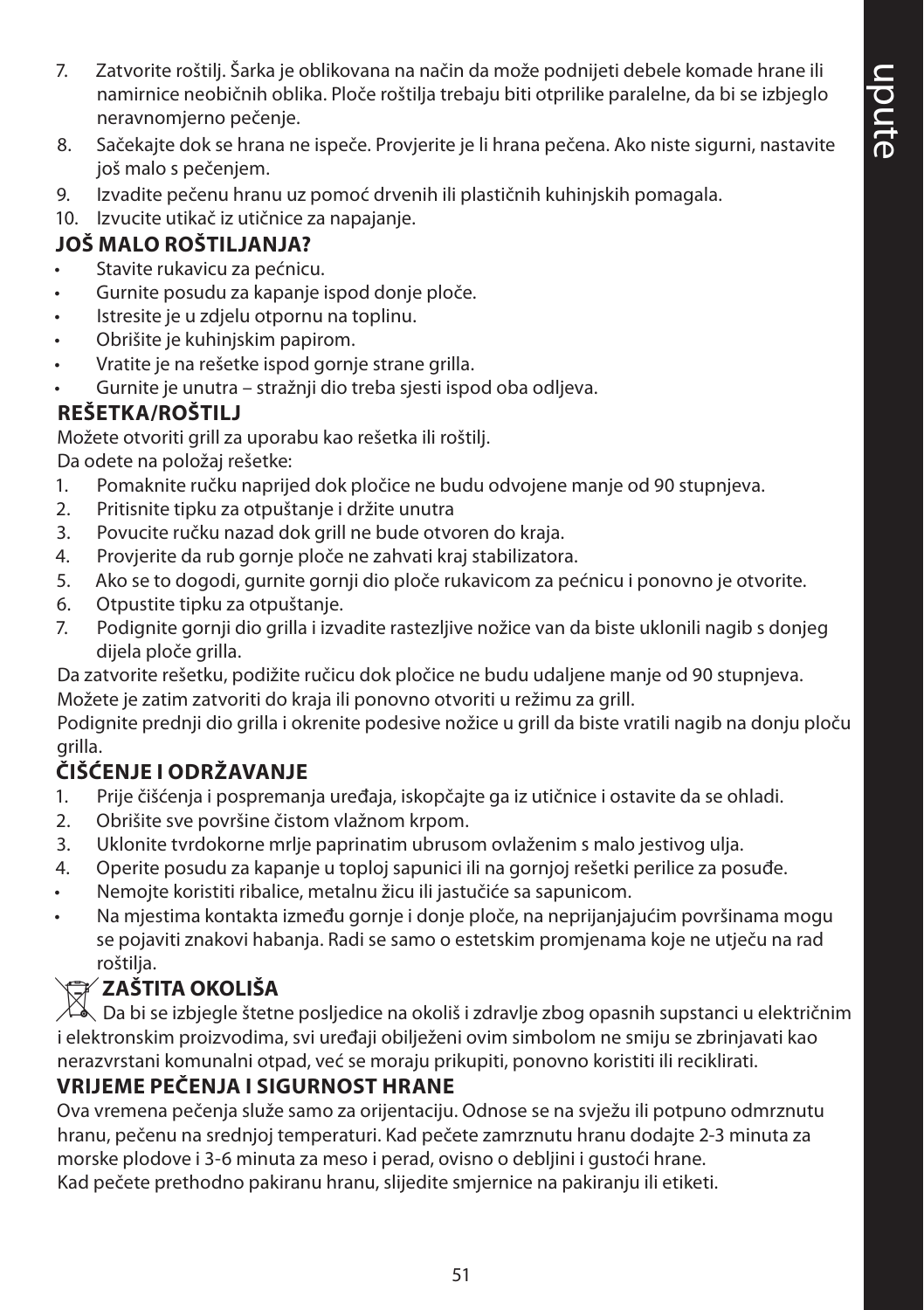7. Zatvorite roštilj. Šarka je oblikovana na način da može podnijeti debele komade hrane ili namirnice neobičnih oblika. Ploče roštilja trebaju biti otprilike paralelne, da bi se izbjeglo neravnomjerno pečenje.
8. Sačekajte dok se hrana ne ispeče. Provjerite je li hrana pečena. Ako niste sigurni, nastavite još malo s pečenjem.
9. Izvadite pečenu hranu uz pomoć drvenih ili plastičnih kuhinjskih pomagala.
10. Izvucite utikač iz utičnice za napajanje.

## JOŠ MALO ROŠTILJANJA?

- Stavite rukavicu za pećnicu.
- Gurnite posudu za kapanje ispod donje ploče.
- Istresite je u zdjelu otpornu na toplinu.
- Obrišite je kuhinjskim papirom.
- Vratite je na rešetke ispod gornje strane grilla.
- Gurnite je unutra – stražnji dio treba sjesti ispod oba odljeva.

## REŠETKA/ROŠTILJ

Možete otvoriti grill za uporabu kao rešetka ili roštilj.

Da odete na položaj rešetke:

1. Pomaknite ručku naprijed dok pločice ne budu odvojene manje od 90 stupnjeva.
2. Pritisnite tipku za otpuštanje i držite unutra
3. Povucite ručku nazad dok grill ne bude otvoren do kraja.
4. Provjerite da rub gornje ploče ne zahvati kraj stabilizatora.
5. Ako se to dogodi, gurnite gornji dio ploče rukavicom za pećnicu i ponovno je otvorite.
6. Otpustite tipku za otpuštanje.
7. Podignite gornji dio grilla i izvadite rastezljive nožice van da biste uklonili nagib s donjeg dijela ploče grilla.

Da zatvorite rešetku, podižite ručicu dok pločice ne budu udaljene manje od 90 stupnjeva. Možete je zatim zatvoriti do kraja ili ponovno otvoriti u režimu za grill.

Podignite prednji dio grilla i okrenite podesive nožice u grill da biste vratili nagib na donju ploču grilla.

## ČIŠĆENJE I ODRŽAVANJE

1. Prije čišćenja i pospremanja uređaja, iskopčajte ga iz utičnice i ostavite da se ohladi.
2. Obrišite sve površine čistom vlažnom krpom.
3. Uklonite tvrdokorne mrlje paprinatim ubrusom ovlaženim s malo jestivog ulja.
4. Operite posudu za kapanje u toploj sapunici ili na gornjoj rešetki perilice za posuđe.

- Nemojte koristiti ribalice, metalnu žicu ili jastučiće sa sapunicom.
- Na mjestima kontakta između gornje i donje ploče, na neprijanjajućim površinama mogu se pojaviti znakovi habanja. Radi se samo o estetskim promjenama koje ne utječu na rad roštilja.

## ZAŠTITA OKOLIŠA

Da bi se izbjegle štetne posljedice na okoliš i zdravlje zbog opasnih supstanci u električnim i elektronskim proizvodima, svi uređaji obilježeni ovim simbolom ne smiju se zbrinjavati kao nerazvrstani komunalni otpad, već se moraju prikupiti, ponovno koristiti ili reciklirati.

## VRIJEME PEČENJA I SIGURNOST HRANE

Ova vremena pečenja služe samo za orijentaciju. Odnose se na svježu ili potpuno odmrznutu hranu, pečenu na srednjoj temperaturi. Kad pečete zamrznutu hranu dodajte 2-3 minuta za morske plodove i 3-6 minuta za meso i perad, ovisno o debljini i gustoći hrane.

Kad pečete prethodno pakiranu hranu, slijedite smjernice na pakiranju ili etiketi.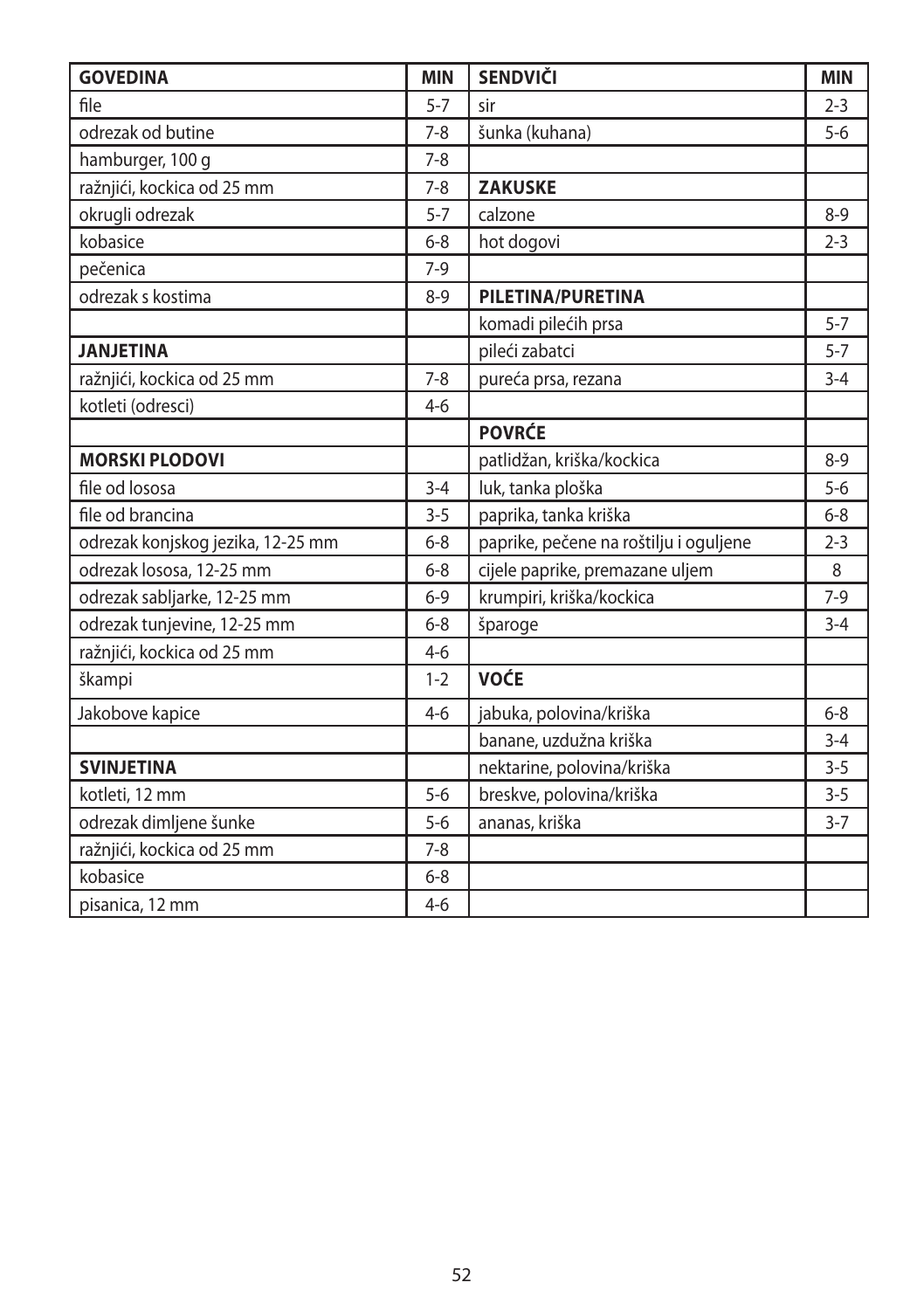| GOVEDINA | MIN | SENDVIČI | MIN |
|---|---|---|---|
| file | 5-7 | sir | 2-3 |
| odrezak od butine | 7-8 | šunka (kuhana) | 5-6 |
| hamburger, 100 g | 7-8 | | |
| ražnjići, kockica od 25 mm | 7-8 | **ZAKUSKE** | |
| okrugli odrezak | 5-7 | calzone | 8-9 |
| kobasice | 6-8 | hot dogovi | 2-3 |
| pečenica | 7-9 | | |
| odrezak s kostima | 8-9 | **PILETINA/PURETINA** | |
| | | komadi pilećih prsa | 5-7 |
| **JANJETINA** | | pileći zabatci | 5-7 |
| ražnjići, kockica od 25 mm | 7-8 | pureća prsa, rezana | 3-4 |
| kotleti (odresci) | 4-6 | | |
| | | **POVRĆE** | |
| **MORSKI PLODOVI** | | patlidžan, kriška/kockica | 8-9 |
| file od lososa | 3-4 | luk, tanka ploška | 5-6 |
| file od brancina | 3-5 | paprika, tanka kriška | 6-8 |
| odrezak konjskog jezika, 12-25 mm | 6-8 | paprike, pečene na roštilju i oguljene | 2-3 |
| odrezak lososa, 12-25 mm | 6-8 | cijele paprike, premazane uljem | 8 |
| odrezak sabljarke, 12-25 mm | 6-9 | krumpiri, kriška/kockica | 7-9 |
| odrezak tunjevine, 12-25 mm | 6-8 | šparoge | 3-4 |
| ražnjići, kockica od 25 mm | 4-6 | | |
| škampi | 1-2 | **VOĆE** | |
| Jakobove kapice | 4-6 | jabuka, polovina/kriška | 6-8 |
| | | banane, uzdužna kriška | 3-4 |
| **SVINJETINA** | | nektarine, polovina/kriška | 3-5 |
| kotleti, 12 mm | 5-6 | breskve, polovina/kriška | 3-5 |
| odrezak dimljene šunke | 5-6 | ananas, kriška | 3-7 |
| ražnjići, kockica od 25 mm | 7-8 | | |
| kobasice | 6-8 | | |
| pisanica, 12 mm | 4-6 | | |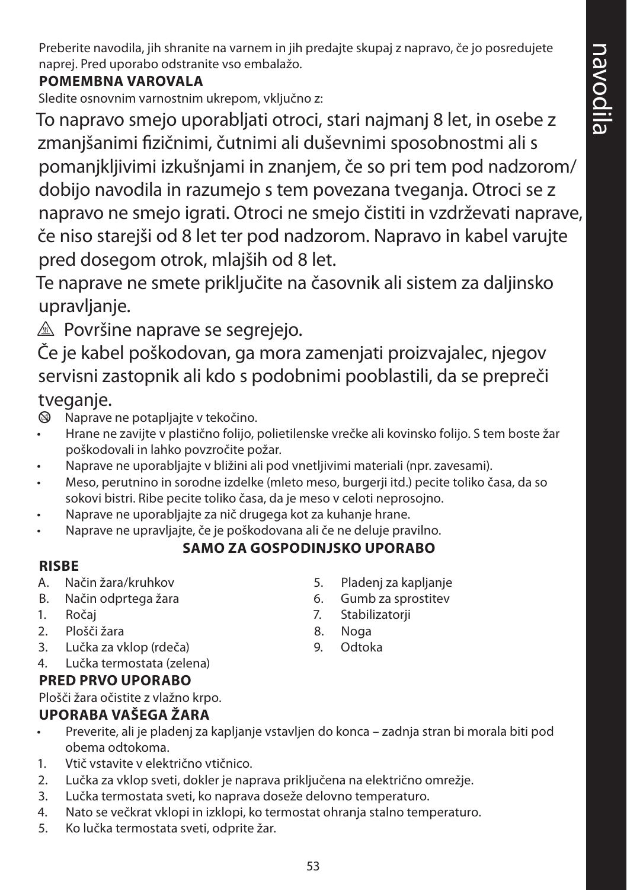Preberite navodila, jih shranite na varnem in jih predajte skupaj z napravo, če jo posredujete naprej. Pred uporabo odstranite vso embalažo.

**POMEMBNA VAROVALA**

Sledite osnovnim varnostnim ukrepom, vključno z:

To napravo smejo uporabljati otroci, stari najmanj 8 let, in osebe z zmanjšanimi fizičnimi, čutnimi ali duševnimi sposobnostmi ali s pomanjkljivimi izkušnjami in znanjem, če so pri tem pod nadzorom/ dobijo navodila in razumejo s tem povezana tveganja. Otroci se z napravo ne smejo igrati. Otroci ne smejo čistiti in vzdrževati naprave, če niso starejši od 8 let ter pod nadzorom. Napravo in kabel varujte pred dosegom otrok, mlajših od 8 let.

Te naprave ne smete priključite na časovnik ali sistem za daljinsko upravljanje.

⚠ Površine naprave se segrejejo.

Če je kabel poškodovan, ga mora zamenjati proizvajalec, njegov servisni zastopnik ali kdo s podobnimi pooblastili, da se prepreči tveganje.

⊗ Naprave ne potapljajte v tekočino.

- Hrane ne zavijte v plastično folijo, polietilenske vrečke ali kovinsko folijo. S tem boste žar poškodovali in lahko povzročite požar.
- Naprave ne uporabljajte v bližini ali pod vnetljivimi materiali (npr. zavesami).
- Meso, perutnino in sorodne izdelke (mleto meso, burgerji itd.) pecite toliko časa, da so sokovi bistri. Ribe pecite toliko časa, da je meso v celoti neprosojno.
- Naprave ne uporabljajte za nič drugega kot za kuhanje hrane.
- Naprave ne upravljajte, če je poškodovana ali če ne deluje pravilno.

**SAMO ZA GOSPODINJSKO UPORABO**

**RISBE**

A. Način žara/kruhkov
B. Način odprtega žara

1. Ročaj
2. Plošči žara
3. Lučka za vklop (rdeča)
4. Lučka termostata (zelena)
5. Pladenj za kapljanje
6. Gumb za sprostitev
7. Stabilizatorji
8. Noga
9. Odtoka

**PRED PRVO UPORABO**

Plošči žara očistite z vlažno krpo.

**UPORABA VAŠEGA ŽARA**

- Preverite, ali je pladenj za kapljanje vstavljen do konca – zadnja stran bi morala biti pod obema odtokoma.

1. Vtič vstavite v električno vtičnico.
2. Lučka za vklop sveti, dokler je naprava priključena na električno omrežje.
3. Lučka termostata sveti, ko naprava doseže delovno temperaturo.
4. Nato se večkrat vklopi in izklopi, ko termostat ohranja stalno temperaturo.
5. Ko lučka termostata sveti, odprite žar.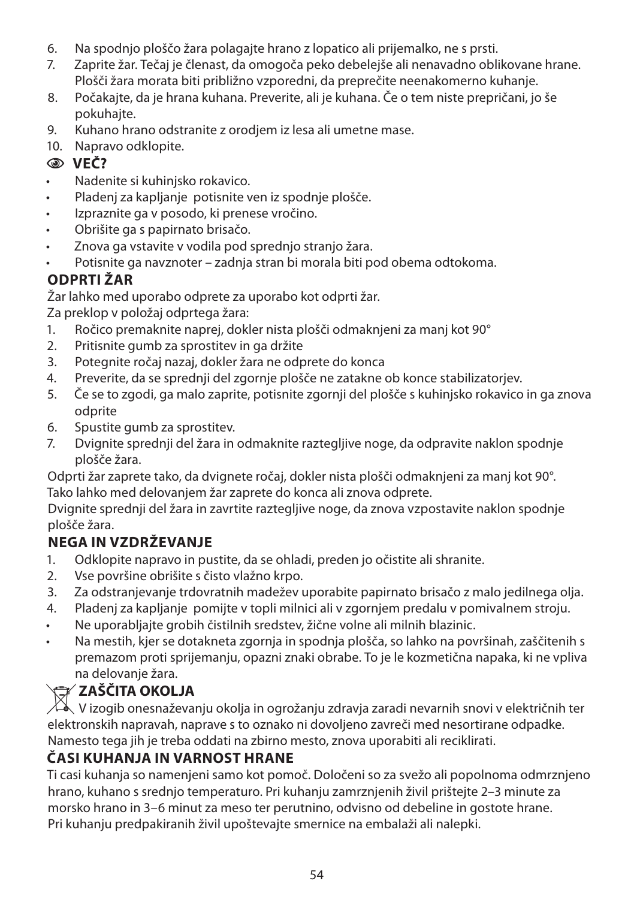6. Na spodnjo ploščo žara polagajte hrano z lopatico ali prijemalko, ne s prsti.
7. Zaprite žar. Tečaj je členast, da omogoča peko debelejše ali nenavadno oblikovane hrane. Plošči žara morata biti približno vzporedni, da preprečite neenakomerno kuhanje.
8. Počakajte, da je hrana kuhana. Preverite, ali je kuhana. Če o tem niste prepričani, jo še pokuhajte.
9. Kuhano hrano odstranite z orodjem iz lesa ali umetne mase.
10. Napravo odklopite.

### VEČ?

- Nadenite si kuhinjsko rokavico.
- Pladenj za kapljanje potisnite ven iz spodnje plošče.
- Izpraznite ga v posodo, ki prenese vročino.
- Obrišite ga s papirnato brisačo.
- Znova ga vstavite v vodila pod sprednjo stranjo žara.
- Potisnite ga navznoter – zadnja stran bi morala biti pod obema odtokoma.

### ODPRTI ŽAR

Žar lahko med uporabo odprete za uporabo kot odprti žar.
Za preklop v položaj odprtega žara:

1. Ročico premaknite naprej, dokler nista plošči odmaknjeni za manj kot 90°
2. Pritisnite gumb za sprostitev in ga držite
3. Potegnite ročaj nazaj, dokler žara ne odprete do konca
4. Preverite, da se sprednji del zgornje plošče ne zatakne ob konce stabilizatorjev.
5. Če se to zgodi, ga malo zaprite, potisnite zgornji del plošče s kuhinjsko rokavico in ga znova odprite
6. Spustite gumb za sprostitev.
7. Dvignite sprednji del žara in odmaknite raztegljive noge, da odpravite naklon spodnje plošče žara.

Odprti žar zaprete tako, da dvignete ročaj, dokler nista plošči odmaknjeni za manj kot 90°.
Tako lahko med delovanjem žar zaprete do konca ali znova odprete.
Dvignite sprednji del žara in zavrtite raztegljive noge, da znova vzpostavite naklon spodnje plošče žara.

### NEGA IN VZDRŽEVANJE

1. Odklopite napravo in pustite, da se ohladi, preden jo očistite ali shranite.
2. Vse površine obrišite s čisto vlažno krpo.
3. Za odstranjevanje trdovratnih madežev uporabite papirnato brisačo z malo jedilnega olja.
4. Pladenj za kapljanje pomijte v topli milnici ali v zgornjem predalu v pomivalnem stroju.

- Ne uporabljajte grobih čistilnih sredstev, žične volne ali milnih blazinic.
- Na mestih, kjer se dotakneta zgornja in spodnja plošča, so lahko na površinah, zaščitenih s premazom proti sprijemanju, opazni znaki obrabe. To je le kozmetična napaka, ki ne vpliva na delovanje žara.

### ZAŠČITA OKOLJA

V izogib onesnaževanju okolja in ogrožanju zdravja zaradi nevarnih snovi v električnih ter elektronskih napravah, naprave s to oznako ni dovoljeno zavreči med nesortirane odpadke. Namesto tega jih je treba oddati na zbirno mesto, znova uporabiti ali reciklirati.

### ČASI KUHANJA IN VARNOST HRANE

Ti casi kuhanja so namenjeni samo kot pomoč. Določeni so za svežo ali popolnoma odmrznjeno hrano, kuhano s srednjo temperaturo. Pri kuhanju zamrznjenih živil prištejte 2–3 minute za morsko hrano in 3–6 minut za meso ter perutnino, odvisno od debeline in gostote hrane.
Pri kuhanju predpakiranih živil upoštevajte smernice na embalaži ali nalepki.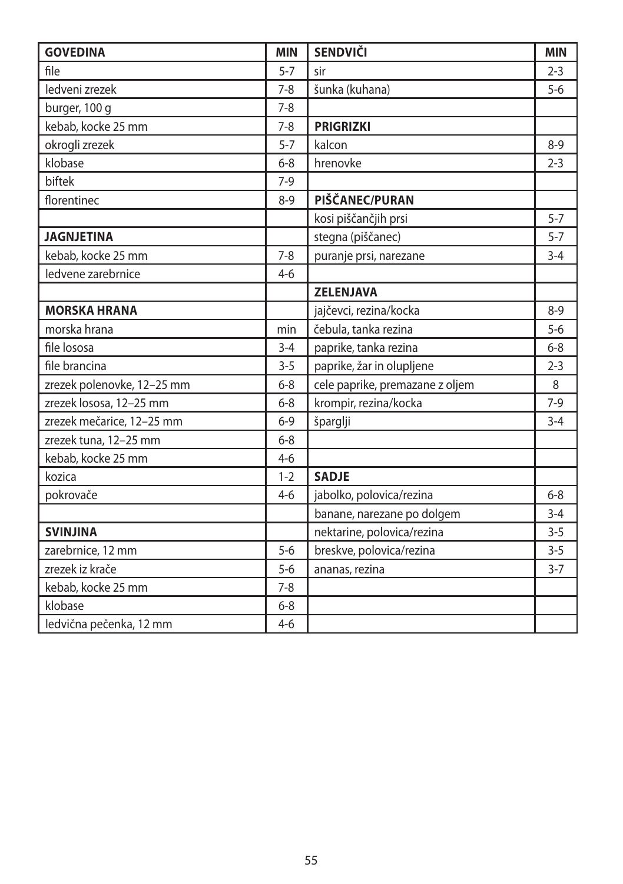| **GOVEDINA** | **MIN** | **SENDVIČI** | **MIN** |
|---|---|---|---|
| file | 5-7 | sir | 2-3 |
| ledveni zrezek | 7-8 | šunka (kuhana) | 5-6 |
| burger, 100 g | 7-8 | | |
| kebab, kocke 25 mm | 7-8 | **PRIGRIZKI** | |
| okrogli zrezek | 5-7 | kalcon | 8-9 |
| klobase | 6-8 | hrenovke | 2-3 |
| biftek | 7-9 | | |
| florentinec | 8-9 | **PIŠČANEC/PURAN** | |
| | | kosi piščančjih prsi | 5-7 |
| **JAGNJETINA** | | stegna (piščanec) | 5-7 |
| kebab, kocke 25 mm | 7-8 | puranje prsi, narezane | 3-4 |
| ledvene zarebrnice | 4-6 | | |
| | | **ZELENJAVA** | |
| **MORSKA HRANA** | | jajčevci, rezina/kocka | 8-9 |
| morska hrana | min | čebula, tanka rezina | 5-6 |
| file lososa | 3-4 | paprike, tanka rezina | 6-8 |
| file brancina | 3-5 | paprike, žar in olupljene | 2-3 |
| zrezek polenovke, 12–25 mm | 6-8 | cele paprike, premazane z oljem | 8 |
| zrezek lososa, 12–25 mm | 6-8 | krompir, rezina/kocka | 7-9 |
| zrezek mečarice, 12–25 mm | 6-9 | šparglji | 3-4 |
| zrezek tuna, 12–25 mm | 6-8 | | |
| kebab, kocke 25 mm | 4-6 | | |
| kozica | 1-2 | **SADJE** | |
| pokrovače | 4-6 | jabolko, polovica/rezina | 6-8 |
| | | banane, narezane po dolgem | 3-4 |
| **SVINJINA** | | nektarine, polovica/rezina | 3-5 |
| zarebrnice, 12 mm | 5-6 | breskve, polovica/rezina | 3-5 |
| zrezek iz krače | 5-6 | ananas, rezina | 3-7 |
| kebab, kocke 25 mm | 7-8 | | |
| klobase | 6-8 | | |
| ledvična pečenka, 12 mm | 4-6 | | |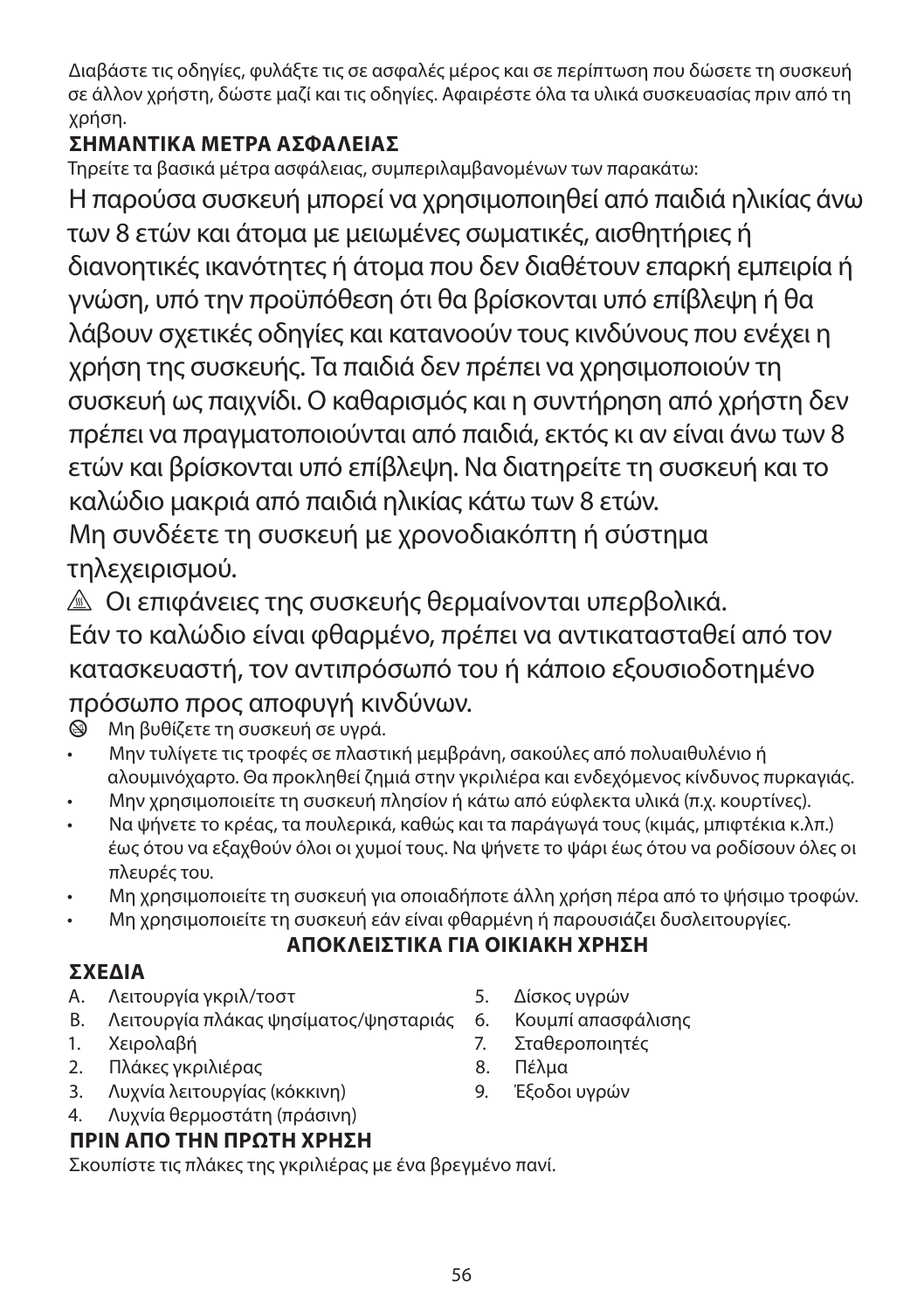Διαβάστε τις οδηγίες, φυλάξτε τις σε ασφαλές μέρος και σε περίπτωση που δώσετε τη συσκευή σε άλλον χρήστη, δώστε μαζί και τις οδηγίες. Αφαιρέστε όλα τα υλικά συσκευασίας πριν από τη χρήση.

**ΣΗΜΑΝΤΙΚΑ ΜΕΤΡΑ ΑΣΦΑΛΕΙΑΣ**

Τηρείτε τα βασικά μέτρα ασφάλειας, συμπεριλαμβανομένων των παρακάτω:

Η παρούσα συσκευή μπορεί να χρησιμοποιηθεί από παιδιά ηλικίας άνω των 8 ετών και άτομα με μειωμένες σωματικές, αισθητήριες ή διανοητικές ικανότητες ή άτομα που δεν διαθέτουν επαρκή εμπειρία ή γνώση, υπό την προϋπόθεση ότι θα βρίσκονται υπό επίβλεψη ή θα λάβουν σχετικές οδηγίες και κατανοούν τους κινδύνους που ενέχει η χρήση της συσκευής. Τα παιδιά δεν πρέπει να χρησιμοποιούν τη συσκευή ως παιχνίδι. Ο καθαρισμός και η συντήρηση από χρήστη δεν πρέπει να πραγματοποιούνται από παιδιά, εκτός κι αν είναι άνω των 8 ετών και βρίσκονται υπό επίβλεψη. Να διατηρείτε τη συσκευή και το καλώδιο μακριά από παιδιά ηλικίας κάτω των 8 ετών.

Μη συνδέετε τη συσκευή με χρονοδιακόπτη ή σύστημα τηλεχειρισμού.

⚠ Οι επιφάνειες της συσκευής θερμαίνονται υπερβολικά.

Εάν το καλώδιο είναι φθαρμένο, πρέπει να αντικατασταθεί από τον κατασκευαστή, τον αντιπρόσωπό του ή κάποιο εξουσιοδοτημένο πρόσωπο προς αποφυγή κινδύνων.

⊗ Μη βυθίζετε τη συσκευή σε υγρά.

- Μην τυλίγετε τις τροφές σε πλαστική μεμβράνη, σακούλες από πολυαιθυλένιο ή αλουμινόχαρτο. Θα προκληθεί ζημιά στην γκριλιέρα και ενδεχόμενος κίνδυνος πυρκαγιάς.
- Μην χρησιμοποιείτε τη συσκευή πλησίον ή κάτω από εύφλεκτα υλικά (π.χ. κουρτίνες).
- Να ψήνετε το κρέας, τα πουλερικά, καθώς και τα παράγωγά τους (κιμάς, μπιφτέκια κ.λπ.) έως ότου να εξαχθούν όλοι οι χυμοί τους. Να ψήνετε το ψάρι έως ότου να ροδίσουν όλες οι πλευρές του.
- Μη χρησιμοποιείτε τη συσκευή για οποιαδήποτε άλλη χρήση πέρα από το ψήσιμο τροφών.
- Μη χρησιμοποιείτε τη συσκευή εάν είναι φθαρμένη ή παρουσιάζει δυσλειτουργίες.

**ΑΠΟΚΛΕΙΣΤΙΚΑ ΓΙΑ ΟΙΚΙΑΚΗ ΧΡΗΣΗ**

**ΣΧΕΔΙΑ**

A. Λειτουργία γκριλ/τοστ
B. Λειτουργία πλάκας ψησίματος/ψησταριάς
1. Χειρολαβή
2. Πλάκες γκριλιέρας
3. Λυχνία λειτουργίας (κόκκινη)
4. Λυχνία θερμοστάτη (πράσινη)
5. Δίσκος υγρών
6. Κουμπί απασφάλισης
7. Σταθεροποιητές
8. Πέλμα
9. Έξοδοι υγρών

**ΠΡΙΝ ΑΠΟ ΤΗΝ ΠΡΩΤΗ ΧΡΗΣΗ**

Σκουπίστε τις πλάκες της γκριλιέρας με ένα βρεγμένο πανί.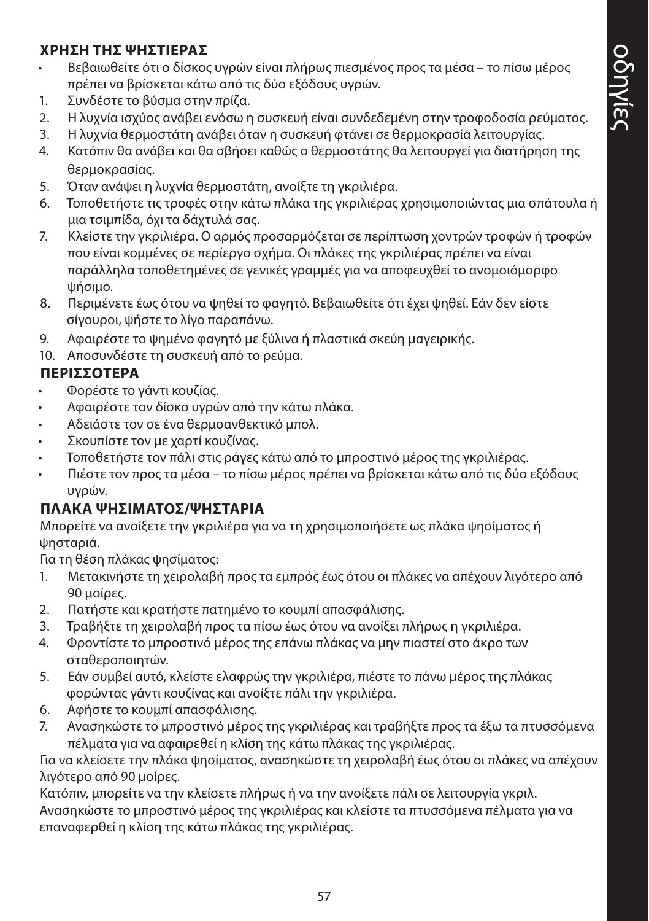## ΧΡΗΣΗ ΤΗΣ ΨΗΣΤΙΕΡΑΣ

- Βεβαιωθείτε ότι ο δίσκος υγρών είναι πλήρως πιεσμένος προς τα μέσα – το πίσω μέρος πρέπει να βρίσκεται κάτω από τις δύο εξόδους υγρών.

1. Συνδέστε το βύσμα στην πρίζα.
2. Η λυχνία ισχύος ανάβει ενόσω η συσκευή είναι συνδεδεμένη στην τροφοδοσία ρεύματος.
3. Η λυχνία θερμοστάτη ανάβει όταν η συσκευή φτάνει σε θερμοκρασία λειτουργίας.
4. Κατόπιν θα ανάβει και θα σβήσει καθώς ο θερμοστάτης θα λειτουργεί για διατήρηση της θερμοκρασίας.
5. Όταν ανάψει η λυχνία θερμοστάτη, ανοίξτε τη γκριλιέρα.
6. Τοποθετήστε τις τροφές στην κάτω πλάκα της γκριλιέρας χρησιμοποιώντας μια σπάτουλα ή μια τσιμπίδα, όχι τα δάχτυλά σας.
7. Κλείστε την γκριλιέρα. Ο αρμός προσαρμόζεται σε περίπτωση χοντρών τροφών ή τροφών που είναι κομμένες σε περίεργο σχήμα. Οι πλάκες της γκριλιέρας πρέπει να είναι παράλληλα τοποθετημένες σε γενικές γραμμές για να αποφευχθεί το ανομοιόμορφο ψήσιμο.
8. Περιμένετε έως ότου να ψηθεί το φαγητό. Βεβαιωθείτε ότι έχει ψηθεί. Εάν δεν είστε σίγουροι, ψήστε το λίγο παραπάνω.
9. Αφαιρέστε το ψημένο φαγητό με ξύλινα ή πλαστικά σκεύη μαγειρικής.
10. Αποσυνδέστε τη συσκευή από το ρεύμα.

## ΠΕΡΙΣΣΟΤΕΡΑ

- Φορέστε το γάντι κουζίας.
- Αφαιρέστε τον δίσκο υγρών από την κάτω πλάκα.
- Αδειάστε τον σε ένα θερμοανθεκτικό μπολ.
- Σκουπίστε τον με χαρτί κουζίνας.
- Τοποθετήστε τον πάλι στις ράγες κάτω από το μπροστινό μέρος της γκριλιέρας.
- Πιέστε τον προς τα μέσα – το πίσω μέρος πρέπει να βρίσκεται κάτω από τις δύο εξόδους υγρών.

## ΠΛΑΚΑ ΨΗΣΙΜΑΤΟΣ/ΨΗΣΤΑΡΙΑ

Μπορείτε να ανοίξετε την γκριλιέρα για να τη χρησιμοποιήσετε ως πλάκα ψησίματος ή ψησταριά.

Για τη θέση πλάκας ψησίματος:

1. Μετακινήστε τη χειρολαβή προς τα εμπρός έως ότου οι πλάκες να απέχουν λιγότερο από 90 μοίρες.
2. Πατήστε και κρατήστε πατημένο το κουμπί απασφάλισης.
3. Τραβήξτε τη χειρολαβή προς τα πίσω έως ότου να ανοίξει πλήρως η γκριλιέρα.
4. Φροντίστε το μπροστινό μέρος της επάνω πλάκας να μην πιαστεί στο άκρο των σταθεροποιητών.
5. Εάν συμβεί αυτό, κλείστε ελαφρώς την γκριλιέρα, πιέστε το πάνω μέρος της πλάκας φορώντας γάντι κουζίνας και ανοίξτε πάλι την γκριλιέρα.
6. Αφήστε το κουμπί απασφάλισης.
7. Ανασηκώστε το μπροστινό μέρος της γκριλιέρας και τραβήξτε προς τα έξω τα πτυσσόμενα πέλματα για να αφαιρεθεί η κλίση της κάτω πλάκας της γκριλιέρας.

Για να κλείσετε την πλάκα ψησίματος, ανασηκώστε τη χειρολαβή έως ότου οι πλάκες να απέχουν λιγότερο από 90 μοίρες.

Κατόπιν, μπορείτε να την κλείσετε πλήρως ή να την ανοίξετε πάλι σε λειτουργία γκριλ.

Ανασηκώστε το μπροστινό μέρος της γκριλιέρας και κλείστε τα πτυσσόμενα πέλματα για να επαναφερθεί η κλίση της κάτω πλάκας της γκριλιέρας.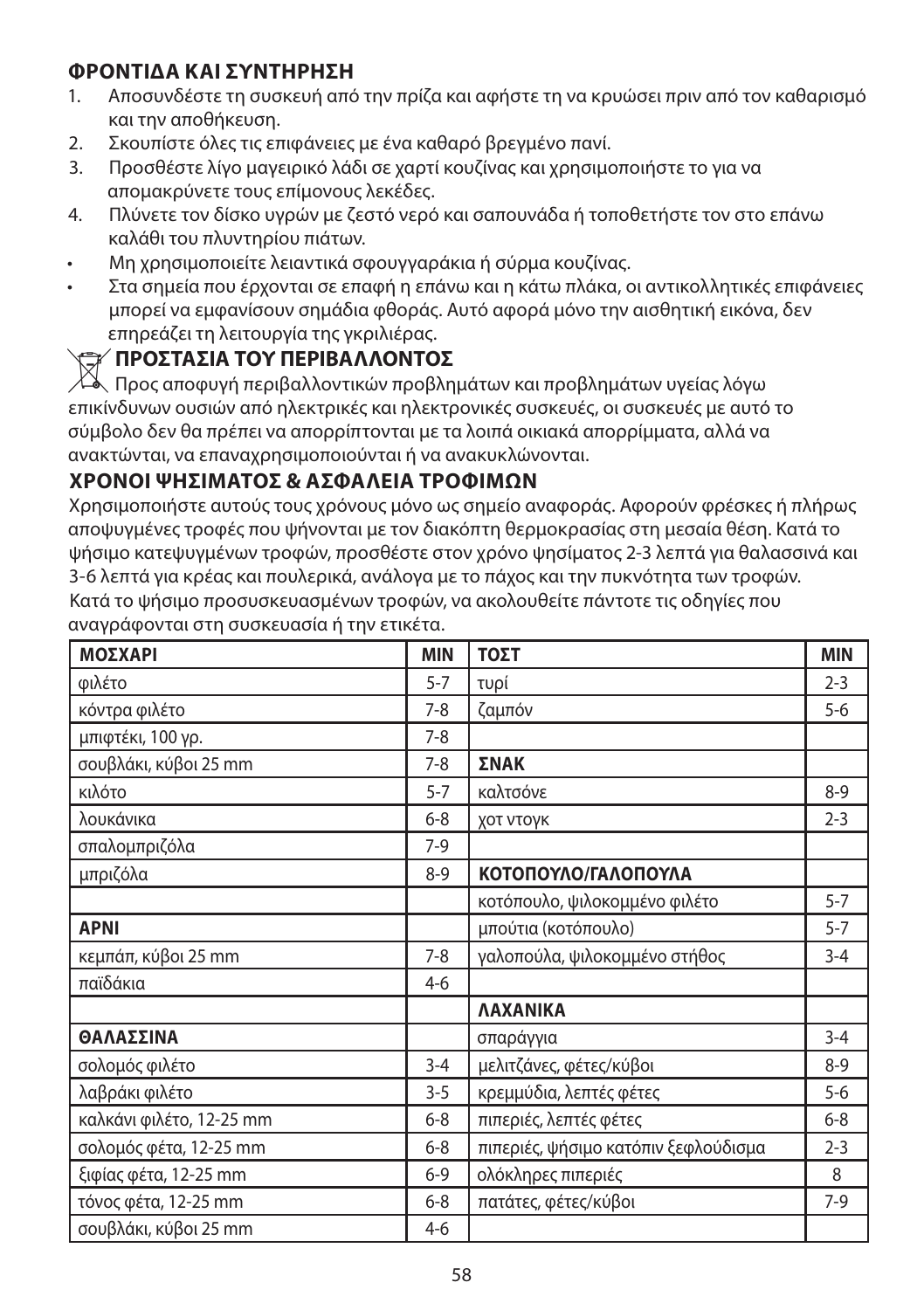## ΦΡΟΝΤΙΔΑ ΚΑΙ ΣΥΝΤΗΡΗΣΗ

1. Αποσυνδέστε τη συσκευή από την πρίζα και αφήστε τη να κρυώσει πριν από τον καθαρισμό και την αποθήκευση.
2. Σκουπίστε όλες τις επιφάνειες με ένα καθαρό βρεγμένο πανί.
3. Προσθέστε λίγο μαγειρικό λάδι σε χαρτί κουζίνας και χρησιμοποιήστε το για να απομακρύνετε τους επίμονους λεκέδες.
4. Πλύνετε τον δίσκο υγρών με ζεστό νερό και σαπουνάδα ή τοποθετήστε τον στο επάνω καλάθι του πλυντηρίου πιάτων.

- Μη χρησιμοποιείτε λειαντικά σφουγγαράκια ή σύρμα κουζίνας.
- Στα σημεία που έρχονται σε επαφή η επάνω και η κάτω πλάκα, οι αντικολλητικές επιφάνειες μπορεί να εμφανίσουν σημάδια φθοράς. Αυτό αφορά μόνο την αισθητική εικόνα, δεν επηρεάζει τη λειτουργία της γκριλιέρας.

## ΠΡΟΣΤΑΣΙΑ ΤΟΥ ΠΕΡΙΒΑΛΛΟΝΤΟΣ

Προς αποφυγή περιβαλλοντικών προβλημάτων και προβλημάτων υγείας λόγω επικίνδυνων ουσιών από ηλεκτρικές και ηλεκτρονικές συσκευές, οι συσκευές με αυτό το σύμβολο δεν θα πρέπει να απορρίπτονται με τα λοιπά οικιακά απορρίμματα, αλλά να ανακτώνται, να επαναχρησιμοποιούνται ή να ανακυκλώνονται.

## ΧΡΟΝΟΙ ΨΗΣΙΜΑΤΟΣ & ΑΣΦΑΛΕΙΑ ΤΡΟΦΙΜΩΝ

Χρησιμοποιήστε αυτούς τους χρόνους μόνο ως σημείο αναφοράς. Αφορούν φρέσκες ή πλήρως αποψυγμένες τροφές που ψήνονται με τον διακόπτη θερμοκρασίας στη μεσαία θέση. Κατά το ψήσιμο κατεψυγμένων τροφών, προσθέστε στον χρόνο ψησίματος 2-3 λεπτά για θαλασσινά και 3-6 λεπτά για κρέας και πουλερικά, ανάλογα με το πάχος και την πυκνότητα των τροφών. Κατά το ψήσιμο προσυσκευασμένων τροφών, να ακολουθείτε πάντοτε τις οδηγίες που αναγράφονται στη συσκευασία ή την ετικέτα.

| **ΜΟΣΧΑΡΙ** | **MIN** | **ΤΟΣΤ** | **MIN** |
|---|---|---|---|
| φιλέτο | 5-7 | τυρί | 2-3 |
| κόντρα φιλέτο | 7-8 | ζαμπόν | 5-6 |
| μπιφτέκι, 100 γρ. | 7-8 | | |
| σουβλάκι, κύβοι 25 mm | 7-8 | **ΣΝΑΚ** | |
| κιλότο | 5-7 | καλτσόνε | 8-9 |
| λουκάνικα | 6-8 | χοτ ντογκ | 2-3 |
| σπαλομπριζόλα | 7-9 | | |
| μπριζόλα | 8-9 | **ΚΟΤΟΠΟΥΛΟ/ΓΑΛΟΠΟΥΛΑ** | |
| | | κοτόπουλο, ψιλοκομμένο φιλέτο | 5-7 |
| **ΑΡΝΙ** | | μπούτια (κοτόπουλο) | 5-7 |
| κεμπάπ, κύβοι 25 mm | 7-8 | γαλοπούλα, ψιλοκομμένο στήθος | 3-4 |
| παϊδάκια | 4-6 | | |
| | | **ΛΑΧΑΝΙΚΑ** | |
| **ΘΑΛΑΣΣΙΝΑ** | | σπαράγγια | 3-4 |
| σολομός φιλέτο | 3-4 | μελιτζάνες, φέτες/κύβοι | 8-9 |
| λαβράκι φιλέτο | 3-5 | κρεμμύδια, λεπτές φέτες | 5-6 |
| καλκάνι φιλέτο, 12-25 mm | 6-8 | πιπεριές, λεπτές φέτες | 6-8 |
| σολομός φέτα, 12-25 mm | 6-8 | πιπεριές, ψήσιμο κατόπιν ξεφλούδισμα | 2-3 |
| ξιφίας φέτα, 12-25 mm | 6-9 | ολόκληρες πιπεριές | 8 |
| τόνος φέτα, 12-25 mm | 6-8 | πατάτες, φέτες/κύβοι | 7-9 |
| σουβλάκι, κύβοι 25 mm | 4-6 | | |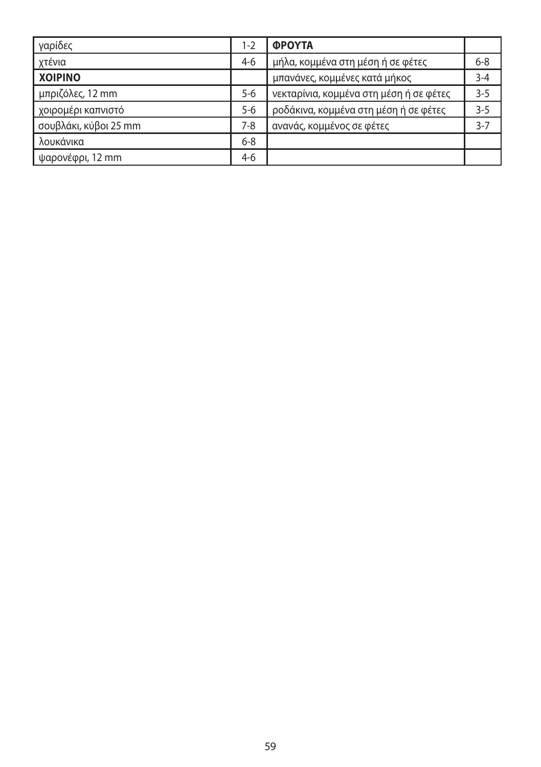| γαρίδες | 1-2 | **ΦΡΟΥΤΑ** | |
|---|---|---|---|
| χτένια | 4-6 | μήλα, κομμένα στη μέση ή σε φέτες | 6-8 |
| **ΧΟΙΡΙΝΟ** | | μπανάνες, κομμένες κατά μήκος | 3-4 |
| μπριζόλες, 12 mm | 5-6 | νεκταρίνια, κομμένα στη μέση ή σε φέτες | 3-5 |
| χοιρομέρι καπνιστό | 5-6 | ροδάκινα, κομμένα στη μέση ή σε φέτες | 3-5 |
| σουβλάκι, κύβοι 25 mm | 7-8 | ανανάς, κομμένος σε φέτες | 3-7 |
| λουκάνικα | 6-8 | | |
| ψαρονέφρι, 12 mm | 4-6 | | |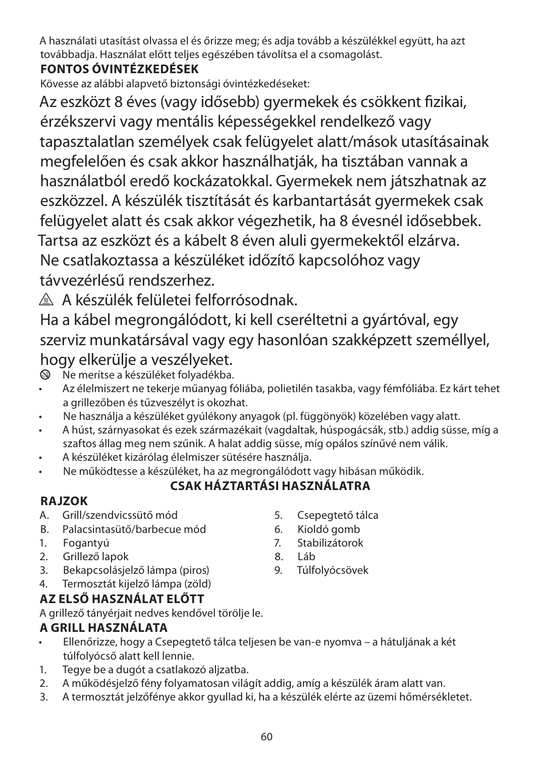A használati utasítást olvassa el és őrizze meg; és adja tovább a készülékkel együtt, ha azt továbbadja. Használat előtt teljes egészében távolítsa el a csomagolást.

**FONTOS ÓVINTÉZKEDÉSEK**

Kövesse az alábbi alapvető biztonsági óvintézkedéseket:

Az eszközt 8 éves (vagy idősebb) gyermekek és csökkent fizikai, érzékszervi vagy mentális képességekkel rendelkező vagy tapasztalatlan személyek csak felügyelet alatt/mások utasításainak megfelelően és csak akkor használhatják, ha tisztában vannak a használatból eredő kockázatokkal. Gyermekek nem játszhatnak az eszközzel. A készülék tisztítását és karbantartását gyermekek csak felügyelet alatt és csak akkor végezhetik, ha 8 évesnél idősebbek. Tartsa az eszközt és a kábelt 8 éven aluli gyermekektől elzárva. Ne csatlakoztassa a készüléket időzítő kapcsolóhoz vagy távvezérlésű rendszerhez.

⚠ A készülék felületei felforrósodnak.

Ha a kábel megrongálódott, ki kell cseréltetni a gyártóval, egy szerviz munkatársával vagy egy hasonlóan szakképzett személlyel, hogy elkerülje a veszélyeket.

⊘ Ne merítse a készüléket folyadékba.

- Az élelmiszert ne tekerje műanyag fóliába, polietilén tasakba, vagy fémfóliába. Ez kárt tehet a grillezőben és tűzveszélyt is okozhat.
- Ne használja a készüléket gyúlékony anyagok (pl. függönyök) közelében vagy alatt.
- A húst, szárnyasokat és ezek származékait (vagdaltak, húspogácsák, stb.) addig süsse, míg a szaftos állag meg nem szűnik. A halat addig süsse, míg opálos színűvé nem válik.
- A készüléket kizárólag élelmiszer sütésére használja.
- Ne működtesse a készüléket, ha az megrongálódott vagy hibásan működik.

**CSAK HÁZTARTÁSI HASZNÁLATRA**

**RAJZOK**

A. Grill/szendvicssütő mód
B. Palacsintasütő/barbecue mód
1. Fogantyú
2. Grillező lapok
3. Bekapcsolásjelző lámpa (piros)
4. Termosztát kijelző lámpa (zöld)
5. Csepegtető tálca
6. Kioldó gomb
7. Stabilizátorok
8. Láb
9. Túlfolyócsövek

**AZ ELSŐ HASZNÁLAT ELŐTT**

A grillező tányérjait nedves kendővel törölje le.

**A GRILL HASZNÁLATA**

- Ellenőrizze, hogy a Csepegtető tálca teljesen be van-e nyomva – a hátuljának a két túlfolyócső alatt kell lennie.

1. Tegye be a dugót a csatlakozó aljzatba.
2. A működésjelző fény folyamatosan világít addig, amíg a készülék áram alatt van.
3. A termosztát jelzőfénye akkor gyullad ki, ha a készülék elérte az üzemi hőmérsékletet.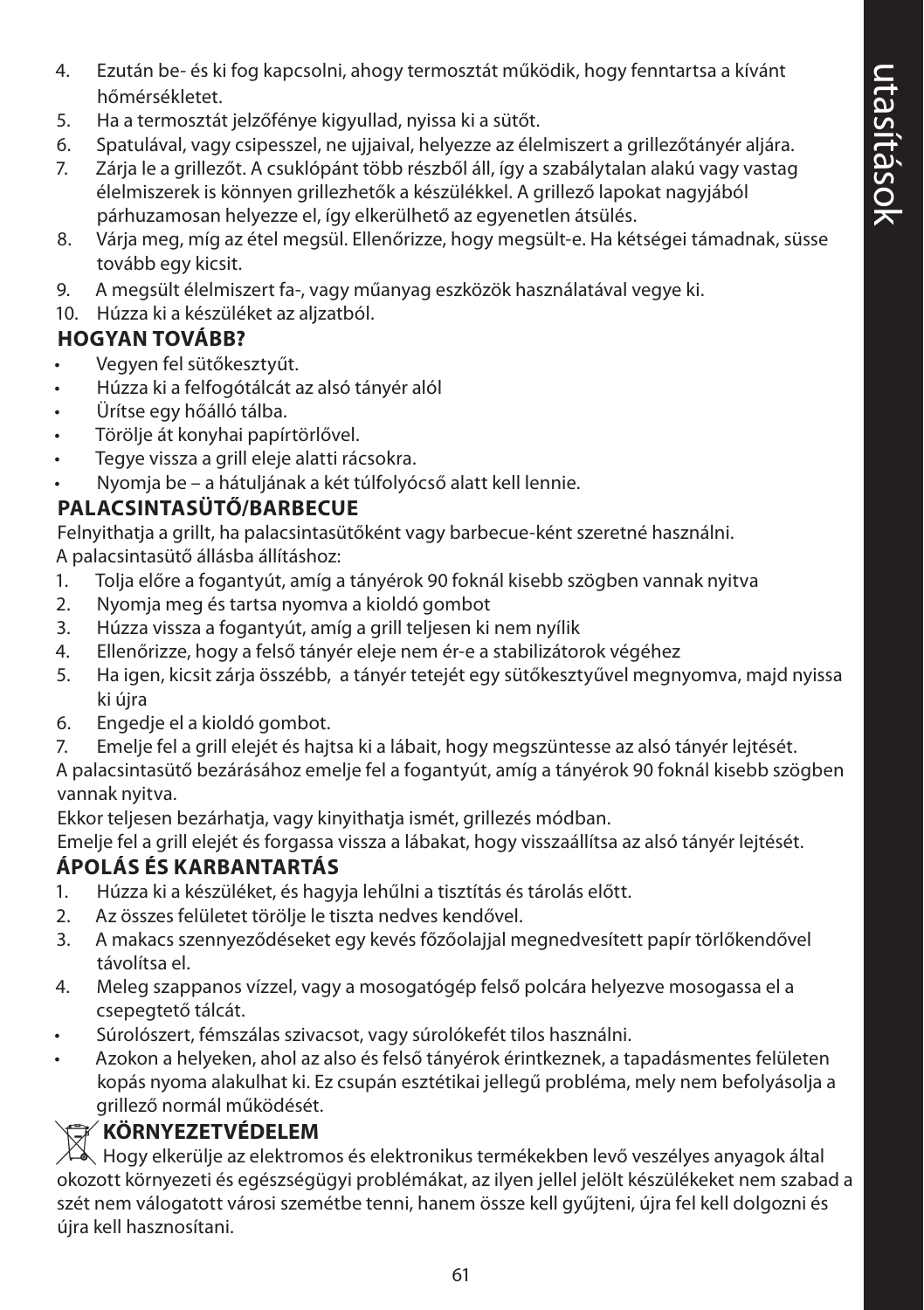4. Ezután be- és ki fog kapcsolni, ahogy termosztát működik, hogy fenntartsa a kívánt hőmérsékletet.
5. Ha a termosztát jelzőfénye kigyullad, nyissa ki a sütőt.
6. Spatulával, vagy csipesszel, ne ujjaival, helyezze az élelmiszert a grillezőtányér aljára.
7. Zárja le a grillezőt. A csuklópánt több részből áll, így a szabálytalan alakú vagy vastag élelmiszerek is könnyen grillezhetők a készülékkel. A grillező lapokat nagyjából párhuzamosan helyezze el, így elkerülhető az egyenetlen átsülés.
8. Várja meg, míg az étel megsül. Ellenőrizze, hogy megsült-e. Ha kétségei támadnak, süsse tovább egy kicsit.
9. A megsült élelmiszert fa-, vagy műanyag eszközök használatával vegye ki.
10. Húzza ki a készüléket az aljzatból.

## HOGYAN TOVÁBB?

- Vegyen fel sütőkesztyűt.
- Húzza ki a felfogótálcát az alsó tányér alól
- Ürítse egy hőálló tálba.
- Törölje át konyhai papírtörlővel.
- Tegye vissza a grill eleje alatti rácsokra.
- Nyomja be – a hátuljának a két túlfolyócső alatt kell lennie.

## PALACSINTASÜTŐ/BARBECUE

Felnyithatja a grillt, ha palacsintasütőként vagy barbecue-ként szeretné használni.
A palacsintasütő állásba állításhoz:

1. Tolja előre a fogantyút, amíg a tányérok 90 foknál kisebb szögben vannak nyitva
2. Nyomja meg és tartsa nyomva a kioldó gombot
3. Húzza vissza a fogantyút, amíg a grill teljesen ki nem nyílik
4. Ellenőrizze, hogy a felső tányér eleje nem ér-e a stabilizátorok végéhez
5. Ha igen, kicsit zárja összébb, a tányér tetejét egy sütőkesztyűvel megnyomva, majd nyissa ki újra
6. Engedje el a kioldó gombot.
7. Emelje fel a grill elejét és hajtsa ki a lábait, hogy megszüntesse az alsó tányér lejtését.

A palacsintasütő bezárásához emelje fel a fogantyút, amíg a tányérok 90 foknál kisebb szögben vannak nyitva.

Ekkor teljesen bezárhatja, vagy kinyithatja ismét, grillezés módban.

Emelje fel a grill elejét és forgassa vissza a lábakat, hogy visszaállítsa az alsó tányér lejtését.

## ÁPOLÁS ÉS KARBANTARTÁS

1. Húzza ki a készüléket, és hagyja lehűlni a tisztítás és tárolás előtt.
2. Az összes felületet törölje le tiszta nedves kendővel.
3. A makacs szennyeződéseket egy kevés főzőolajjal megnedvesített papír törlőkendővel távolítsa el.
4. Meleg szappanos vízzel, vagy a mosogatógép felső polcára helyezve mosogassa el a csepegtető tálcát.

- Súrolószert, fémszálas szivacsot, vagy súrolókefét tilos használni.
- Azokon a helyeken, ahol az also és felső tányérok érintkeznek, a tapadásmentes felületen kopás nyoma alakulhat ki. Ez csupán esztétikai jellegű probléma, mely nem befolyásolja a grillező normál működését.

## KÖRNYEZETVÉDELEM

Hogy elkerülje az elektromos és elektronikus termékekben levő veszélyes anyagok által okozott környezeti és egészségügyi problémákat, az ilyen jellel jelölt készülékeket nem szabad a szét nem válogatott városi szemétbe tenni, hanem össze kell gyűjteni, újra fel kell dolgozni és újra kell hasznosítani.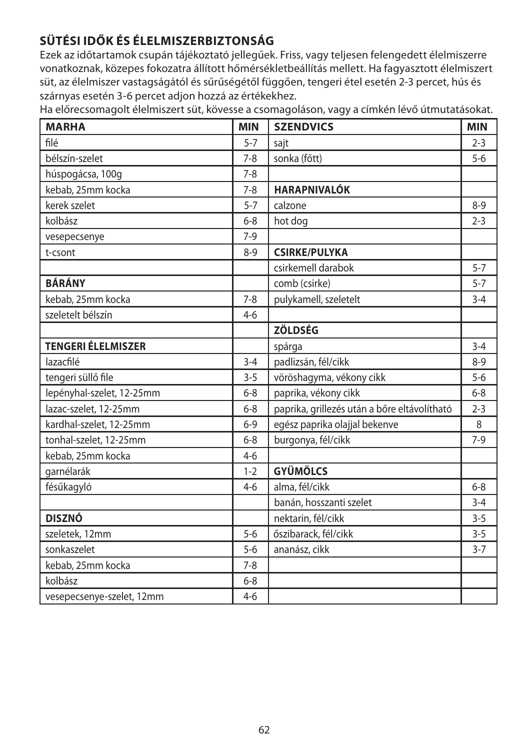## SÜTÉSI IDŐK ÉS ÉLELMISZERBIZTONSÁG

Ezek az időtartamok csupán tájékoztató jellegűek. Friss, vagy teljesen felengedett élelmiszerre vonatkoznak, közepes fokozatra állított hőmérsékletbeállítás mellett. Ha fagyasztott élelmiszert süt, az élelmiszer vastagságától és sűrűségétől függően, tengeri étel esetén 2-3 percet, hús és szárnyas esetén 3-6 percet adjon hozzá az értékekhez.

Ha előrecsomagolt élelmiszert süt, kövesse a csomagoláson, vagy a címkén lévő útmutatásokat.

| MARHA | MIN | SZENDVICS | MIN |
|---|---|---|---|
| filé | 5-7 | sajt | 2-3 |
| bélszín-szelet | 7-8 | sonka (főtt) | 5-6 |
| húspogácsa, 100g | 7-8 | | |
| kebab, 25mm kocka | 7-8 | **HARAPNIVALÓK** | |
| kerek szelet | 5-7 | calzone | 8-9 |
| kolbász | 6-8 | hot dog | 2-3 |
| vesepecsenye | 7-9 | | |
| t-csont | 8-9 | **CSIRKE/PULYKA** | |
| | | csirkemell darabok | 5-7 |
| **BÁRÁNY** | | comb (csirke) | 5-7 |
| kebab, 25mm kocka | 7-8 | pulykamell, szeletelt | 3-4 |
| szeletelt bélszín | 4-6 | | |
| | | **ZÖLDSÉG** | |
| **TENGERI ÉLELMISZER** | | spárga | 3-4 |
| lazacfilé | 3-4 | padlizsán, fél/cikk | 8-9 |
| tengeri süllő file | 3-5 | vöröshagyma, vékony cikk | 5-6 |
| lepényhal-szelet, 12-25mm | 6-8 | paprika, vékony cikk | 6-8 |
| lazac-szelet, 12-25mm | 6-8 | paprika, grillezés után a bőre eltávolítható | 2-3 |
| kardhal-szelet, 12-25mm | 6-9 | egész paprika olajjal bekenve | 8 |
| tonhal-szelet, 12-25mm | 6-8 | burgonya, fél/cikk | 7-9 |
| kebab, 25mm kocka | 4-6 | | |
| garnélarák | 1-2 | **GYÜMÖLCS** | |
| fésűkagyló | 4-6 | alma, fél/cikk | 6-8 |
| | | banán, hosszanti szelet | 3-4 |
| **DISZNÓ** | | nektarin, fél/cikk | 3-5 |
| szeletek, 12mm | 5-6 | őszibarack, fél/cikk | 3-5 |
| sonkaszelet | 5-6 | ananász, cikk | 3-7 |
| kebab, 25mm kocka | 7-8 | | |
| kolbász | 6-8 | | |
| vesepecsenye-szelet, 12mm | 4-6 | | |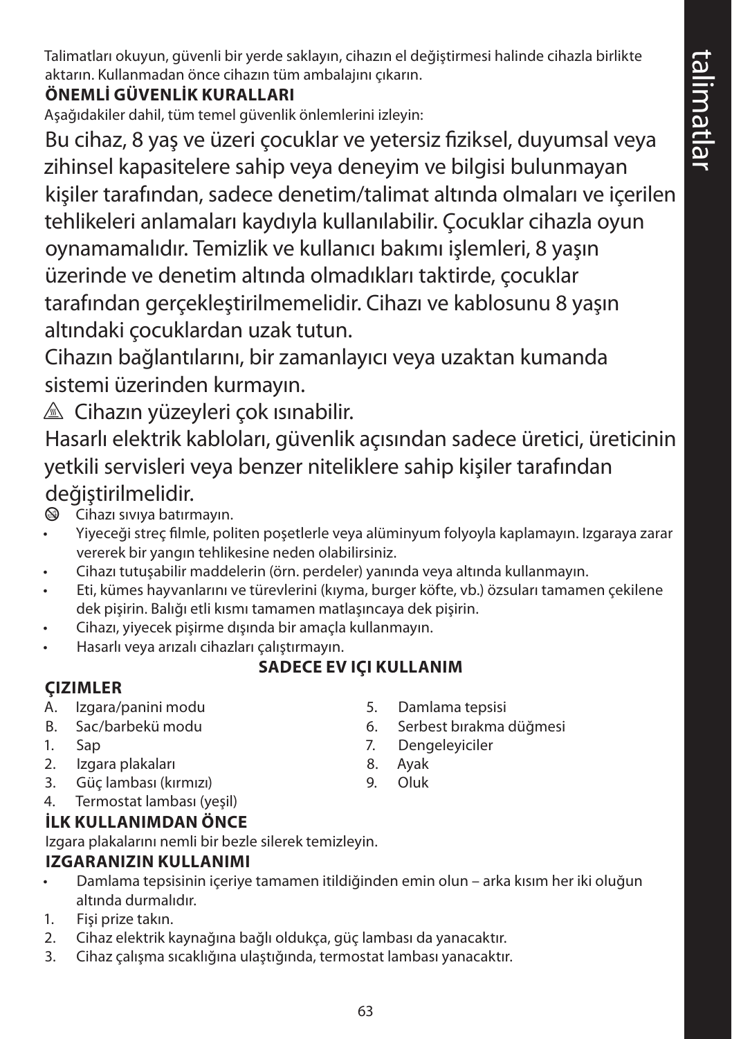Talimatları okuyun, güvenli bir yerde saklayın, cihazın el değiştirmesi halinde cihazla birlikte aktarın. Kullanmadan önce cihazın tüm ambalajını çıkarın.

**ÖNEMLİ GÜVENLİK KURALLARI**

Aşağıdakiler dahil, tüm temel güvenlik önlemlerini izleyin:

Bu cihaz, 8 yaş ve üzeri çocuklar ve yetersiz fiziksel, duyumsal veya zihinsel kapasitelere sahip veya deneyim ve bilgisi bulunmayan kişiler tarafından, sadece denetim/talimat altında olmaları ve içerilen tehlikeleri anlamaları kaydıyla kullanılabilir. Çocuklar cihazla oyun oynamamalıdır. Temizlik ve kullanıcı bakımı işlemleri, 8 yaşın üzerinde ve denetim altında olmadıkları taktirde, çocuklar tarafından gerçekleştirilmemelidir. Cihazı ve kablosunu 8 yaşın altındaki çocuklardan uzak tutun.

Cihazın bağlantılarını, bir zamanlayıcı veya uzaktan kumanda sistemi üzerinden kurmayın.

⚠ Cihazın yüzeyleri çok ısınabilir.

Hasarlı elektrik kabloları, güvenlik açısından sadece üretici, üreticinin yetkili servisleri veya benzer niteliklere sahip kişiler tarafından değiştirilmelidir.

- Cihazı sıvıya batırmayın.
- Yiyeceği streç filmle, politen poşetlerle veya alüminyum folyoyla kaplamayın. Izgaraya zarar vererek bir yangın tehlikesine neden olabilirsiniz.
- Cihazı tutuşabilir maddelerin (örn. perdeler) yanında veya altında kullanmayın.
- Eti, kümes hayvanlarını ve türevlerini (kıyma, burger köfte, vb.) özsuları tamamen çekilene dek pişirin. Balığı etli kısmı tamamen matlaşıncaya dek pişirin.
- Cihazı, yiyecek pişirme dışında bir amaçla kullanmayın.
- Hasarlı veya arızalı cihazları çalıştırmayın.

**SADECE EV IÇI KULLANIM**

**ÇIZIMLER**

A. Izgara/panini modu
B. Sac/barbekü modu
1. Sap
2. Izgara plakaları
3. Güç lambası (kırmızı)
4. Termostat lambası (yeşil)
5. Damlama tepsisi
6. Serbest bırakma düğmesi
7. Dengeleyiciler
8. Ayak
9. Oluk

**İLK KULLANIMDAN ÖNCE**

Izgara plakalarını nemli bir bezle silerek temizleyin.

**IZGARANIZIN KULLANIMI**

- Damlama tepsisinin içeriye tamamen itildiğinden emin olun – arka kısım her iki oluğun altında durmalıdır.

1. Fişi prize takın.
2. Cihaz elektrik kaynağına bağlı oldukça, güç lambası da yanacaktır.
3. Cihaz çalışma sıcaklığına ulaştığında, termostat lambası yanacaktır.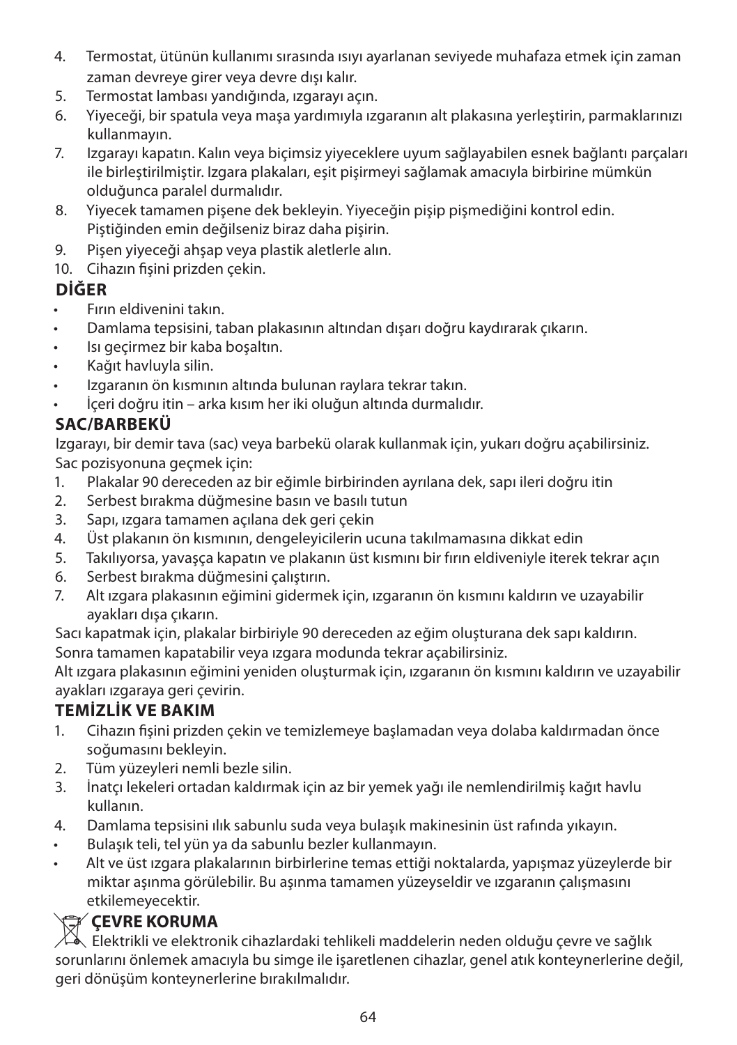4. Termostat, ütünün kullanımı sırasında ısıyı ayarlanan seviyede muhafaza etmek için zaman zaman devreye girer veya devre dışı kalır.
5. Termostat lambası yandığında, ızgarayı açın.
6. Yiyeceği, bir spatula veya maşa yardımıyla ızgaranın alt plakasına yerleştirin, parmaklarınızı kullanmayın.
7. Izgarayı kapatın. Kalın veya biçimsiz yiyeceklere uyum sağlayabilen esnek bağlantı parçaları ile birleştirilmiştir. Izgara plakaları, eşit pişirmeyi sağlamak amacıyla birbirine mümkün olduğunca paralel durmalıdır.
8. Yiyecek tamamen pişene dek bekleyin. Yiyeceğin pişip pişmediğini kontrol edin. Piştiğinden emin değilseniz biraz daha pişirin.
9. Pişen yiyeceği ahşap veya plastik aletlerle alın.
10. Cihazın fişini prizden çekin.

**DİĞER**

- Fırın eldivenini takın.
- Damlama tepsisini, taban plakasının altından dışarı doğru kaydırarak çıkarın.
- Isı geçirmez bir kaba boşaltın.
- Kağıt havluyla silin.
- Izgaranın ön kısmının altında bulunan raylara tekrar takın.
- İçeri doğru itin – arka kısım her iki oluğun altında durmalıdır.

**SAC/BARBEKÜ**

Izgarayı, bir demir tava (sac) veya barbekü olarak kullanmak için, yukarı doğru açabilirsiniz.
Sac pozisyonuna geçmek için:

1. Plakalar 90 dereceden az bir eğimle birbirinden ayrılana dek, sapı ileri doğru itin
2. Serbest bırakma düğmesine basın ve basılı tutun
3. Sapı, ızgara tamamen açılana dek geri çekin
4. Üst plakanın ön kısmının, dengeleyicilerin ucuna takılmamasına dikkat edin
5. Takılıyorsa, yavaşça kapatın ve plakanın üst kısmını bir fırın eldiveniyle iterek tekrar açın
6. Serbest bırakma düğmesini çalıştırın.
7. Alt ızgara plakasının eğimini gidermek için, ızgaranın ön kısmını kaldırın ve uzayabilir ayakları dışa çıkarın.

Sacı kapatmak için, plakalar birbiriyle 90 dereceden az eğim oluşturana dek sapı kaldırın.
Sonra tamamen kapatabilir veya ızgara modunda tekrar açabilirsiniz.
Alt ızgara plakasının eğimini yeniden oluşturmak için, ızgaranın ön kısmını kaldırın ve uzayabilir ayakları ızgaraya geri çevirin.

**TEMİZLİK VE BAKIM**

1. Cihazın fişini prizden çekin ve temizlemeye başlamadan veya dolaba kaldırmadan önce soğumasını bekleyin.
2. Tüm yüzeyleri nemli bezle silin.
3. İnatçı lekeleri ortadan kaldırmak için az bir yemek yağı ile nemlendirilmiş kağıt havlu kullanın.
4. Damlama tepsisini ılık sabunlu suda veya bulaşık makinesinin üst rafında yıkayın.

- Bulaşık teli, tel yün ya da sabunlu bezler kullanmayın.
- Alt ve üst ızgara plakalarının birbirlerine temas ettiği noktalarda, yapışmaz yüzeylerde bir miktar aşınma görülebilir. Bu aşınma tamamen yüzeyseldir ve ızgaranın çalışmasını etkilemeyecektir.

**ÇEVRE KORUMA**

Elektrikli ve elektronik cihazlardaki tehlikeli maddelerin neden olduğu çevre ve sağlık sorunlarını önlemek amacıyla bu simge ile işaretlenen cihazlar, genel atık konteynerlerine değil, geri dönüşüm konteynerlerine bırakılmalıdır.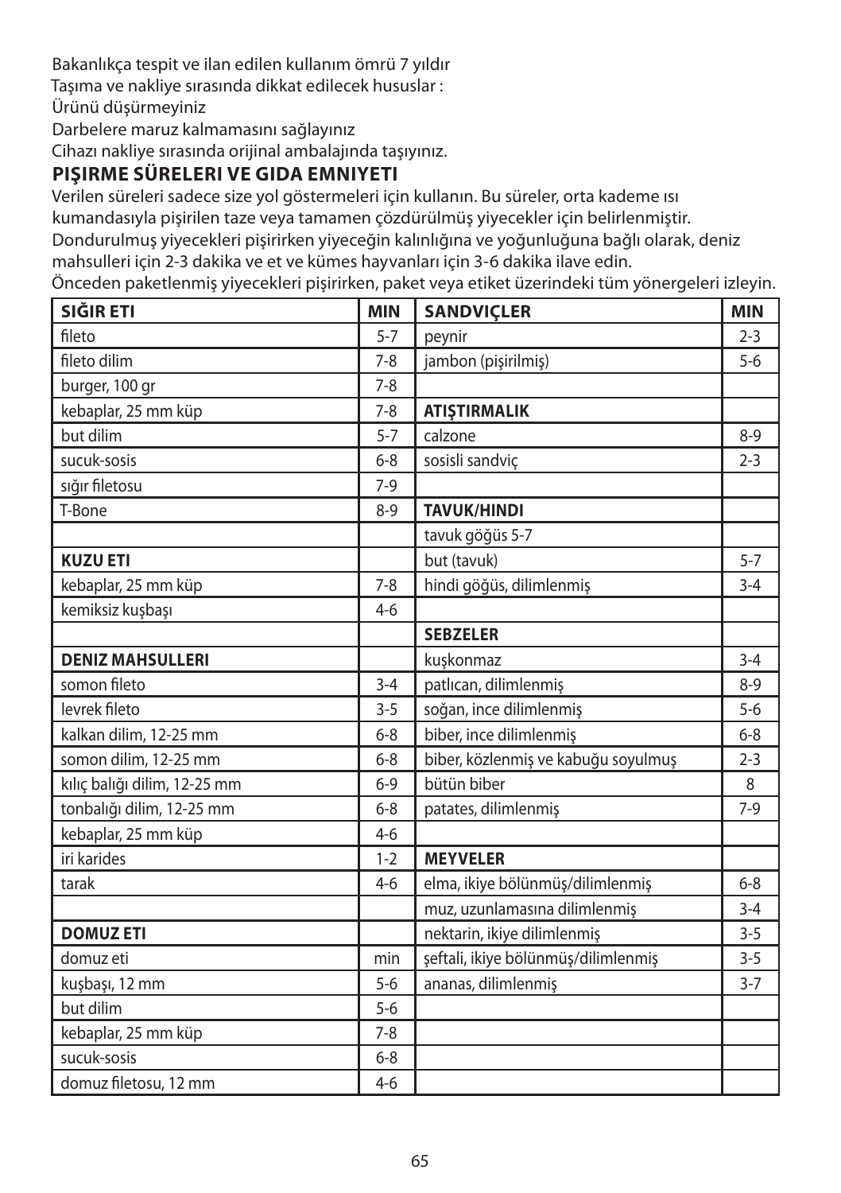Bakanlıkça tespit ve ilan edilen kullanım ömrü 7 yıldır
Taşıma ve nakliye sırasında dikkat edilecek hususlar :
Ürünü düşürmeyiniz
Darbelere maruz kalmamasını sağlayınız
Cihazı nakliye sırasında orijinal ambalajında taşıyınız.

## PIŞIRME SÜRELERI VE GIDA EMNIYETI

Verilen süreleri sadece size yol göstermeleri için kullanın. Bu süreler, orta kademe ısı kumandasıyla pişirilen taze veya tamamen çözdürülmüş yiyecekler için belirlenmiştir. Dondurulmuş yiyecekleri pişirirken yiyeceğin kalınlığına ve yoğunluğuna bağlı olarak, deniz mahsulleri için 2-3 dakika ve et ve kümes hayvanları için 3-6 dakika ilave edin.
Önceden paketlenmiş yiyecekleri pişirirken, paket veya etiket üzerindeki tüm yönergeleri izleyin.

| **SIĞIR ETI** | **MIN** | **SANDVIÇLER** | **MIN** |
|---|---|---|---|
| fileto | 5-7 | peynir | 2-3 |
| fileto dilim | 7-8 | jambon (pişirilmiş) | 5-6 |
| burger, 100 gr | 7-8 | | |
| kebaplar, 25 mm küp | 7-8 | **ATIŞTIRMALIK** | |
| but dilim | 5-7 | calzone | 8-9 |
| sucuk-sosis | 6-8 | sosisli sandviç | 2-3 |
| sığır filetosu | 7-9 | | |
| T-Bone | 8-9 | **TAVUK/HINDI** | |
| | | tavuk göğüs 5-7 | |
| **KUZU ETI** | | but (tavuk) | 5-7 |
| kebaplar, 25 mm küp | 7-8 | hindi göğüs, dilimlenmiş | 3-4 |
| kemiksiz kuşbaşı | 4-6 | | |
| | | **SEBZELER** | |
| **DENIZ MAHSULLERI** | | kuşkonmaz | 3-4 |
| somon fileto | 3-4 | patlıcan, dilimlenmiş | 8-9 |
| levrek fileto | 3-5 | soğan, ince dilimlenmiş | 5-6 |
| kalkan dilim, 12-25 mm | 6-8 | biber, ince dilimlenmiş | 6-8 |
| somon dilim, 12-25 mm | 6-8 | biber, közlenmiş ve kabuğu soyulmuş | 2-3 |
| kılıç balığı dilim, 12-25 mm | 6-9 | bütün biber | 8 |
| tonbalığı dilim, 12-25 mm | 6-8 | patates, dilimlenmiş | 7-9 |
| kebaplar, 25 mm küp | 4-6 | | |
| iri karides | 1-2 | **MEYVELER** | |
| tarak | 4-6 | elma, ikiye bölünmüş/dilimlenmiş | 6-8 |
| | | muz, uzunlamasına dilimlenmiş | 3-4 |
| **DOMUZ ETI** | | nektarin, ikiye dilimlenmiş | 3-5 |
| domuz eti | min | şeftali, ikiye bölünmüş/dilimlenmiş | 3-5 |
| kuşbaşı, 12 mm | 5-6 | ananas, dilimlenmiş | 3-7 |
| but dilim | 5-6 | | |
| kebaplar, 25 mm küp | 7-8 | | |
| sucuk-sosis | 6-8 | | |
| domuz filetosu, 12 mm | 4-6 | | |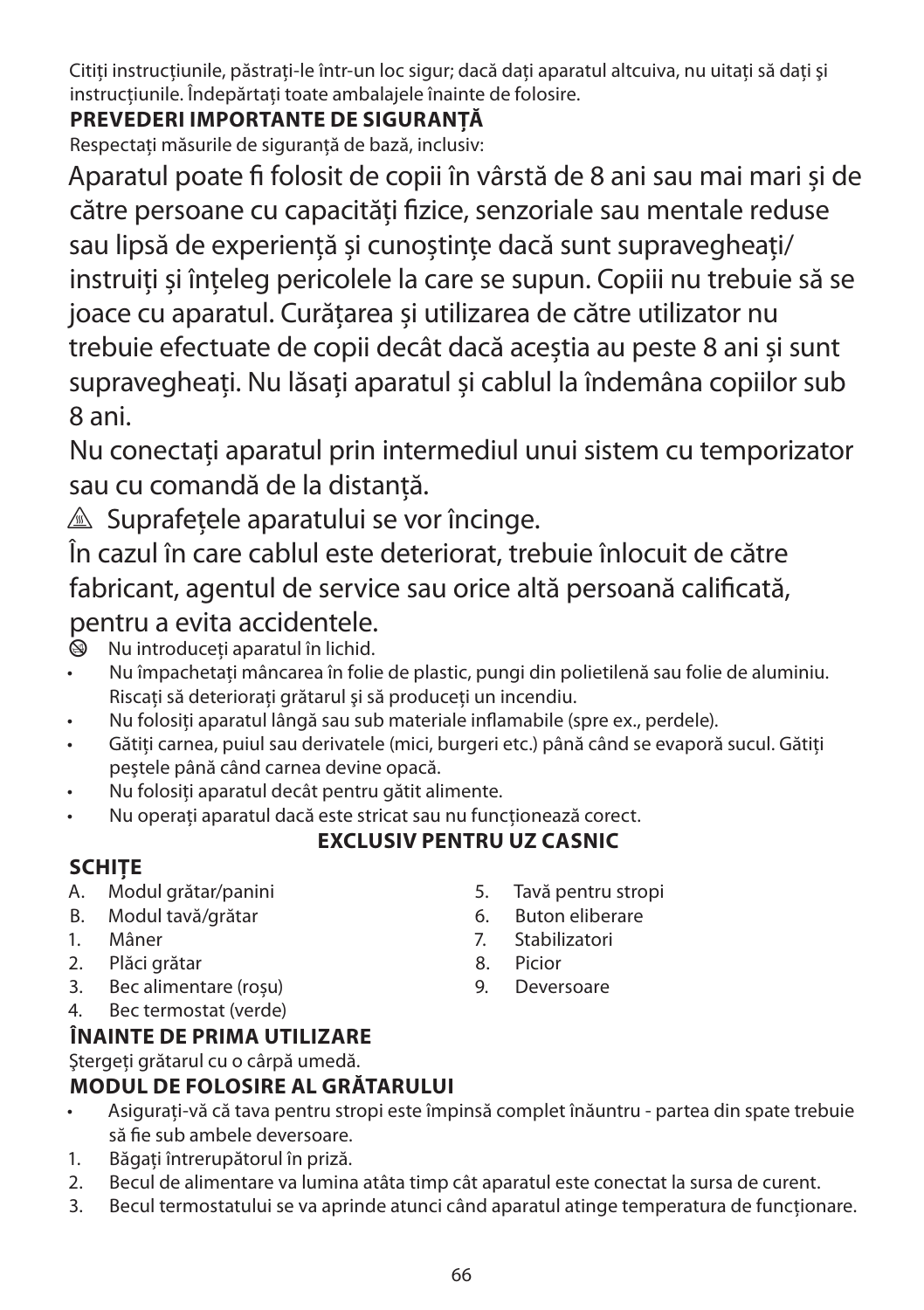Citiţi instrucţiunile, păstraţi-le într-un loc sigur; dacă daţi aparatul altcuiva, nu uitaţi să daţi şi instrucţiunile. Îndepărtaţi toate ambalajele înainte de folosire.

**PREVEDERI IMPORTANTE DE SIGURANŢĂ**

Respectaţi măsurile de siguranţă de bază, inclusiv:

Aparatul poate fi folosit de copii în vârstă de 8 ani sau mai mari și de către persoane cu capacități fizice, senzoriale sau mentale reduse sau lipsă de experiență și cunoștințe dacă sunt supravegheați/ instruiți și înțeleg pericolele la care se supun. Copiii nu trebuie să se joace cu aparatul. Curățarea și utilizarea de către utilizator nu trebuie efectuate de copii decât dacă aceştia au peste 8 ani și sunt supravegheați. Nu lăsați aparatul și cablul la îndemâna copiilor sub 8 ani.

Nu conectaţi aparatul prin intermediul unui sistem cu temporizator sau cu comandă de la distanţă.

⚠ Suprafeţele aparatului se vor încinge.

În cazul în care cablul este deteriorat, trebuie înlocuit de către fabricant, agentul de service sau orice altă persoană calificată, pentru a evita accidentele.

⊗ Nu introduceţi aparatul în lichid.

- Nu împachetaţi mâncarea în folie de plastic, pungi din polietilenă sau folie de aluminiu. Riscaţi să deterioraţi grătarul şi să produceţi un incendiu.
- Nu folosiţi aparatul lângă sau sub materiale inflamabile (spre ex., perdele).
- Gătiţi carnea, puiul sau derivatele (mici, burgeri etc.) până când se evaporă sucul. Gătiţi peştele până când carnea devine opacă.
- Nu folosiţi aparatul decât pentru gătit alimente.
- Nu operaţi aparatul dacă este stricat sau nu funcţionează corect.

**EXCLUSIV PENTRU UZ CASNIC**

**SCHIŢE**

A. Modul grătar/panini
B. Modul tavă/grătar
1. Mâner
2. Plăci grătar
3. Bec alimentare (roşu)
4. Bec termostat (verde)
5. Tavă pentru stropi
6. Buton eliberare
7. Stabilizatori
8. Picior
9. Deversoare

**ÎNAINTE DE PRIMA UTILIZARE**

Ştergeţi grătarul cu o cârpă umedă.

**MODUL DE FOLOSIRE AL GRĂTARULUI**

- Asiguraţi-vă că tava pentru stropi este împinsă complet înăuntru - partea din spate trebuie să fie sub ambele deversoare.

1. Băgaţi întrerupătorul în priză.
2. Becul de alimentare va lumina atâta timp cât aparatul este conectat la sursa de curent.
3. Becul termostatului se va aprinde atunci când aparatul atinge temperatura de funcţionare.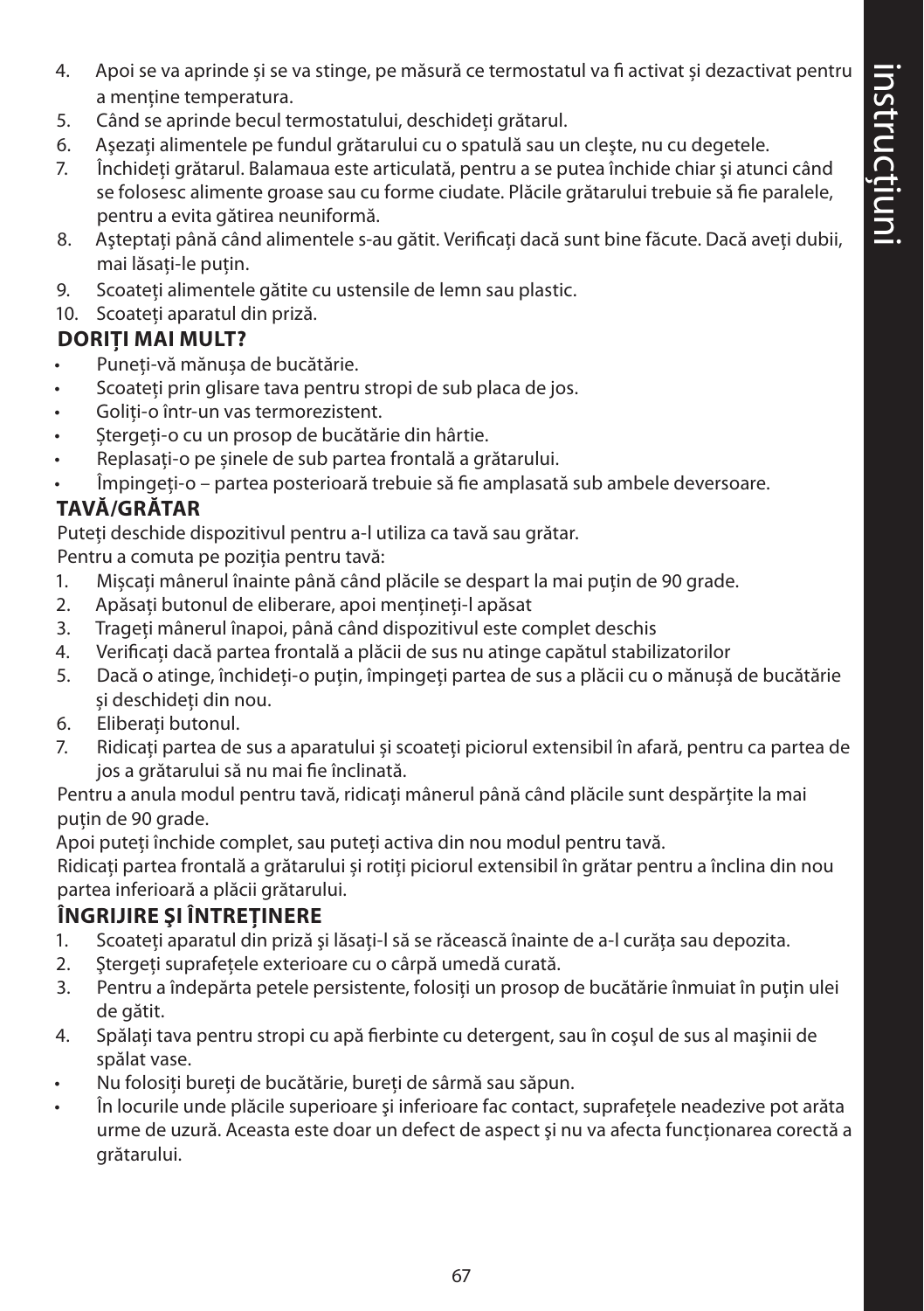4. Apoi se va aprinde și se va stinge, pe măsură ce termostatul va fi activat și dezactivat pentru a menține temperatura.
5. Când se aprinde becul termostatului, deschideți grătarul.
6. Aşezaţi alimentele pe fundul grătarului cu o spatulă sau un cleşte, nu cu degetele.
7. Închideţi grătarul. Balamaua este articulată, pentru a se putea închide chiar şi atunci când se folosesc alimente groase sau cu forme ciudate. Plăcile grătarului trebuie să fie paralele, pentru a evita gătirea neuniformă.
8. Aşteptaţi până când alimentele s-au gătit. Verificați dacă sunt bine făcute. Dacă aveți dubii, mai lăsați-le puțin.
9. Scoateţi alimentele gătite cu ustensile de lemn sau plastic.
10. Scoateţi aparatul din priză.

### DORIȚI MAI MULT?

- Puneți-vă mănușa de bucătărie.
- Scoateți prin glisare tava pentru stropi de sub placa de jos.
- Goliți-o într-un vas termorezistent.
- Ștergeți-o cu un prosop de bucătărie din hârtie.
- Replasați-o pe șinele de sub partea frontală a grătarului.
- Împingeți-o – partea posterioară trebuie să fie amplasată sub ambele deversoare.

### TAVĂ/GRĂTAR

Puteți deschide dispozitivul pentru a-l utiliza ca tavă sau grătar.

Pentru a comuta pe poziția pentru tavă:

1. Mişcaţi mânerul înainte până când plăcile se despart la mai puţin de 90 grade.
2. Apăsaţi butonul de eliberare, apoi menţineţi-l apăsat
3. Trageţi mânerul înapoi, până când dispozitivul este complet deschis
4. Verificaţi dacă partea frontală a plăcii de sus nu atinge capătul stabilizatorilor
5. Dacă o atinge, închideți-o puțin, împingeți partea de sus a plăcii cu o mănușă de bucătărie și deschideți din nou.
6. Eliberați butonul.
7. Ridicaţi partea de sus a aparatului şi scoateţi piciorul extensibil în afară, pentru ca partea de jos a grătarului să nu mai fie înclinată.

Pentru a anula modul pentru tavă, ridicați mânerul până când plăcile sunt despărțite la mai puțin de 90 grade.

Apoi puteți închide complet, sau puteți activa din nou modul pentru tavă.

Ridicaţi partea frontală a grătarului şi rotiţi piciorul extensibil în grătar pentru a înclina din nou partea inferioară a plăcii grătarului.

### ÎNGRIJIRE ŞI ÎNTREŢINERE

1. Scoateţi aparatul din priză şi lăsaţi-l să se răcească înainte de a-l curăţa sau depozita.
2. Ştergeţi suprafeţele exterioare cu o cârpă umedă curată.
3. Pentru a îndepărta petele persistente, folosiţi un prosop de bucătărie înmuiat în puţin ulei de gătit.
4. Spălaţi tava pentru stropi cu apă fierbinte cu detergent, sau în coşul de sus al maşinii de spălat vase.

- Nu folosiţi bureţi de bucătărie, bureţi de sârmă sau săpun.
- În locurile unde plăcile superioare şi inferioare fac contact, suprafeţele neadezive pot arăta urme de uzură. Aceasta este doar un defect de aspect şi nu va afecta funcţionarea corectă a grătarului.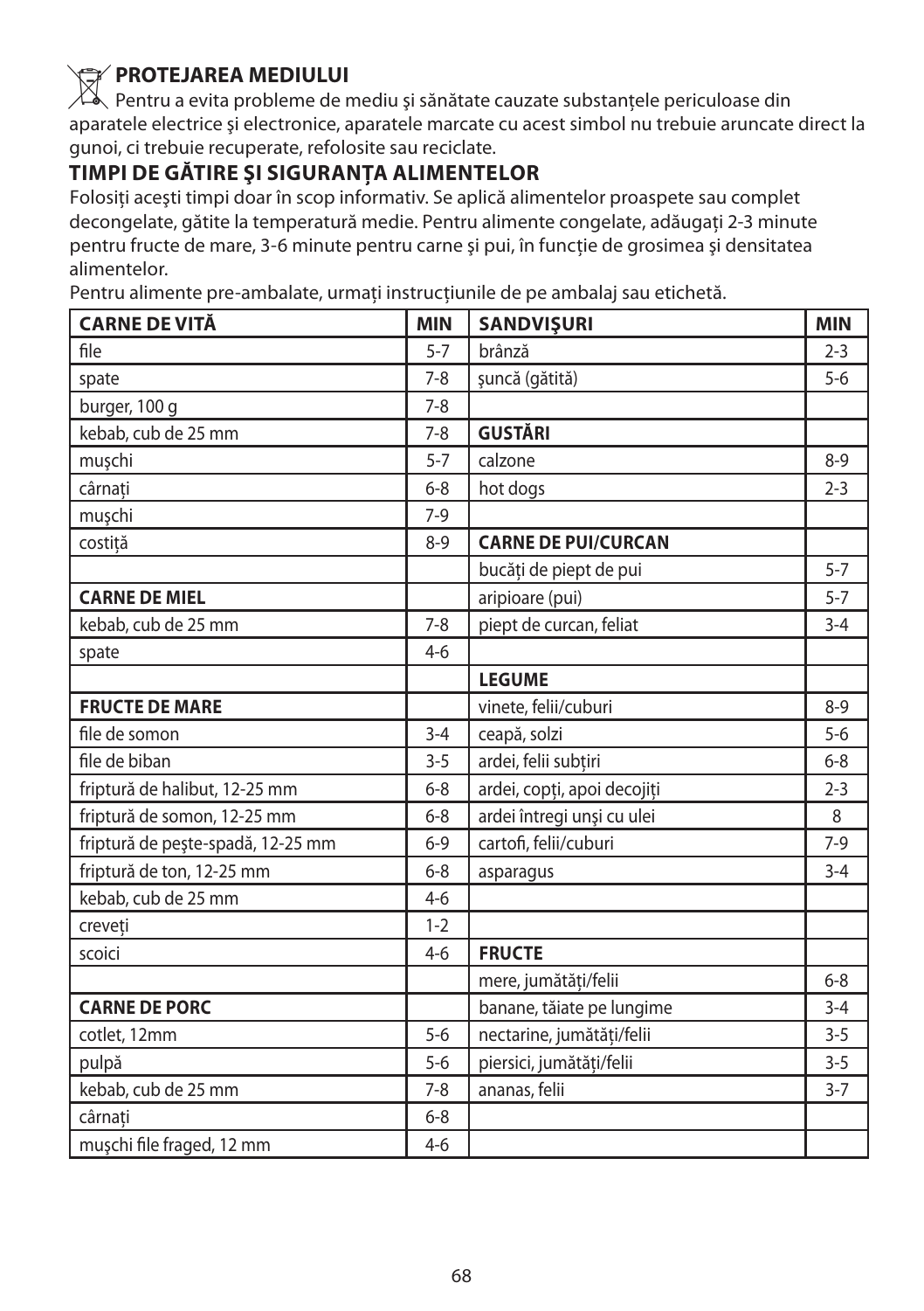## PROTEJAREA MEDIULUI

Pentru a evita probleme de mediu şi sănătate cauzate substanțele periculoase din aparatele electrice şi electronice, aparatele marcate cu acest simbol nu trebuie aruncate direct la gunoi, ci trebuie recuperate, refolosite sau reciclate.

## TIMPI DE GĂTIRE ŞI SIGURANȚA ALIMENTELOR

Folosiți aceşti timpi doar în scop informativ. Se aplică alimentelor proaspete sau complet decongelate, gătite la temperatură medie. Pentru alimente congelate, adăugați 2-3 minute pentru fructe de mare, 3-6 minute pentru carne şi pui, în funcție de grosimea şi densitatea alimentelor.

Pentru alimente pre-ambalate, urmați instrucțiunile de pe ambalaj sau etichetă.

| CARNE DE VITĂ | MIN | SANDVIŞURI | MIN |
|---|---|---|---|
| file | 5-7 | brânză | 2-3 |
| spate | 7-8 | şuncă (gătită) | 5-6 |
| burger, 100 g | 7-8 | | |
| kebab, cub de 25 mm | 7-8 | **GUSTĂRI** | |
| muşchi | 5-7 | calzone | 8-9 |
| cârnați | 6-8 | hot dogs | 2-3 |
| muşchi | 7-9 | | |
| costiță | 8-9 | **CARNE DE PUI/CURCAN** | |
| | | bucăți de piept de pui | 5-7 |
| **CARNE DE MIEL** | | aripioare (pui) | 5-7 |
| kebab, cub de 25 mm | 7-8 | piept de curcan, feliat | 3-4 |
| spate | 4-6 | | |
| | | **LEGUME** | |
| **FRUCTE DE MARE** | | vinete, felii/cuburi | 8-9 |
| file de somon | 3-4 | ceapă, solzi | 5-6 |
| file de biban | 3-5 | ardei, felii subțiri | 6-8 |
| friptură de halibut, 12-25 mm | 6-8 | ardei, copți, apoi decojiți | 2-3 |
| friptură de somon, 12-25 mm | 6-8 | ardei întregi unşi cu ulei | 8 |
| friptură de peşte-spadă, 12-25 mm | 6-9 | cartofi, felii/cuburi | 7-9 |
| friptură de ton, 12-25 mm | 6-8 | asparagus | 3-4 |
| kebab, cub de 25 mm | 4-6 | | |
| creveți | 1-2 | | |
| scoici | 4-6 | **FRUCTE** | |
| | | mere, jumătăți/felii | 6-8 |
| **CARNE DE PORC** | | banane, tăiate pe lungime | 3-4 |
| cotlet, 12mm | 5-6 | nectarine, jumătăți/felii | 3-5 |
| pulpă | 5-6 | piersici, jumătăți/felii | 3-5 |
| kebab, cub de 25 mm | 7-8 | ananas, felii | 3-7 |
| cârnați | 6-8 | | |
| muşchi file fraged, 12 mm | 4-6 | | |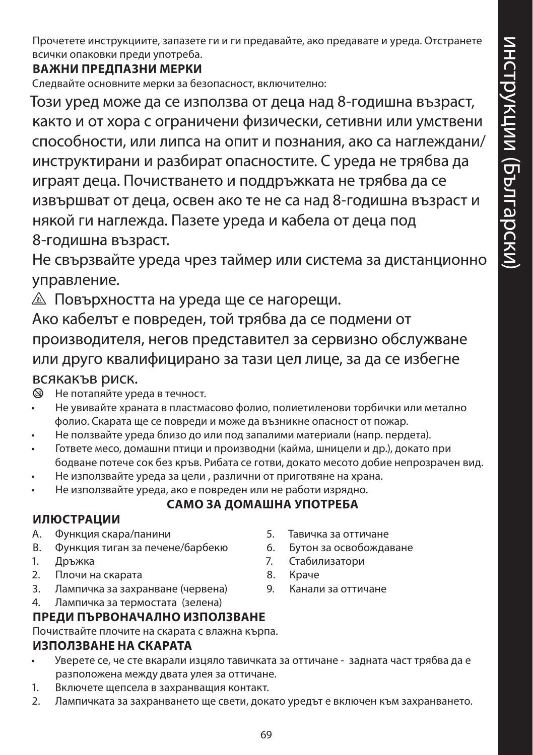Прочетете инструкциите, запазете ги и ги предавайте, ако предавате и уреда. Отстранете всички опаковки преди употреба.

**ВАЖНИ ПРЕДПАЗНИ МЕРКИ**

Следвайте основните мерки за безопасност, включително:

Този уред може да се използва от деца над 8-годишна възраст, както и от хора с ограничени физически, сетивни или умствени способности, или липса на опит и познания, ако са наглеждани/инструктирани и разбират опасностите. С уреда не трябва да играят деца. Почистването и поддръжката не трябва да се извършват от деца, освен ако те не са над 8-годишна възраст и някой ги наглежда. Пазете уреда и кабела от деца под 8-годишна възраст.

Не свързвайте уреда чрез таймер или система за дистанционно управление.

⚠ Повърхността на уреда ще се нагорещи.

Ако кабелът е повреден, той трябва да се подмени от производителя, негов представител за сервизно обслужване или друго квалифицирано за тази цел лице, за да се избегне всякакъв риск.

- Не потапяйте уреда в течност.
- Не увивайте храната в пластмасово фолио, полиетиленови торбички или метално фолио. Скарата ще се повреди и може да възникне опасност от пожар.
- Не ползвайте уреда близо до или под запалими материали (напр. пердета).
- Гответе месо, домашни птици и производни (кайма, шницели и др.), докато при бодване потече сок без кръв. Рибата се готви, докато месото добие непрозрачен вид.
- Не използвайте уреда за цели , различни от приготвяне на храна.
- Не използвайте уреда, ако е повреден или не работи изрядно.

**САМО ЗА ДОМАШНА УПОТРЕБА**

**ИЛЮСТРАЦИИ**

A. Функция скара/панини
B. Функция тиган за печене/барбекю
1. Дръжка
2. Плочи на скарата
3. Лампичка за захранване (червена)
4. Лампичка за термостата (зелена)
5. Тавичка за оттичане
6. Бутон за освобождаване
7. Стабилизатори
8. Краче
9. Канали за оттичане

**ПРЕДИ ПЪРВОНАЧАЛНО ИЗПОЛЗВАНЕ**

Почиствайте плочите на скарата с влажна кърпа.

**ИЗПОЛЗВАНЕ НА СКАРАТА**

- Уверете се, че сте вкарали изцяло тавичката за оттичане - задната част трябва да е разположена между двата улея за оттичане.

1. Включете щепсела в захранващия контакт.
2. Лампичката за захранването ще свети, докато уредът е включен към захранването.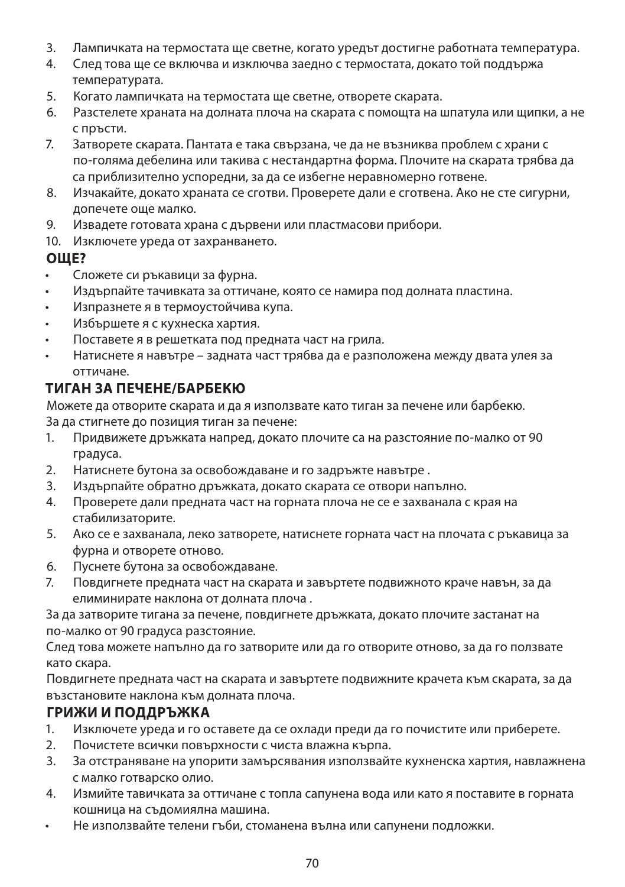3. Лампичката на термостата ще светне, когато уредът достигне работната температура.
4. След това ще се включва и изключва заедно с термостата, докато той поддържа температурата.
5. Когато лампичката на термостата ще светне, отворете скарата.
6. Разстелете храната на долната плоча на скарата с помощта на шпатула или щипки, а не с пръсти.
7. Затворете скарата. Пантата е така свързана, че да не възниква проблем с храни с по-голяма дебелина или такива с нестандартна форма. Плочите на скарата трябва да са приблизително успоредни, за да се избегне неравномерно готвене.
8. Изчакайте, докато храната се сготви. Проверете дали е сготвена. Ако не сте сигурни, допечете още малко.
9. Извадете готовата храна с дървени или пластмасови прибори.
10. Изключете уреда от захранването.

## ОЩЕ?

- Сложете си ръкавици за фурна.
- Издърпайте тачивката за оттичане, която се намира под долната пластина.
- Изпразнете я в термоустойчива купа.
- Избършете я с кухнеска хартия.
- Поставете я в решетката под предната част на грила.
- Натиснете я навътре – задната част трябва да е разположена между двата улея за оттичане.

## ТИГАН ЗА ПЕЧЕНЕ/БАРБЕКЮ

Можете да отворите скарата и да я използвате като тиган за печене или барбекю.
За да стигнете до позиция тиган за печене:

1. Придвижете дръжката напред, докато плочите са на разстояние по-малко от 90 градуса.
2. Натиснете бутона за освобождаване и го задръжте навътре .
3. Издърпайте обратно дръжката, докато скарата се отвори напълно.
4. Проверете дали предната част на горната плоча не се е захванала с края на стабилизаторите.
5. Ако се е захванала, леко затворете, натиснете горната част на плочата с ръкавица за фурна и отворете отново.
6. Пуснете бутона за освобождаване.
7. Повдигнете предната част на скарата и завъртете подвижното краче навън, за да елиминирате наклона от долната плоча .

За да затворите тигана за печене, повдигнете дръжката, докато плочите застанат на по-малко от 90 градуса разстояние.
След това можете напълно да го затворите или да го отворите отново, за да го ползвате като скара.
Повдигнете предната част на скарата и завъртете подвижните крачета към скарата, за да възстановите наклона към долната плоча.

## ГРИЖИ И ПОДДРЪЖКА

1. Изключете уреда и го оставете да се охлади преди да го почистите или приберете.
2. Почистете всички повърхности с чиста влажна кърпа.
3. За отстраняване на упорити замърсявания използвайте кухненска хартия, навлажнена с малко готварско олио.
4. Измийте тавичката за оттичане с топла сапунена вода или като я поставите в горната кошница на съдомиялна машина.

- Не използвайте телени гъби, стоманена вълна или сапунени подложки.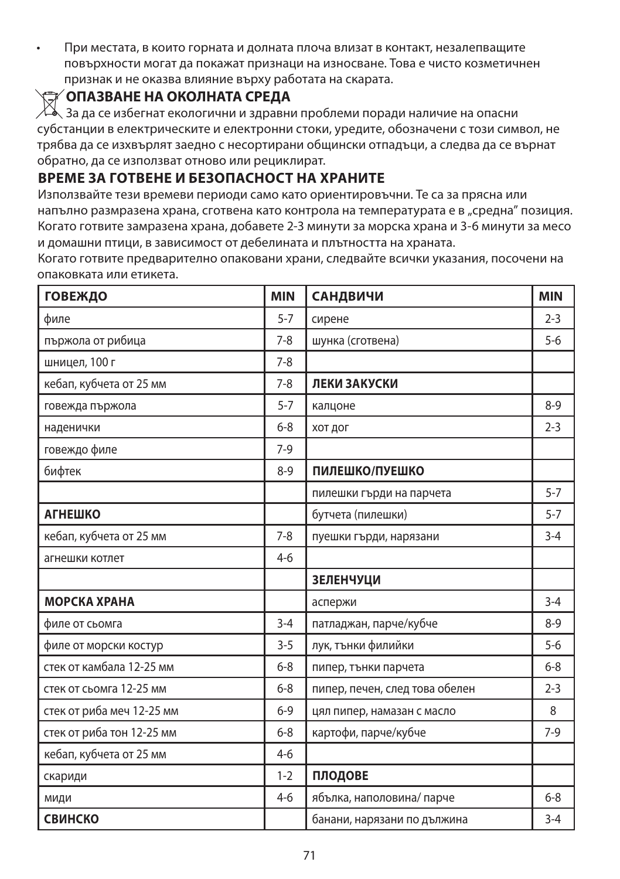- При местата, в които горната и долната плоча влизат в контакт, незалепващите повърхности могат да покажат признаци на износване. Това е чисто козметичнен признак и не оказва влияние върху работата на скарата.

## ОПАЗВАНЕ НА ОКОЛНАТА СРЕДА

За да се избегнат екологични и здравни проблеми поради наличие на опасни субстанции в електрическите и електронни стоки, уредите, обозначени с този символ, не трябва да се изхвърлят заедно с несортирани общински отпадъци, а следва да се върнат обратно, да се използват отново или рециклират.

## ВРЕМЕ ЗА ГОТВЕНЕ И БЕЗОПАСНОСТ НА ХРАНИТЕ

Използвайте тези времеви периоди само като ориентировъчни. Те са за прясна или напълно размразена храна, сготвена като контрола на температурата е в „средна" позиция. Когато готвите замразена храна, добавете 2-3 минути за морска храна и 3-6 минути за месо и домашни птици, в зависимост от дебелината и плътността на храната.

Когато готвите предварително опаковани храни, следвайте всички указания, посочени на опаковката или етикета.

| **ГОВЕЖДО** | **MIN** | **САНДВИЧИ** | **MIN** |
|---|---|---|---|
| филе | 5-7 | сирене | 2-3 |
| пържола от рибица | 7-8 | шунка (сготвена) | 5-6 |
| шницел, 100 г | 7-8 | | |
| кебап, кубчета от 25 мм | 7-8 | **ЛЕКИ ЗАКУСКИ** | |
| говежда пържола | 5-7 | калцоне | 8-9 |
| наденички | 6-8 | хот дог | 2-3 |
| говеждо филе | 7-9 | | |
| бифтек | 8-9 | **ПИЛЕШКО/ПУЕШКО** | |
| | | пилешки гърди на парчета | 5-7 |
| **АГНЕШКО** | | бутчета (пилешки) | 5-7 |
| кебап, кубчета от 25 мм | 7-8 | пуешки гърди, нарязани | 3-4 |
| агнешки котлет | 4-6 | | |
| | | **ЗЕЛЕНЧУЦИ** | |
| **МОРСКА ХРАНА** | | аспержи | 3-4 |
| филе от сьомга | 3-4 | патладжан, парче/кубче | 8-9 |
| филе от морски костур | 3-5 | лук, тънки филийки | 5-6 |
| стек от камбала 12-25 мм | 6-8 | пипер, тънки парчета | 6-8 |
| стек от сьомга 12-25 мм | 6-8 | пипер, печен, след това обелен | 2-3 |
| стек от риба меч 12-25 мм | 6-9 | цял пипер, намазан с масло | 8 |
| стек от риба тон 12-25 мм | 6-8 | картофи, парче/кубче | 7-9 |
| кебап, кубчета от 25 мм | 4-6 | | |
| скариди | 1-2 | **ПЛОДОВЕ** | |
| миди | 4-6 | ябълка, наполовина/ парче | 6-8 |
| **СВИНСКО** | | банани, нарязани по дължина | 3-4 |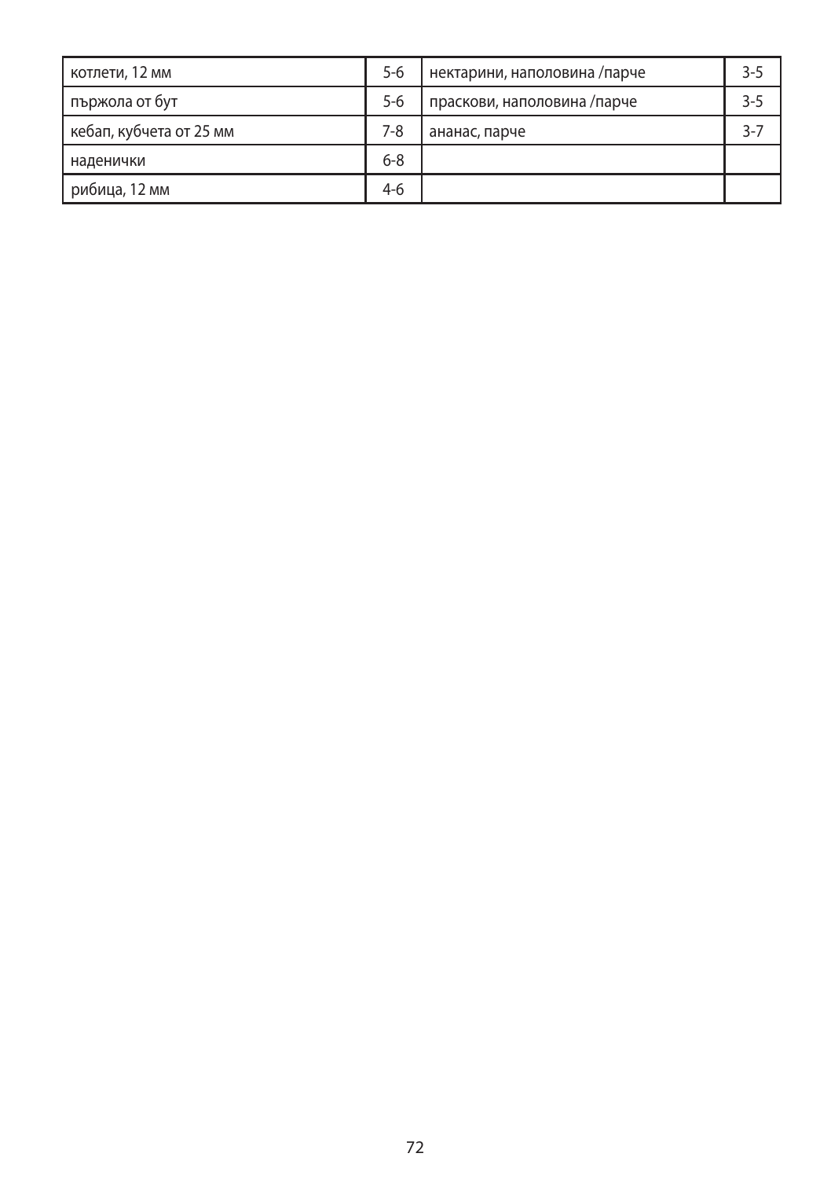| котлети, 12 мм | 5-6 | нектарини, наполовина /парче | 3-5 |
|---|---|---|---|
| пържола от бут | 5-6 | праскови, наполовина /парче | 3-5 |
| кебап, кубчета от 25 мм | 7-8 | ананас, парче | 3-7 |
| наденички | 6-8 | | |
| рибица, 12 мм | 4-6 | | |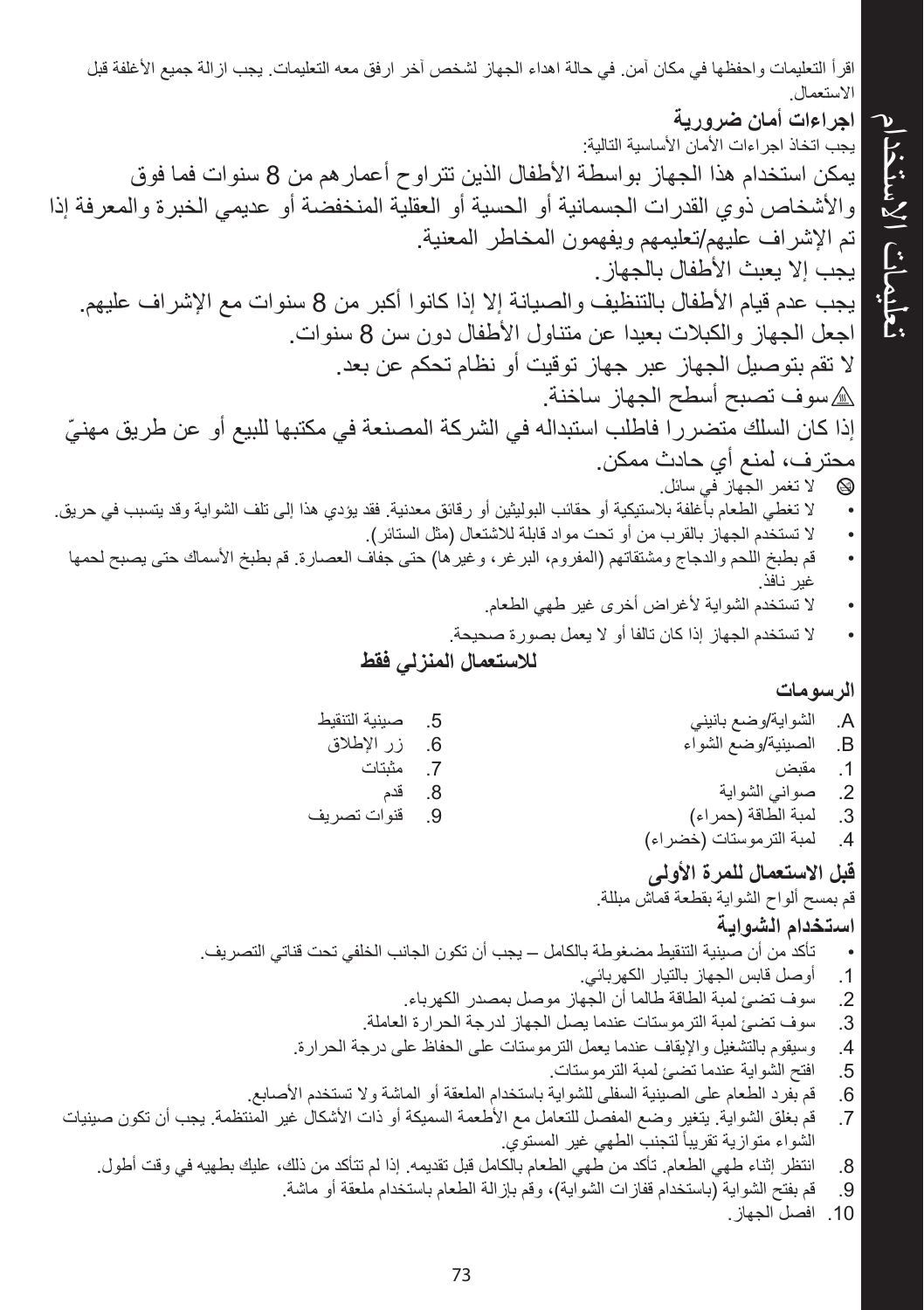اقرأ التعليمات واحفظها في مكان آمن. في حالة اهداء الجهاز لشخص آخر ارفق معه التعليمات. يجب ازالة جميع الأغلفة قبل الاستعمال.

## اجراءات أمان ضرورية

يجب اتخاذ اجراءات الأمان الأساسية التالية:

يمكن استخدام هذا الجهاز بواسطة الأطفال الذين تتراوح أعمارهم من 8 سنوات فما فوق والأشخاص ذوي القدرات الجسمانية أو الحسية أو العقلية المنخفضة أو عديمي الخبرة والمعرفة إذا تم الإشراف عليهم/تعليمهم ويفهمون المخاطر المعنية.

يجب إلا يعبث الأطفال بالجهاز.

يجب عدم قيام الأطفال بالتنظيف والصيانة إلا إذا كانوا أكبر من 8 سنوات مع الإشراف عليهم.

اجعل الجهاز والكبلات بعيدا عن متناول الأطفال دون سن 8 سنوات.

لا تقم بتوصيل الجهاز عبر جهاز توقيت أو نظام تحكم عن بعد.

⚠ سوف تصبح أسطح الجهاز ساخنة.

إذا كان السلك متضررا فاطلب استبداله في الشركة المصنعة في مكتبها للبيع أو عن طريق مهنيّ محترف، لمنع أي حادث ممكن.

⊘ لا تغمر الجهاز في سائل.

- لا تغطي الطعام بأغلفة بلاستيكية أو حقائب البوليثين أو رقائق معدنية. فقد يؤدي هذا إلى تلف الشواية وقد يتسبب في حريق.
- لا تستخدم الجهاز بالقرب من أو تحت مواد قابلة للاشتعال (مثل الستائر).
- قم بطبخ اللحم والدجاج ومشتقاتهم (المفروم، البرغر، وغيرها) حتى جفاف العصارة. قم بطبخ الأسماك حتى يصبح لحمها غير نافذ.
- لا تستخدم الشواية لأغراض أخرى غير طهي الطعام.
- لا تستخدم الجهاز إذا كان تالفا أو لا يعمل بصورة صحيحة.

**للاستعمال المنزلي فقط**

## الرسومات

A. الشواية/وضع بانيني
B. الصينية/وضع الشواء
1. مقبض
2. صواني الشواية
3. لمبة الطاقة (حمراء)
4. لمبة الترموستات (خضراء)
5. صينية التنقيط
6. زر الإطلاق
7. مثبتات
8. قدم
9. قنوات تصريف

## قبل الاستعمال للمرة الأولى

قم بمسح ألواح الشواية بقطعة قماش مبللة.

## استخدام الشواية

- تأكد من أن صينية التنقيط مضغوطة بالكامل – يجب أن تكون الجانب الخلفي تحت قناتي التصريف.

1. أوصل قابس الجهاز بالتيار الكهربائي.
2. سوف تضئ لمبة الطاقة طالما أن الجهاز موصل بمصدر الكهرباء.
3. سوف تضئ لمبة الترموستات عندما يصل الجهاز لدرجة الحرارة العاملة.
4. وسيقوم بالتشغيل والإيقاف عندما يعمل الترموستات على الحفاظ على درجة الحرارة.
5. افتح الشواية عندما تضئ لمبة الترموستات.
6. قم بفرد الطعام على الصينية السفلى للشواية باستخدام الملعقة أو الماشة ولا تستخدم الأصابع.
7. قم بغلق الشواية. يتغير وضع المفصل للتعامل مع الأطعمة السميكة أو ذات الأشكال غير المنتظمة. يجب أن تكون صينيات الشواء متوازية تقريباً لتجنب الطهي غير المستوي.
8. انتظر إثناء طهي الطعام. تأكد من طهي الطعام بالكامل قبل تقديمه. إذا لم تتأكد من ذلك، عليك بطهيه في وقت أطول.
9. قم بفتح الشواية (باستخدام قفازات الشواية)، وقم بإزالة الطعام باستخدام ملعقة أو ماشة.
10. افصل الجهاز.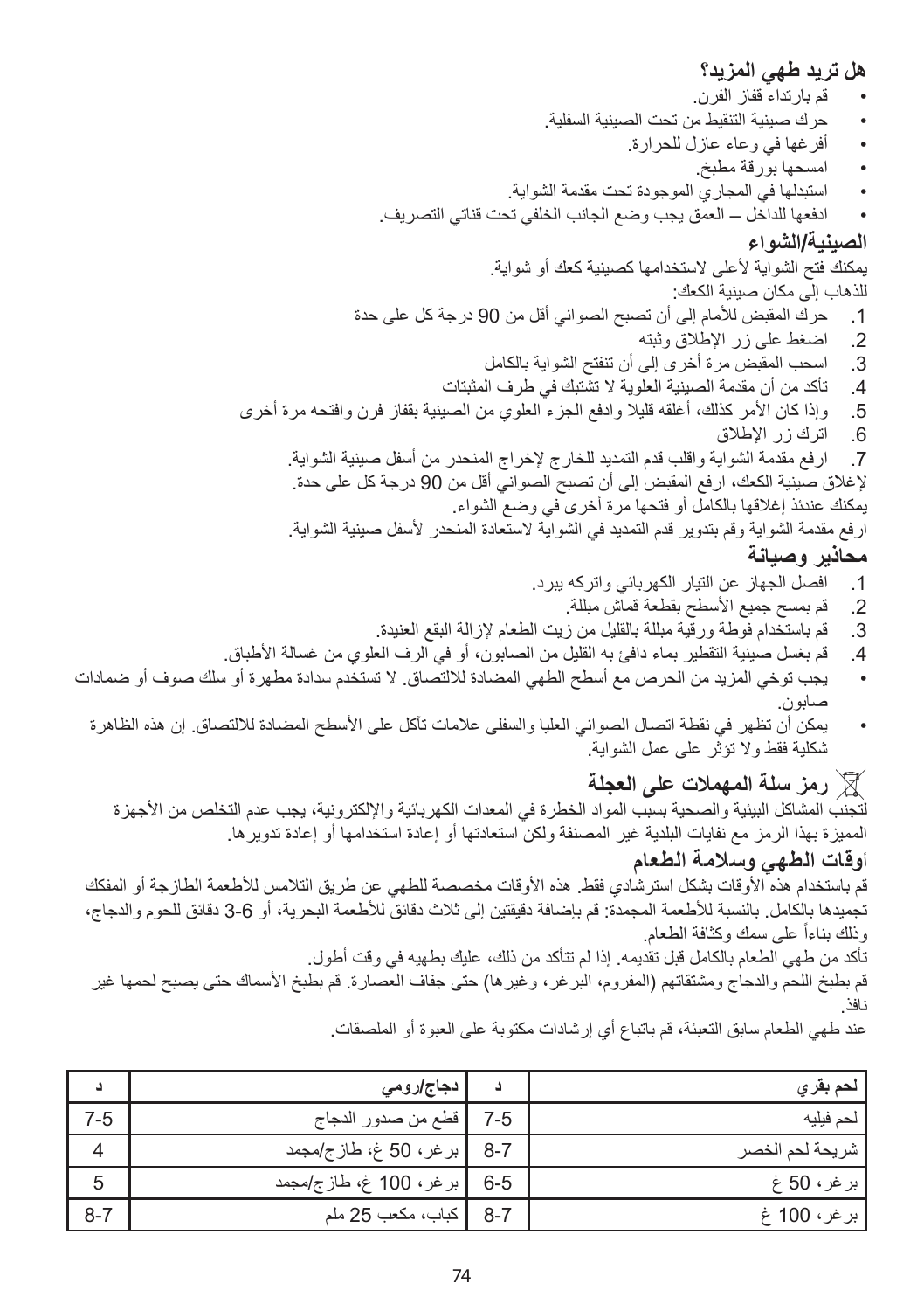### هل تريد طهي المزيد؟

- قم بارتداء قفاز الفرن.
- حرك صينية التنقيط من تحت الصينية السفلية.
- أفرغها في وعاء عازل للحرارة.
- امسحها بورقة مطبخ.
- استبدلها في المجاري الموجودة تحت مقدمة الشواية.
- ادفعها للداخل – العمق يجب وضع الجانب الخلفي تحت قناتي التصريف.

### الصينية/الشواء

يمكنك فتح الشواية لأعلى لاستخدامها كصينية كعك أو شواية.

للذهاب إلى مكان صينية الكعك:

1. حرك المقبض للأمام إلى أن تصبح الصواني أقل من 90 درجة كل على حدة
2. اضغط على زر الإطلاق وثبته
3. اسحب المقبض مرة أخرى إلى أن تنفتح الشواية بالكامل
4. تأكد من أن مقدمة الصينية العلوية لا تشتبك في طرف المثبتات
5. وإذا كان الأمر كذلك، أغلقه قليلا وادفع الجزء العلوي من الصينية بقفاز فرن وافتحه مرة أخرى
6. اترك زر الإطلاق
7. ارفع مقدمة الشواية واقلب قدم التمديد للخارج لإخراج المنحدر من أسفل صينية الشواية.

لإغلاق صينية الكعك، ارفع المقبض إلى أن تصبح الصواني أقل من 90 درجة كل على حدة.

يمكنك عندئذ إغلاقها بالكامل أو فتحها مرة أخرى في وضع الشواء.

ارفع مقدمة الشواية وقم بتدوير قدم التمديد في الشواية لاستعادة المنحدر لأسفل صينية الشواية.

### محاذير وصيانة

1. افصل الجهاز عن التيار الكهربائي واتركه يبرد.
2. قم بمسح جميع الأسطح بقطعة قماش مبللة.
3. قم باستخدام فوطة ورقية مبللة بالقليل من زيت الطعام لإزالة البقع العنيدة.
4. قم بغسل صينية التقطير بماء دافئ به القليل من الصابون، أو في الرف العلوي من غسالة الأطباق.

- يجب توخي المزيد من الحرص مع أسطح الطهي المضادة للالتصاق. لا تستخدم سدادة مطهرة أو سلك صوف أو ضمادات صابون.
- يمكن أن تظهر في نقطة اتصال الصواني العليا والسفلى علامات تآكل على الأسطح المضادة للالتصاق. إن هذه الظاهرة شكلية فقط ولا تؤثر على عمل الشواية.

### رمز سلة المهملات على العجلة

لتجنب المشاكل البيئية والصحية بسبب المواد الخطرة في المعدات الكهربائية والإلكترونية، يجب عدم التخلص من الأجهزة المميزة بهذا الرمز مع نفايات البلدية غير المصنفة ولكن استعادتها أو إعادة استخدامها أو إعادة تدويرها.

### أوقات الطهي وسلامة الطعام

قم باستخدام هذه الأوقات بشكل استرشادي فقط. هذه الأوقات مخصصة للطهي عن طريق التلامس للأطعمة الطازجة أو المفكك تجميدها بالكامل. بالنسبة للأطعمة المجمدة: قم بإضافة دقيقتين إلى ثلاث دقائق للأطعمة البحرية، أو 6-3 دقائق للحوم والدجاج، وذلك بناءاً على سمك وكثافة الطعام.

تأكد من طهي الطعام بالكامل قبل تقديمه. إذا لم تتأكد من ذلك، عليك بطهيه في وقت أطول.

قم بطبخ اللحم والدجاج ومشتقاتهم (المفروم، البرغر، وغيرها) حتى جفاف العصارة. قم بطبخ الأسماك حتى يصبح لحمها غير نافذ.

عند طهي الطعام سابق التعبئة، قم باتباع أي إرشادات مكتوبة على العبوة أو الملصقات.

| لحم بقري | د | دجاج/رومي | د |
|---|---|---|---|
| لحم فيليه | 7-5 | قطع من صدور الدجاج | 7-5 |
| شريحة لحم الخصر | 8-7 | برغر، 50 غ، طازج/مجمد | 4 |
| برغر، 50 غ | 6-5 | برغر، 100 غ، طازج/مجمد | 5 |
| برغر، 100 غ | 8-7 | كباب، مكعب 25 ملم | 8-7 |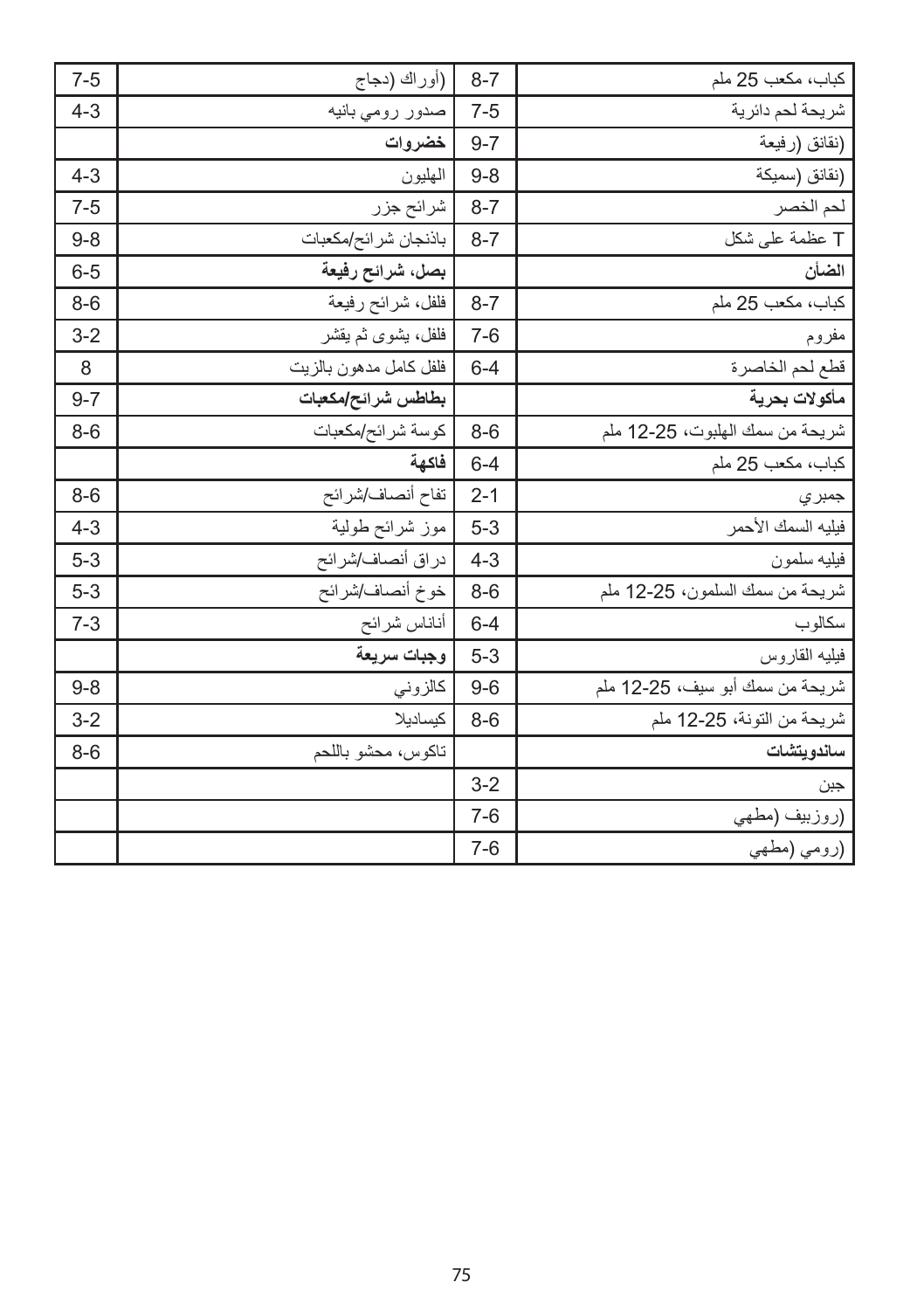| كباب، مكعب 25 ملم | 8-7 | (أوراك (دجاج | 7-5 |
|---|---|---|---|
| شريحة لحم دائرية | 7-5 | صدور رومي بانيه | 4-3 |
| (نقانق (رفيعة | 9-7 | **خضروات** | |
| (نقانق (سميكة | 9-8 | الهليون | 4-3 |
| لحم الخصر | 8-7 | شرائح جزر | 7-5 |
| T عظمة على شكل | 8-7 | باذنجان شرائح/مكعبات | 9-8 |
| **الضأن** | | **بصل، شرائح رفيعة** | 6-5 |
| كباب، مكعب 25 ملم | 8-7 | فلفل، شرائح رفيعة | 8-6 |
| مفروم | 7-6 | فلفل، يشوى ثم يقشر | 3-2 |
| قطع لحم الخاصرة | 6-4 | فلفل كامل مدهون بالزيت | 8 |
| **مأكولات بحرية** | | **بطاطس شرائح/مكعبات** | 9-7 |
| شريحة من سمك الهلبوت، 25-12 ملم | 8-6 | كوسة شرائح/مكعبات | 8-6 |
| كباب، مكعب 25 ملم | 6-4 | **فاكهة** | |
| جمبري | 2-1 | تفاح أنصاف/شرائح | 8-6 |
| فيليه السمك الأحمر | 5-3 | موز شرائح طولية | 4-3 |
| فيليه سلمون | 4-3 | دراق أنصاف/شرائح | 5-3 |
| شريحة من سمك السلمون، 25-12 ملم | 8-6 | خوخ أنصاف/شرائح | 5-3 |
| سكالوب | 6-4 | أناناس شرائح | 7-3 |
| فيليه القاروس | 5-3 | **وجبات سريعة** | |
| شريحة من سمك أبو سيف، 25-12 ملم | 9-6 | كالزوني | 9-8 |
| شريحة من التونة، 25-12 ملم | 8-6 | كيساديلا | 3-2 |
| **ساندويتشات** | | تاكوس، محشو باللحم | 8-6 |
| جبن | 3-2 | | |
| (روزبيف (مطهي | 7-6 | | |
| (رومي (مطهي | 7-6 | | |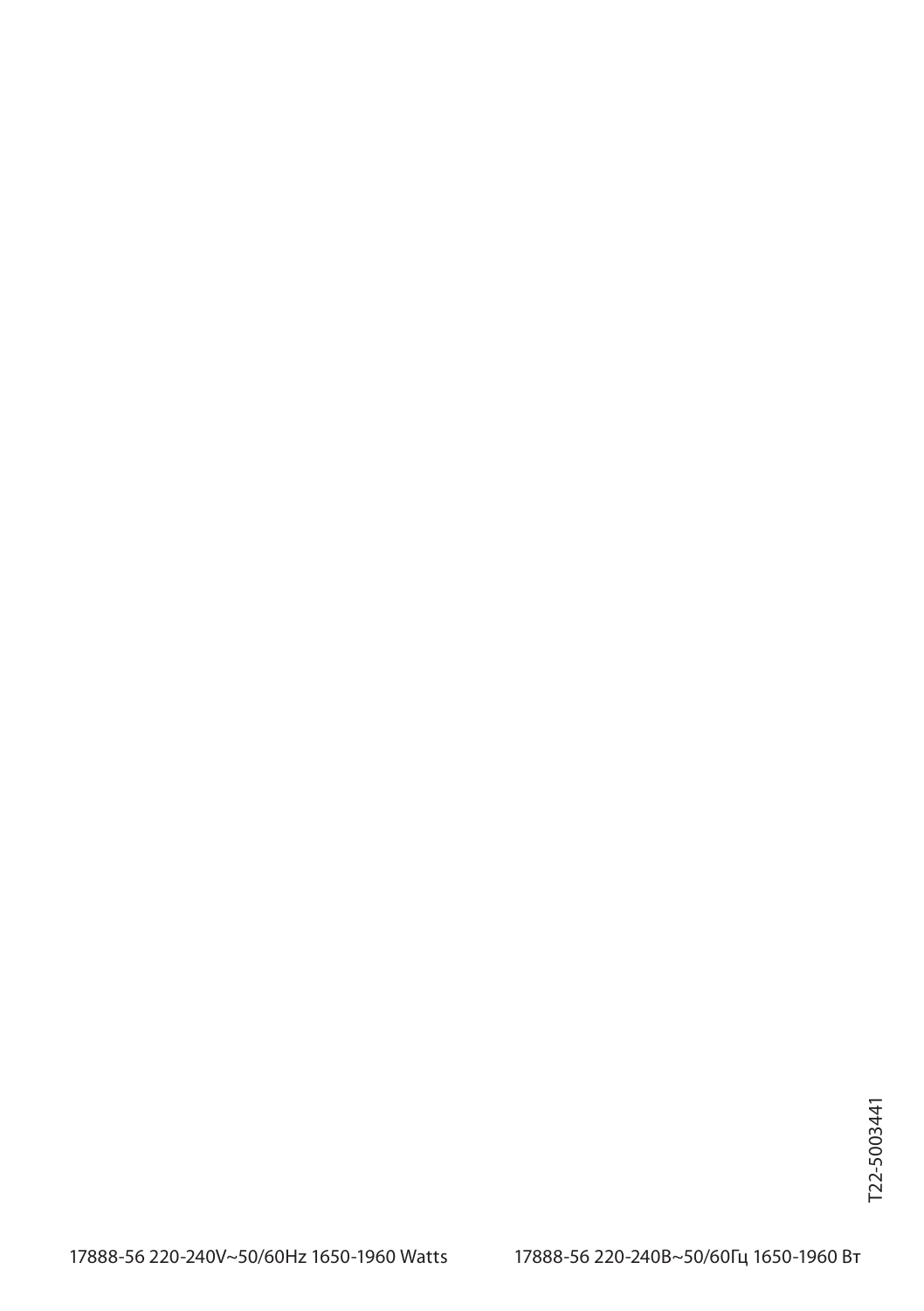T22-5003441

17888-56 220-240V~50/60Hz 1650-1960 Watts

17888-56 220-240В~50/60Гц 1650-1960 Вт